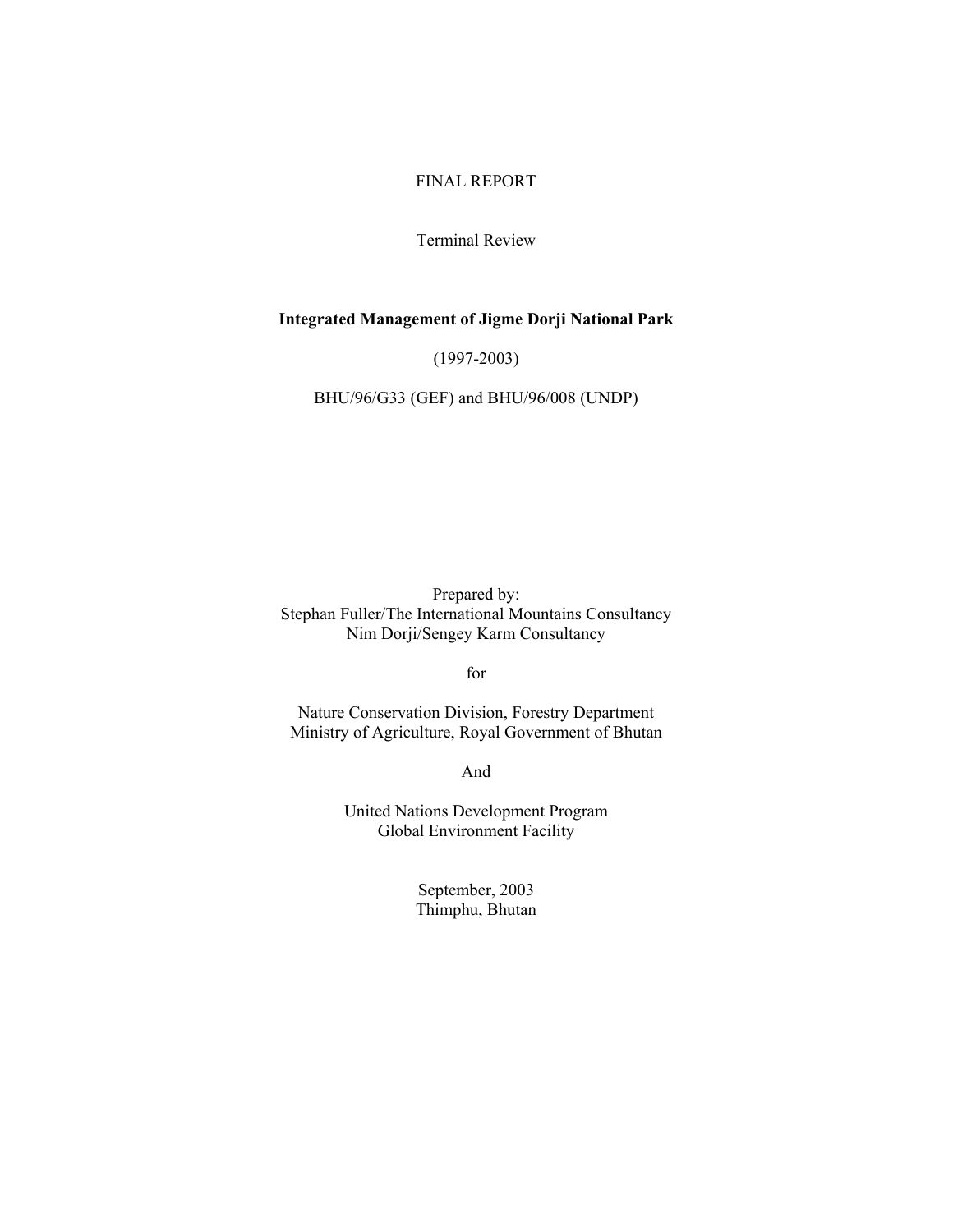FINAL REPORT

Terminal Review

# Integrated Management of Jigme Dorji National Park

(1997-2003)

BHU/96/G33 (GEF) and BHU/96/008 (UNDP)

Prepared by:
Stephan Fuller/The International Mountains Consultancy
Nim Dorji/Sengey Karm Consultancy

for

Nature Conservation Division, Forestry Department
Ministry of Agriculture, Royal Government of Bhutan

And

United Nations Development Program
Global Environment Facility

September, 2003
Thimphu, Bhutan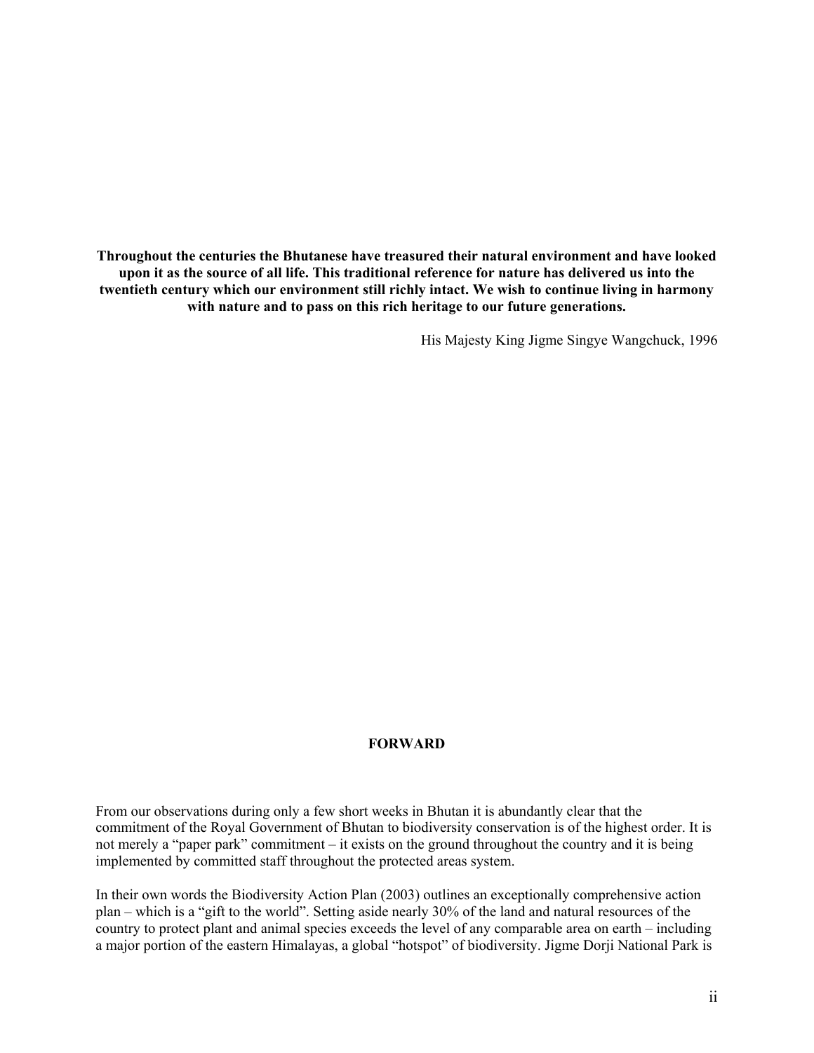**Throughout the centuries the Bhutanese have treasured their natural environment and have looked upon it as the source of all life. This traditional reference for nature has delivered us into the twentieth century which our environment still richly intact. We wish to continue living in harmony with nature and to pass on this rich heritage to our future generations.**

His Majesty King Jigme Singye Wangchuck, 1996

## FORWARD

From our observations during only a few short weeks in Bhutan it is abundantly clear that the commitment of the Royal Government of Bhutan to biodiversity conservation is of the highest order. It is not merely a "paper park" commitment – it exists on the ground throughout the country and it is being implemented by committed staff throughout the protected areas system.

In their own words the Biodiversity Action Plan (2003) outlines an exceptionally comprehensive action plan – which is a "gift to the world". Setting aside nearly 30% of the land and natural resources of the country to protect plant and animal species exceeds the level of any comparable area on earth – including a major portion of the eastern Himalayas, a global "hotspot" of biodiversity. Jigme Dorji National Park is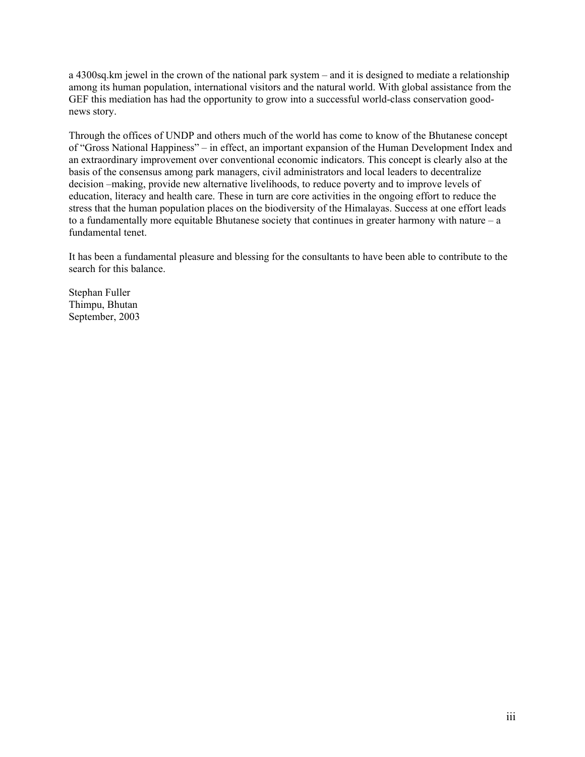a 4300sq.km jewel in the crown of the national park system – and it is designed to mediate a relationship among its human population, international visitors and the natural world. With global assistance from the GEF this mediation has had the opportunity to grow into a successful world-class conservation good-news story.

Through the offices of UNDP and others much of the world has come to know of the Bhutanese concept of "Gross National Happiness" – in effect, an important expansion of the Human Development Index and an extraordinary improvement over conventional economic indicators. This concept is clearly also at the basis of the consensus among park managers, civil administrators and local leaders to decentralize decision –making, provide new alternative livelihoods, to reduce poverty and to improve levels of education, literacy and health care. These in turn are core activities in the ongoing effort to reduce the stress that the human population places on the biodiversity of the Himalayas. Success at one effort leads to a fundamentally more equitable Bhutanese society that continues in greater harmony with nature – a fundamental tenet.

It has been a fundamental pleasure and blessing for the consultants to have been able to contribute to the search for this balance.

Stephan Fuller
Thimpu, Bhutan
September, 2003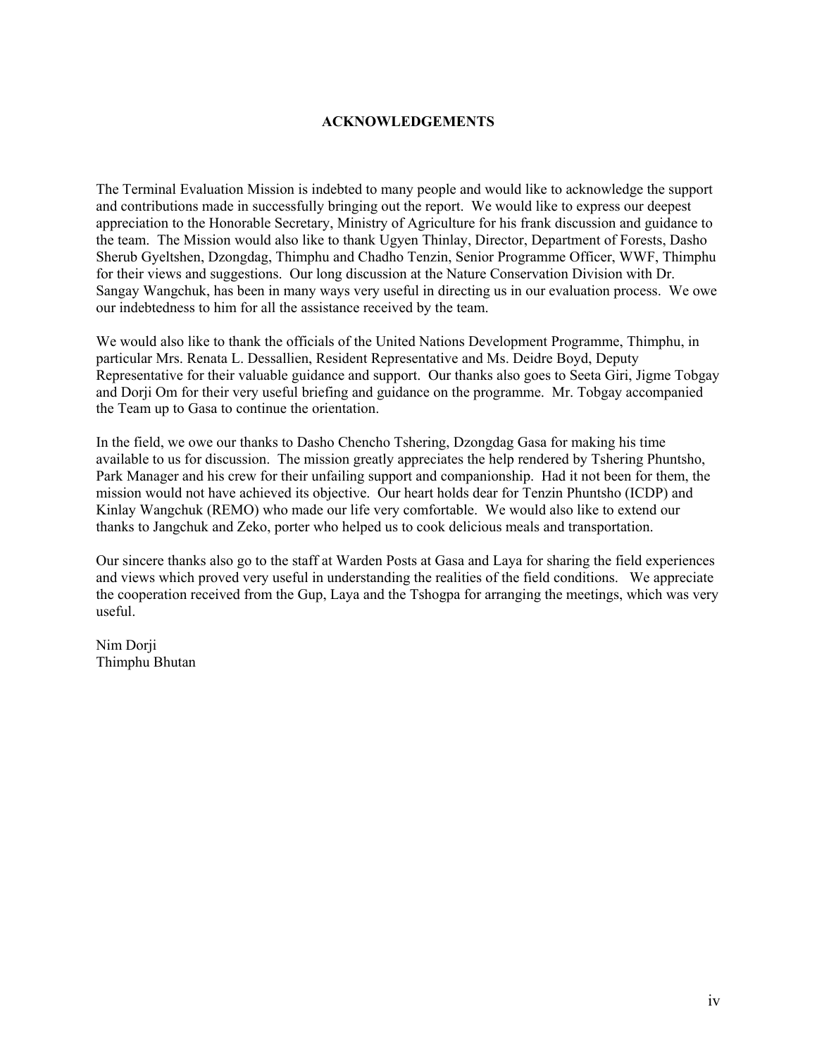# ACKNOWLEDGEMENTS

The Terminal Evaluation Mission is indebted to many people and would like to acknowledge the support and contributions made in successfully bringing out the report. We would like to express our deepest appreciation to the Honorable Secretary, Ministry of Agriculture for his frank discussion and guidance to the team. The Mission would also like to thank Ugyen Thinlay, Director, Department of Forests, Dasho Sherub Gyeltshen, Dzongdag, Thimphu and Chadho Tenzin, Senior Programme Officer, WWF, Thimphu for their views and suggestions. Our long discussion at the Nature Conservation Division with Dr. Sangay Wangchuk, has been in many ways very useful in directing us in our evaluation process. We owe our indebtedness to him for all the assistance received by the team.

We would also like to thank the officials of the United Nations Development Programme, Thimphu, in particular Mrs. Renata L. Dessallien, Resident Representative and Ms. Deidre Boyd, Deputy Representative for their valuable guidance and support. Our thanks also goes to Seeta Giri, Jigme Tobgay and Dorji Om for their very useful briefing and guidance on the programme. Mr. Tobgay accompanied the Team up to Gasa to continue the orientation.

In the field, we owe our thanks to Dasho Chencho Tshering, Dzongdag Gasa for making his time available to us for discussion. The mission greatly appreciates the help rendered by Tshering Phuntsho, Park Manager and his crew for their unfailing support and companionship. Had it not been for them, the mission would not have achieved its objective. Our heart holds dear for Tenzin Phuntsho (ICDP) and Kinlay Wangchuk (REMO) who made our life very comfortable. We would also like to extend our thanks to Jangchuk and Zeko, porter who helped us to cook delicious meals and transportation.

Our sincere thanks also go to the staff at Warden Posts at Gasa and Laya for sharing the field experiences and views which proved very useful in understanding the realities of the field conditions. We appreciate the cooperation received from the Gup, Laya and the Tshogpa for arranging the meetings, which was very useful.

Nim Dorji
Thimphu Bhutan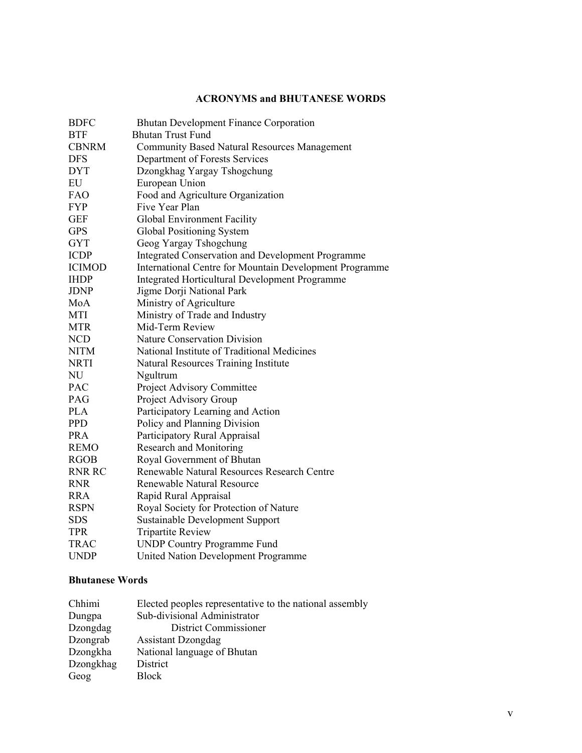## ACRONYMS and BHUTANESE WORDS

| | |
|---|---|
| BDFC | Bhutan Development Finance Corporation |
| BTF | Bhutan Trust Fund |
| CBNRM | Community Based Natural Resources Management |
| DFS | Department of Forests Services |
| DYT | Dzongkhag Yargay Tshogchung |
| EU | European Union |
| FAO | Food and Agriculture Organization |
| FYP | Five Year Plan |
| GEF | Global Environment Facility |
| GPS | Global Positioning System |
| GYT | Geog Yargay Tshogchung |
| ICDP | Integrated Conservation and Development Programme |
| ICIMOD | International Centre for Mountain Development Programme |
| IHDP | Integrated Horticultural Development Programme |
| JDNP | Jigme Dorji National Park |
| MoA | Ministry of Agriculture |
| MTI | Ministry of Trade and Industry |
| MTR | Mid-Term Review |
| NCD | Nature Conservation Division |
| NITM | National Institute of Traditional Medicines |
| NRTI | Natural Resources Training Institute |
| NU | Ngultrum |
| PAC | Project Advisory Committee |
| PAG | Project Advisory Group |
| PLA | Participatory Learning and Action |
| PPD | Policy and Planning Division |
| PRA | Participatory Rural Appraisal |
| REMO | Research and Monitoring |
| RGOB | Royal Government of Bhutan |
| RNR RC | Renewable Natural Resources Research Centre |
| RNR | Renewable Natural Resource |
| RRA | Rapid Rural Appraisal |
| RSPN | Royal Society for Protection of Nature |
| SDS | Sustainable Development Support |
| TPR | Tripartite Review |
| TRAC | UNDP Country Programme Fund |
| UNDP | United Nation Development Programme |

### Bhutanese Words

| | |
|---|---|
| Chhimi | Elected peoples representative to the national assembly |
| Dungpa | Sub-divisional Administrator |
| Dzongdag | District Commissioner |
| Dzongrab | Assistant Dzongdag |
| Dzongkha | National language of Bhutan |
| Dzongkhag | District |
| Geog | Block |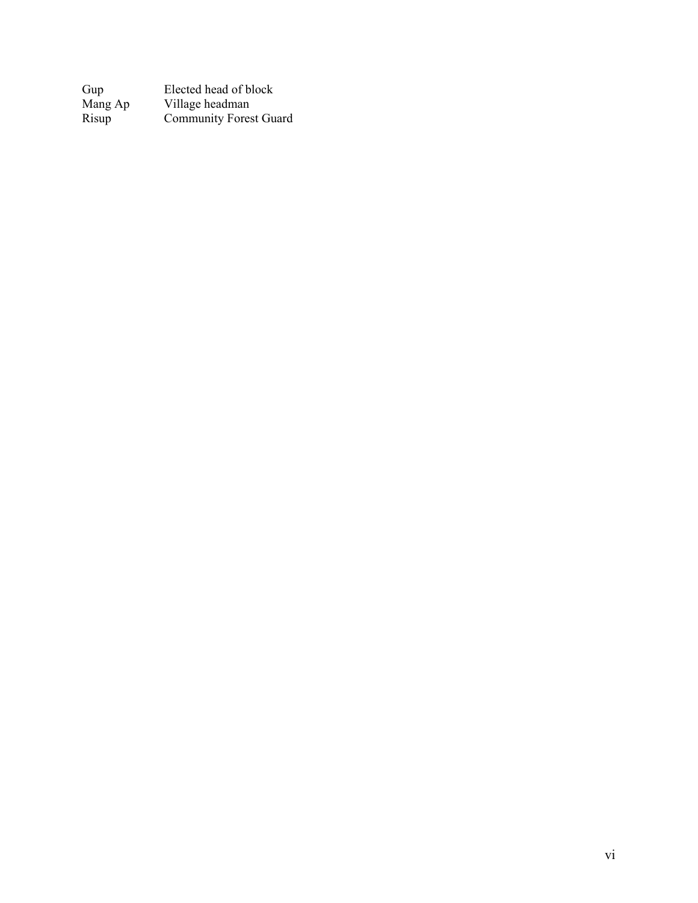| | |
|---|---|
| Gup | Elected head of block |
| Mang Ap | Village headman |
| Risup | Community Forest Guard |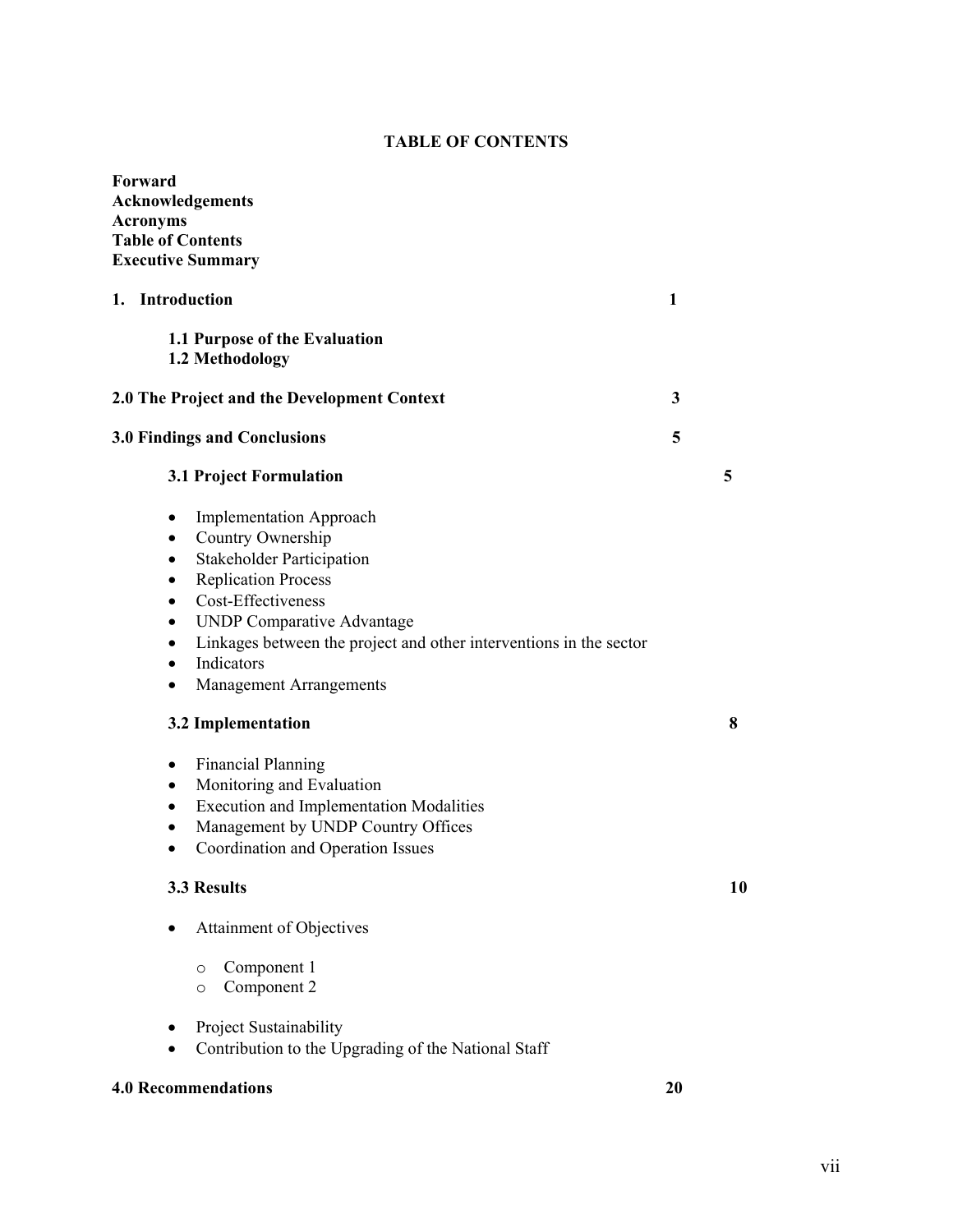# TABLE OF CONTENTS

**Forward**
**Acknowledgements**
**Acronyms**
**Table of Contents**
**Executive Summary**

**1. Introduction** **1**

- **1.1 Purpose of the Evaluation**
- **1.2 Methodology**

**2.0 The Project and the Development Context** **3**

**3.0 Findings and Conclusions** **5**

**3.1 Project Formulation** **5**

- Implementation Approach
- Country Ownership
- Stakeholder Participation
- Replication Process
- Cost-Effectiveness
- UNDP Comparative Advantage
- Linkages between the project and other interventions in the sector
- Indicators
- Management Arrangements

**3.2 Implementation** **8**

- Financial Planning
- Monitoring and Evaluation
- Execution and Implementation Modalities
- Management by UNDP Country Offices
- Coordination and Operation Issues

**3.3 Results** **10**

- Attainment of Objectives
    - Component 1
    - Component 2
- Project Sustainability
- Contribution to the Upgrading of the National Staff

**4.0 Recommendations** **20**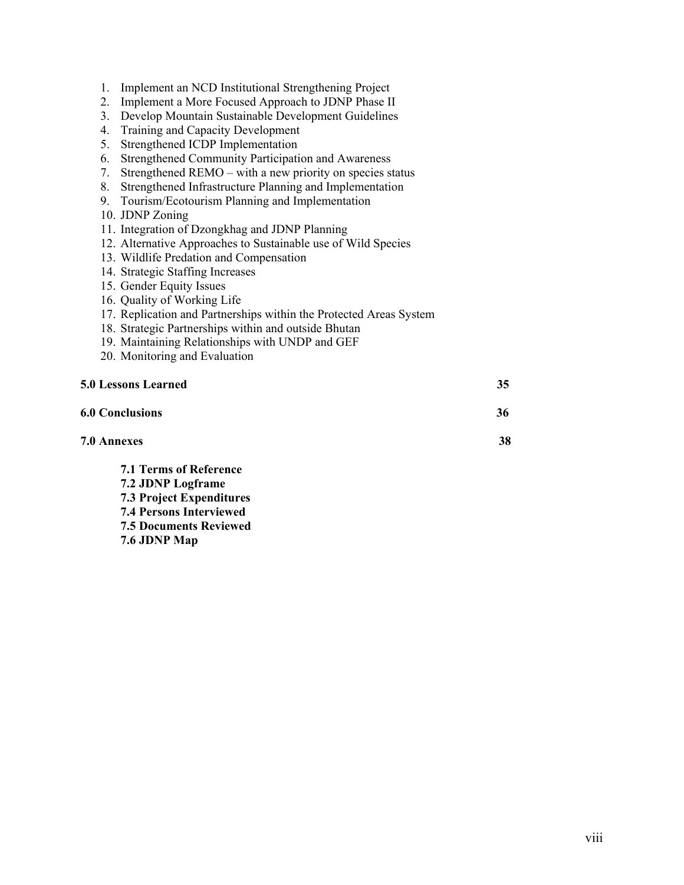1. Implement an NCD Institutional Strengthening Project
2. Implement a More Focused Approach to JDNP Phase II
3. Develop Mountain Sustainable Development Guidelines
4. Training and Capacity Development
5. Strengthened ICDP Implementation
6. Strengthened Community Participation and Awareness
7. Strengthened REMO – with a new priority on species status
8. Strengthened Infrastructure Planning and Implementation
9. Tourism/Ecotourism Planning and Implementation
10. JDNP Zoning
11. Integration of Dzongkhag and JDNP Planning
12. Alternative Approaches to Sustainable use of Wild Species
13. Wildlife Predation and Compensation
14. Strategic Staffing Increases
15. Gender Equity Issues
16. Quality of Working Life
17. Replication and Partnerships within the Protected Areas System
18. Strategic Partnerships within and outside Bhutan
19. Maintaining Relationships with UNDP and GEF
20. Monitoring and Evaluation

**5.0 Lessons Learned** 35

**6.0 Conclusions** 36

**7.0 Annexes** 38

- **7.1 Terms of Reference**
- **7.2 JDNP Logframe**
- **7.3 Project Expenditures**
- **7.4 Persons Interviewed**
- **7.5 Documents Reviewed**
- **7.6 JDNP Map**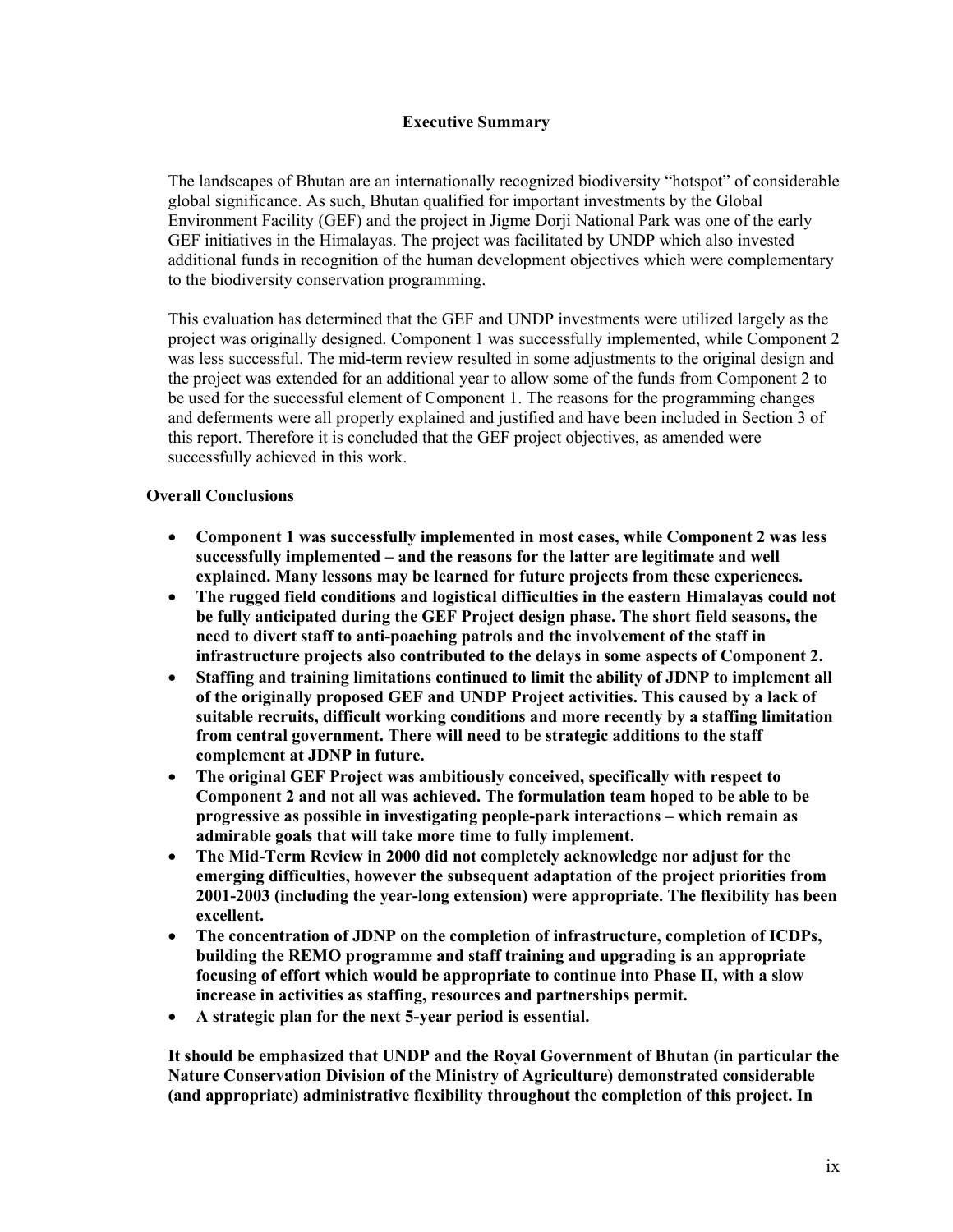**Executive Summary**

The landscapes of Bhutan are an internationally recognized biodiversity "hotspot" of considerable global significance. As such, Bhutan qualified for important investments by the Global Environment Facility (GEF) and the project in Jigme Dorji National Park was one of the early GEF initiatives in the Himalayas. The project was facilitated by UNDP which also invested additional funds in recognition of the human development objectives which were complementary to the biodiversity conservation programming.

This evaluation has determined that the GEF and UNDP investments were utilized largely as the project was originally designed. Component 1 was successfully implemented, while Component 2 was less successful. The mid-term review resulted in some adjustments to the original design and the project was extended for an additional year to allow some of the funds from Component 2 to be used for the successful element of Component 1. The reasons for the programming changes and deferments were all properly explained and justified and have been included in Section 3 of this report. Therefore it is concluded that the GEF project objectives, as amended were successfully achieved in this work.

**Overall Conclusions**

- **Component 1 was successfully implemented in most cases, while Component 2 was less successfully implemented – and the reasons for the latter are legitimate and well explained. Many lessons may be learned for future projects from these experiences.**
- **The rugged field conditions and logistical difficulties in the eastern Himalayas could not be fully anticipated during the GEF Project design phase. The short field seasons, the need to divert staff to anti-poaching patrols and the involvement of the staff in infrastructure projects also contributed to the delays in some aspects of Component 2.**
- **Staffing and training limitations continued to limit the ability of JDNP to implement all of the originally proposed GEF and UNDP Project activities. This caused by a lack of suitable recruits, difficult working conditions and more recently by a staffing limitation from central government. There will need to be strategic additions to the staff complement at JDNP in future.**
- **The original GEF Project was ambitiously conceived, specifically with respect to Component 2 and not all was achieved. The formulation team hoped to be able to be progressive as possible in investigating people-park interactions – which remain as admirable goals that will take more time to fully implement.**
- **The Mid-Term Review in 2000 did not completely acknowledge nor adjust for the emerging difficulties, however the subsequent adaptation of the project priorities from 2001-2003 (including the year-long extension) were appropriate. The flexibility has been excellent.**
- **The concentration of JDNP on the completion of infrastructure, completion of ICDPs, building the REMO programme and staff training and upgrading is an appropriate focusing of effort which would be appropriate to continue into Phase II, with a slow increase in activities as staffing, resources and partnerships permit.**
- **A strategic plan for the next 5-year period is essential.**

**It should be emphasized that UNDP and the Royal Government of Bhutan (in particular the Nature Conservation Division of the Ministry of Agriculture) demonstrated considerable (and appropriate) administrative flexibility throughout the completion of this project. In**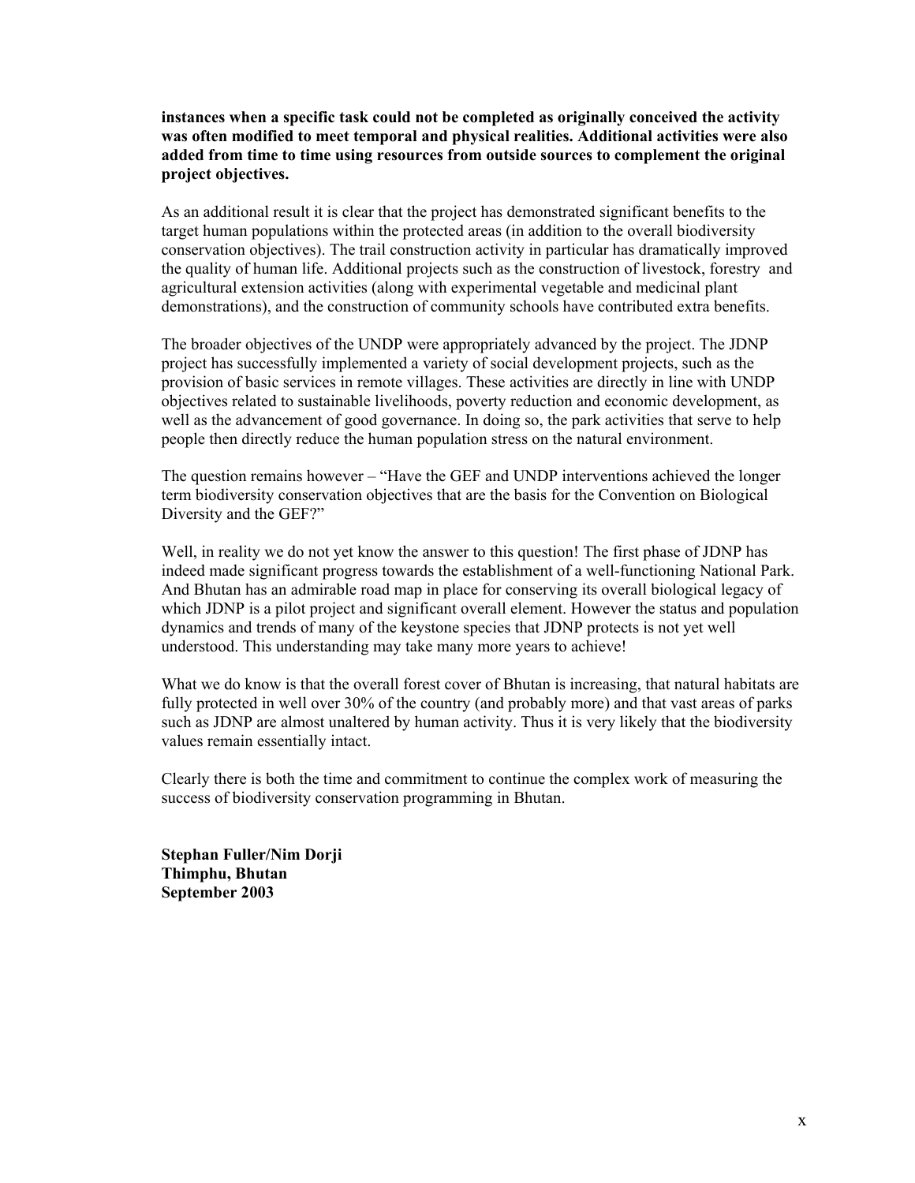**instances when a specific task could not be completed as originally conceived the activity was often modified to meet temporal and physical realities. Additional activities were also added from time to time using resources from outside sources to complement the original project objectives.**

As an additional result it is clear that the project has demonstrated significant benefits to the target human populations within the protected areas (in addition to the overall biodiversity conservation objectives). The trail construction activity in particular has dramatically improved the quality of human life. Additional projects such as the construction of livestock, forestry and agricultural extension activities (along with experimental vegetable and medicinal plant demonstrations), and the construction of community schools have contributed extra benefits.

The broader objectives of the UNDP were appropriately advanced by the project. The JDNP project has successfully implemented a variety of social development projects, such as the provision of basic services in remote villages. These activities are directly in line with UNDP objectives related to sustainable livelihoods, poverty reduction and economic development, as well as the advancement of good governance. In doing so, the park activities that serve to help people then directly reduce the human population stress on the natural environment.

The question remains however – "Have the GEF and UNDP interventions achieved the longer term biodiversity conservation objectives that are the basis for the Convention on Biological Diversity and the GEF?"

Well, in reality we do not yet know the answer to this question! The first phase of JDNP has indeed made significant progress towards the establishment of a well-functioning National Park. And Bhutan has an admirable road map in place for conserving its overall biological legacy of which JDNP is a pilot project and significant overall element. However the status and population dynamics and trends of many of the keystone species that JDNP protects is not yet well understood. This understanding may take many more years to achieve!

What we do know is that the overall forest cover of Bhutan is increasing, that natural habitats are fully protected in well over 30% of the country (and probably more) and that vast areas of parks such as JDNP are almost unaltered by human activity. Thus it is very likely that the biodiversity values remain essentially intact.

Clearly there is both the time and commitment to continue the complex work of measuring the success of biodiversity conservation programming in Bhutan.

**Stephan Fuller/Nim Dorji**
**Thimphu, Bhutan**
**September 2003**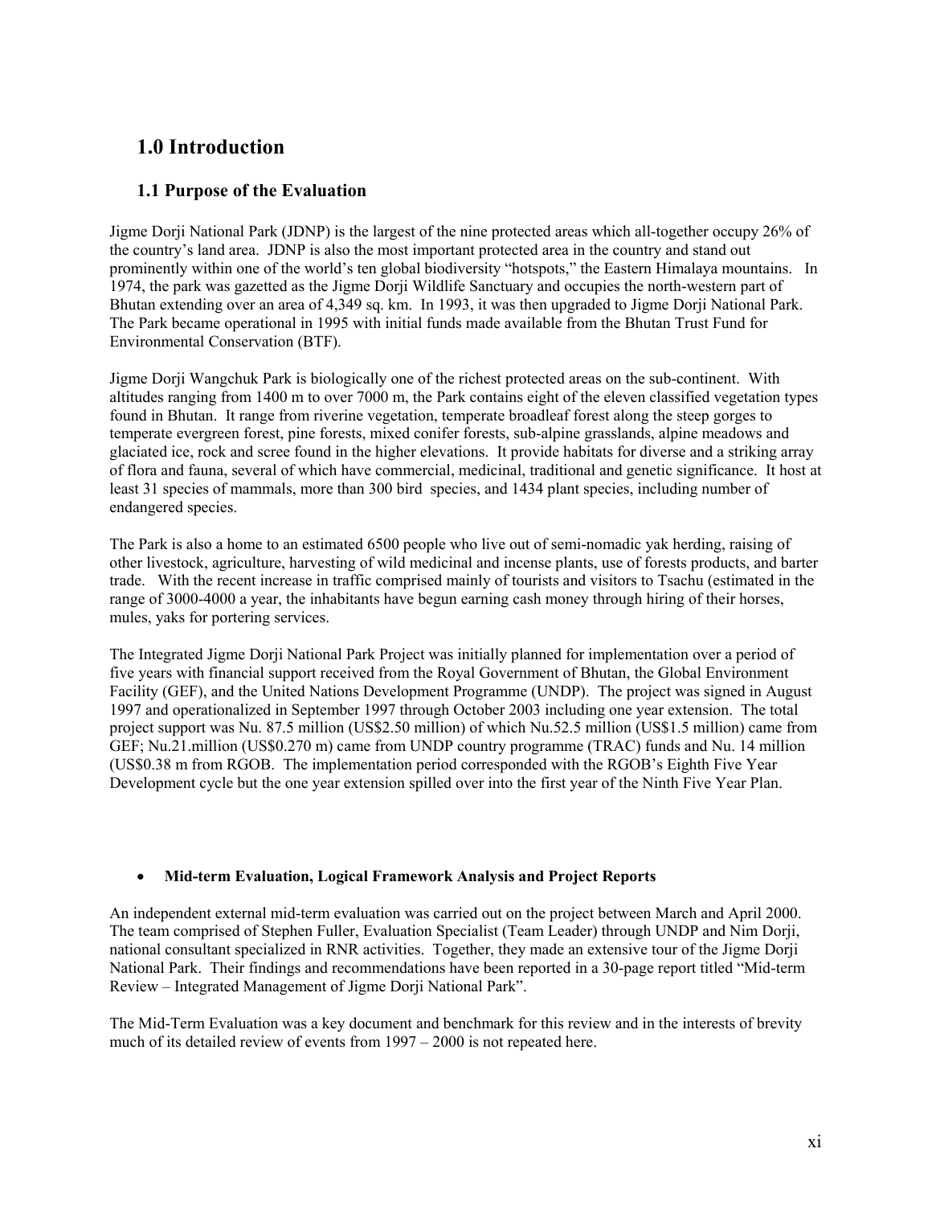# 1.0 Introduction

## 1.1 Purpose of the Evaluation

Jigme Dorji National Park (JDNP) is the largest of the nine protected areas which all-together occupy 26% of the country's land area. JDNP is also the most important protected area in the country and stand out prominently within one of the world's ten global biodiversity "hotspots," the Eastern Himalaya mountains. In 1974, the park was gazetted as the Jigme Dorji Wildlife Sanctuary and occupies the north-western part of Bhutan extending over an area of 4,349 sq. km. In 1993, it was then upgraded to Jigme Dorji National Park. The Park became operational in 1995 with initial funds made available from the Bhutan Trust Fund for Environmental Conservation (BTF).

Jigme Dorji Wangchuk Park is biologically one of the richest protected areas on the sub-continent. With altitudes ranging from 1400 m to over 7000 m, the Park contains eight of the eleven classified vegetation types found in Bhutan. It range from riverine vegetation, temperate broadleaf forest along the steep gorges to temperate evergreen forest, pine forests, mixed conifer forests, sub-alpine grasslands, alpine meadows and glaciated ice, rock and scree found in the higher elevations. It provide habitats for diverse and a striking array of flora and fauna, several of which have commercial, medicinal, traditional and genetic significance. It host at least 31 species of mammals, more than 300 bird species, and 1434 plant species, including number of endangered species.

The Park is also a home to an estimated 6500 people who live out of semi-nomadic yak herding, raising of other livestock, agriculture, harvesting of wild medicinal and incense plants, use of forests products, and barter trade. With the recent increase in traffic comprised mainly of tourists and visitors to Tsachu (estimated in the range of 3000-4000 a year, the inhabitants have begun earning cash money through hiring of their horses, mules, yaks for portering services.

The Integrated Jigme Dorji National Park Project was initially planned for implementation over a period of five years with financial support received from the Royal Government of Bhutan, the Global Environment Facility (GEF), and the United Nations Development Programme (UNDP). The project was signed in August 1997 and operationalized in September 1997 through October 2003 including one year extension. The total project support was Nu. 87.5 million (US$2.50 million) of which Nu.52.5 million (US$1.5 million) came from GEF; Nu.21.million (US$0.270 m) came from UNDP country programme (TRAC) funds and Nu. 14 million (US$0.38 m from RGOB. The implementation period corresponded with the RGOB's Eighth Five Year Development cycle but the one year extension spilled over into the first year of the Ninth Five Year Plan.

- **Mid-term Evaluation, Logical Framework Analysis and Project Reports**

An independent external mid-term evaluation was carried out on the project between March and April 2000. The team comprised of Stephen Fuller, Evaluation Specialist (Team Leader) through UNDP and Nim Dorji, national consultant specialized in RNR activities. Together, they made an extensive tour of the Jigme Dorji National Park. Their findings and recommendations have been reported in a 30-page report titled "Mid-term Review – Integrated Management of Jigme Dorji National Park".

The Mid-Term Evaluation was a key document and benchmark for this review and in the interests of brevity much of its detailed review of events from 1997 – 2000 is not repeated here.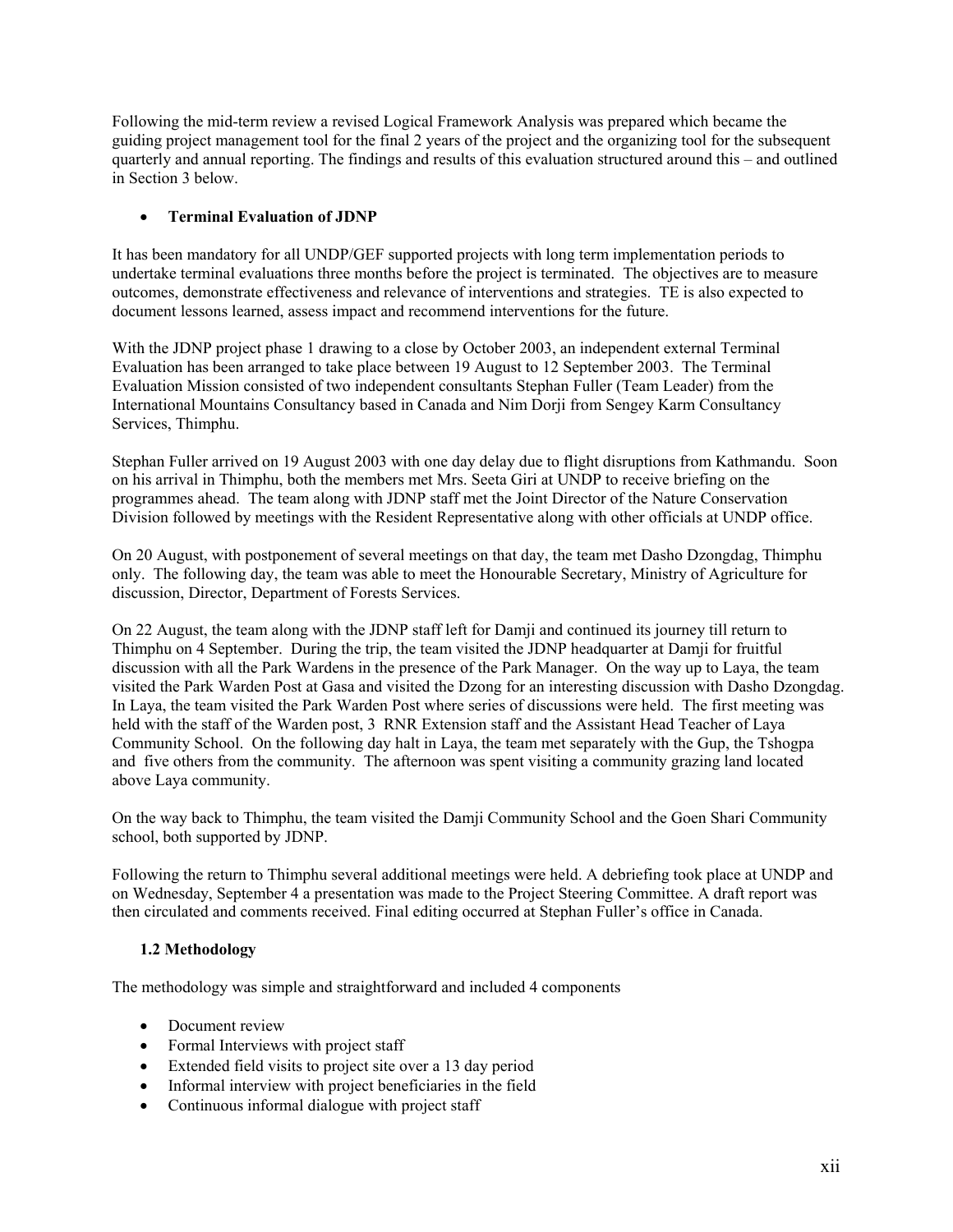Following the mid-term review a revised Logical Framework Analysis was prepared which became the guiding project management tool for the final 2 years of the project and the organizing tool for the subsequent quarterly and annual reporting. The findings and results of this evaluation structured around this – and outlined in Section 3 below.

- **Terminal Evaluation of JDNP**

It has been mandatory for all UNDP/GEF supported projects with long term implementation periods to undertake terminal evaluations three months before the project is terminated. The objectives are to measure outcomes, demonstrate effectiveness and relevance of interventions and strategies. TE is also expected to document lessons learned, assess impact and recommend interventions for the future.

With the JDNP project phase 1 drawing to a close by October 2003, an independent external Terminal Evaluation has been arranged to take place between 19 August to 12 September 2003. The Terminal Evaluation Mission consisted of two independent consultants Stephan Fuller (Team Leader) from the International Mountains Consultancy based in Canada and Nim Dorji from Sengey Karm Consultancy Services, Thimphu.

Stephan Fuller arrived on 19 August 2003 with one day delay due to flight disruptions from Kathmandu. Soon on his arrival in Thimphu, both the members met Mrs. Seeta Giri at UNDP to receive briefing on the programmes ahead. The team along with JDNP staff met the Joint Director of the Nature Conservation Division followed by meetings with the Resident Representative along with other officials at UNDP office.

On 20 August, with postponement of several meetings on that day, the team met Dasho Dzongdag, Thimphu only. The following day, the team was able to meet the Honourable Secretary, Ministry of Agriculture for discussion, Director, Department of Forests Services.

On 22 August, the team along with the JDNP staff left for Damji and continued its journey till return to Thimphu on 4 September. During the trip, the team visited the JDNP headquarter at Damji for fruitful discussion with all the Park Wardens in the presence of the Park Manager. On the way up to Laya, the team visited the Park Warden Post at Gasa and visited the Dzong for an interesting discussion with Dasho Dzongdag. In Laya, the team visited the Park Warden Post where series of discussions were held. The first meeting was held with the staff of the Warden post, 3 RNR Extension staff and the Assistant Head Teacher of Laya Community School. On the following day halt in Laya, the team met separately with the Gup, the Tshogpa and five others from the community. The afternoon was spent visiting a community grazing land located above Laya community.

On the way back to Thimphu, the team visited the Damji Community School and the Goen Shari Community school, both supported by JDNP.

Following the return to Thimphu several additional meetings were held. A debriefing took place at UNDP and on Wednesday, September 4 a presentation was made to the Project Steering Committee. A draft report was then circulated and comments received. Final editing occurred at Stephan Fuller's office in Canada.

### 1.2 Methodology

The methodology was simple and straightforward and included 4 components

- Document review
- Formal Interviews with project staff
- Extended field visits to project site over a 13 day period
- Informal interview with project beneficiaries in the field
- Continuous informal dialogue with project staff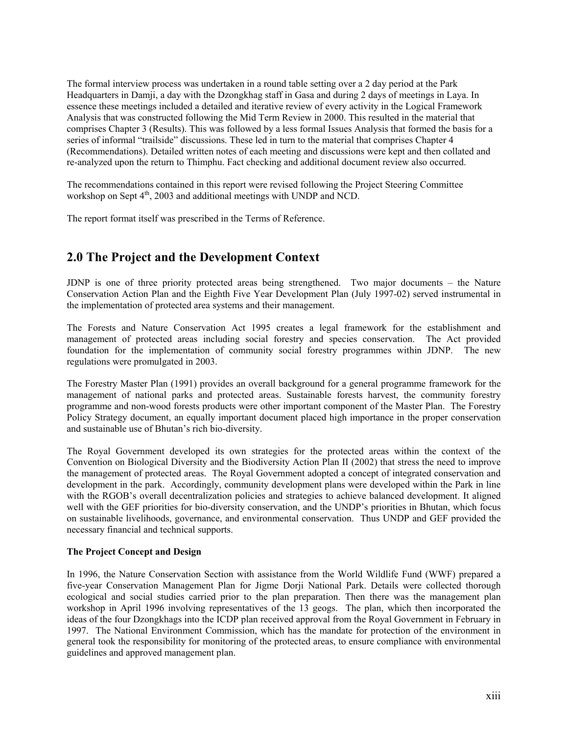The formal interview process was undertaken in a round table setting over a 2 day period at the Park Headquarters in Damji, a day with the Dzongkhag staff in Gasa and during 2 days of meetings in Laya. In essence these meetings included a detailed and iterative review of every activity in the Logical Framework Analysis that was constructed following the Mid Term Review in 2000. This resulted in the material that comprises Chapter 3 (Results). This was followed by a less formal Issues Analysis that formed the basis for a series of informal "trailside" discussions. These led in turn to the material that comprises Chapter 4 (Recommendations). Detailed written notes of each meeting and discussions were kept and then collated and re-analyzed upon the return to Thimphu. Fact checking and additional document review also occurred.

The recommendations contained in this report were revised following the Project Steering Committee workshop on Sept 4th, 2003 and additional meetings with UNDP and NCD.

The report format itself was prescribed in the Terms of Reference.

## 2.0 The Project and the Development Context

JDNP is one of three priority protected areas being strengthened. Two major documents – the Nature Conservation Action Plan and the Eighth Five Year Development Plan (July 1997-02) served instrumental in the implementation of protected area systems and their management.

The Forests and Nature Conservation Act 1995 creates a legal framework for the establishment and management of protected areas including social forestry and species conservation. The Act provided foundation for the implementation of community social forestry programmes within JDNP. The new regulations were promulgated in 2003.

The Forestry Master Plan (1991) provides an overall background for a general programme framework for the management of national parks and protected areas. Sustainable forests harvest, the community forestry programme and non-wood forests products were other important component of the Master Plan. The Forestry Policy Strategy document, an equally important document placed high importance in the proper conservation and sustainable use of Bhutan's rich bio-diversity.

The Royal Government developed its own strategies for the protected areas within the context of the Convention on Biological Diversity and the Biodiversity Action Plan II (2002) that stress the need to improve the management of protected areas. The Royal Government adopted a concept of integrated conservation and development in the park. Accordingly, community development plans were developed within the Park in line with the RGOB's overall decentralization policies and strategies to achieve balanced development. It aligned well with the GEF priorities for bio-diversity conservation, and the UNDP's priorities in Bhutan, which focus on sustainable livelihoods, governance, and environmental conservation. Thus UNDP and GEF provided the necessary financial and technical supports.

**The Project Concept and Design**

In 1996, the Nature Conservation Section with assistance from the World Wildlife Fund (WWF) prepared a five-year Conservation Management Plan for Jigme Dorji National Park. Details were collected thorough ecological and social studies carried prior to the plan preparation. Then there was the management plan workshop in April 1996 involving representatives of the 13 geogs. The plan, which then incorporated the ideas of the four Dzongkhags into the ICDP plan received approval from the Royal Government in February in 1997. The National Environment Commission, which has the mandate for protection of the environment in general took the responsibility for monitoring of the protected areas, to ensure compliance with environmental guidelines and approved management plan.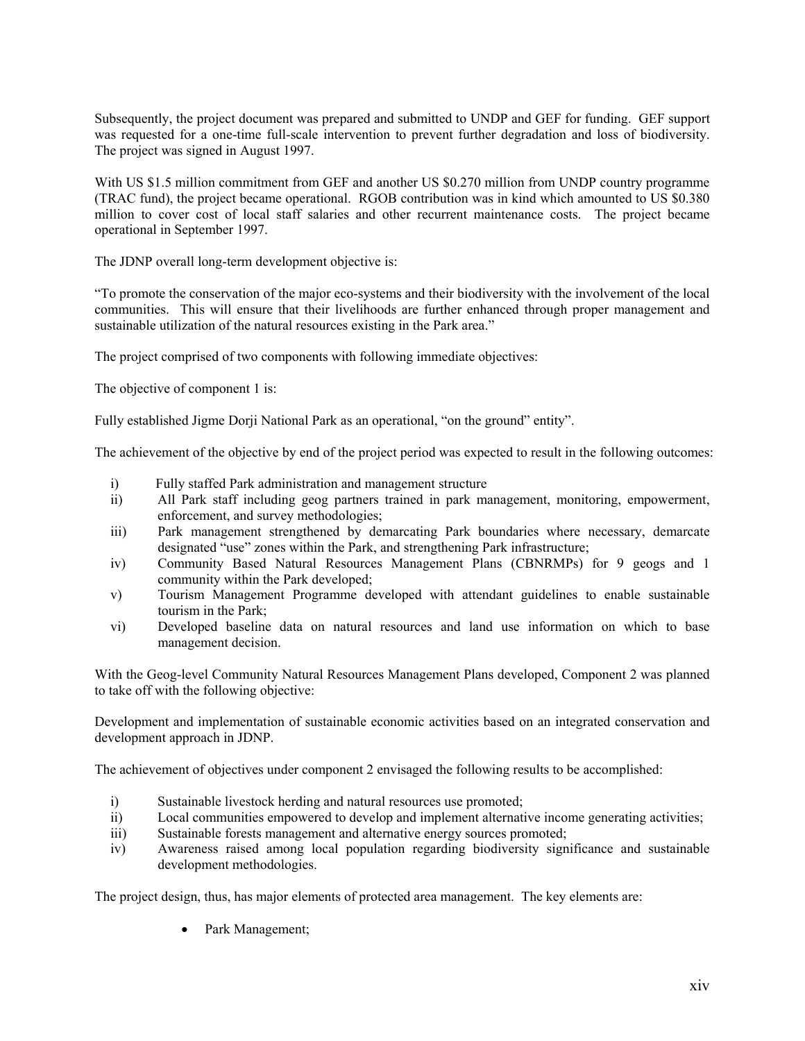Subsequently, the project document was prepared and submitted to UNDP and GEF for funding. GEF support was requested for a one-time full-scale intervention to prevent further degradation and loss of biodiversity. The project was signed in August 1997.

With US $1.5 million commitment from GEF and another US $0.270 million from UNDP country programme (TRAC fund), the project became operational. RGOB contribution was in kind which amounted to US $0.380 million to cover cost of local staff salaries and other recurrent maintenance costs. The project became operational in September 1997.

The JDNP overall long-term development objective is:

"To promote the conservation of the major eco-systems and their biodiversity with the involvement of the local communities. This will ensure that their livelihoods are further enhanced through proper management and sustainable utilization of the natural resources existing in the Park area."

The project comprised of two components with following immediate objectives:

The objective of component 1 is:

Fully established Jigme Dorji National Park as an operational, "on the ground" entity".

The achievement of the objective by end of the project period was expected to result in the following outcomes:

i) Fully staffed Park administration and management structure
ii) All Park staff including geog partners trained in park management, monitoring, empowerment, enforcement, and survey methodologies;
iii) Park management strengthened by demarcating Park boundaries where necessary, demarcate designated "use" zones within the Park, and strengthening Park infrastructure;
iv) Community Based Natural Resources Management Plans (CBNRMPs) for 9 geogs and 1 community within the Park developed;
v) Tourism Management Programme developed with attendant guidelines to enable sustainable tourism in the Park;
vi) Developed baseline data on natural resources and land use information on which to base management decision.

With the Geog-level Community Natural Resources Management Plans developed, Component 2 was planned to take off with the following objective:

Development and implementation of sustainable economic activities based on an integrated conservation and development approach in JDNP.

The achievement of objectives under component 2 envisaged the following results to be accomplished:

i) Sustainable livestock herding and natural resources use promoted;
ii) Local communities empowered to develop and implement alternative income generating activities;
iii) Sustainable forests management and alternative energy sources promoted;
iv) Awareness raised among local population regarding biodiversity significance and sustainable development methodologies.

The project design, thus, has major elements of protected area management. The key elements are:

- Park Management;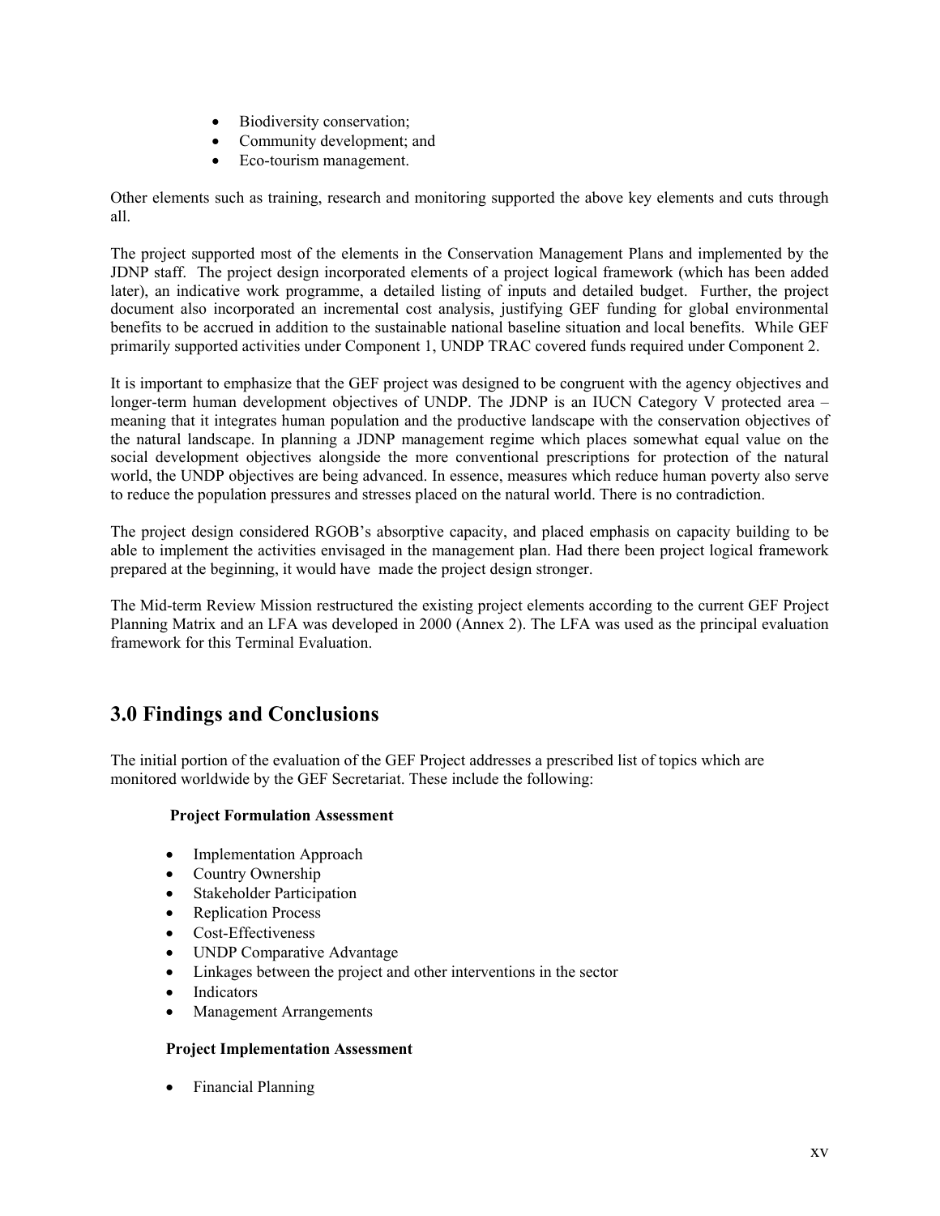- Biodiversity conservation;
- Community development; and
- Eco-tourism management.

Other elements such as training, research and monitoring supported the above key elements and cuts through all.

The project supported most of the elements in the Conservation Management Plans and implemented by the JDNP staff. The project design incorporated elements of a project logical framework (which has been added later), an indicative work programme, a detailed listing of inputs and detailed budget. Further, the project document also incorporated an incremental cost analysis, justifying GEF funding for global environmental benefits to be accrued in addition to the sustainable national baseline situation and local benefits. While GEF primarily supported activities under Component 1, UNDP TRAC covered funds required under Component 2.

It is important to emphasize that the GEF project was designed to be congruent with the agency objectives and longer-term human development objectives of UNDP. The JDNP is an IUCN Category V protected area – meaning that it integrates human population and the productive landscape with the conservation objectives of the natural landscape. In planning a JDNP management regime which places somewhat equal value on the social development objectives alongside the more conventional prescriptions for protection of the natural world, the UNDP objectives are being advanced. In essence, measures which reduce human poverty also serve to reduce the population pressures and stresses placed on the natural world. There is no contradiction.

The project design considered RGOB's absorptive capacity, and placed emphasis on capacity building to be able to implement the activities envisaged in the management plan. Had there been project logical framework prepared at the beginning, it would have made the project design stronger.

The Mid-term Review Mission restructured the existing project elements according to the current GEF Project Planning Matrix and an LFA was developed in 2000 (Annex 2). The LFA was used as the principal evaluation framework for this Terminal Evaluation.

## 3.0 Findings and Conclusions

The initial portion of the evaluation of the GEF Project addresses a prescribed list of topics which are monitored worldwide by the GEF Secretariat. These include the following:

**Project Formulation Assessment**

- Implementation Approach
- Country Ownership
- Stakeholder Participation
- Replication Process
- Cost-Effectiveness
- UNDP Comparative Advantage
- Linkages between the project and other interventions in the sector
- Indicators
- Management Arrangements

**Project Implementation Assessment**

- Financial Planning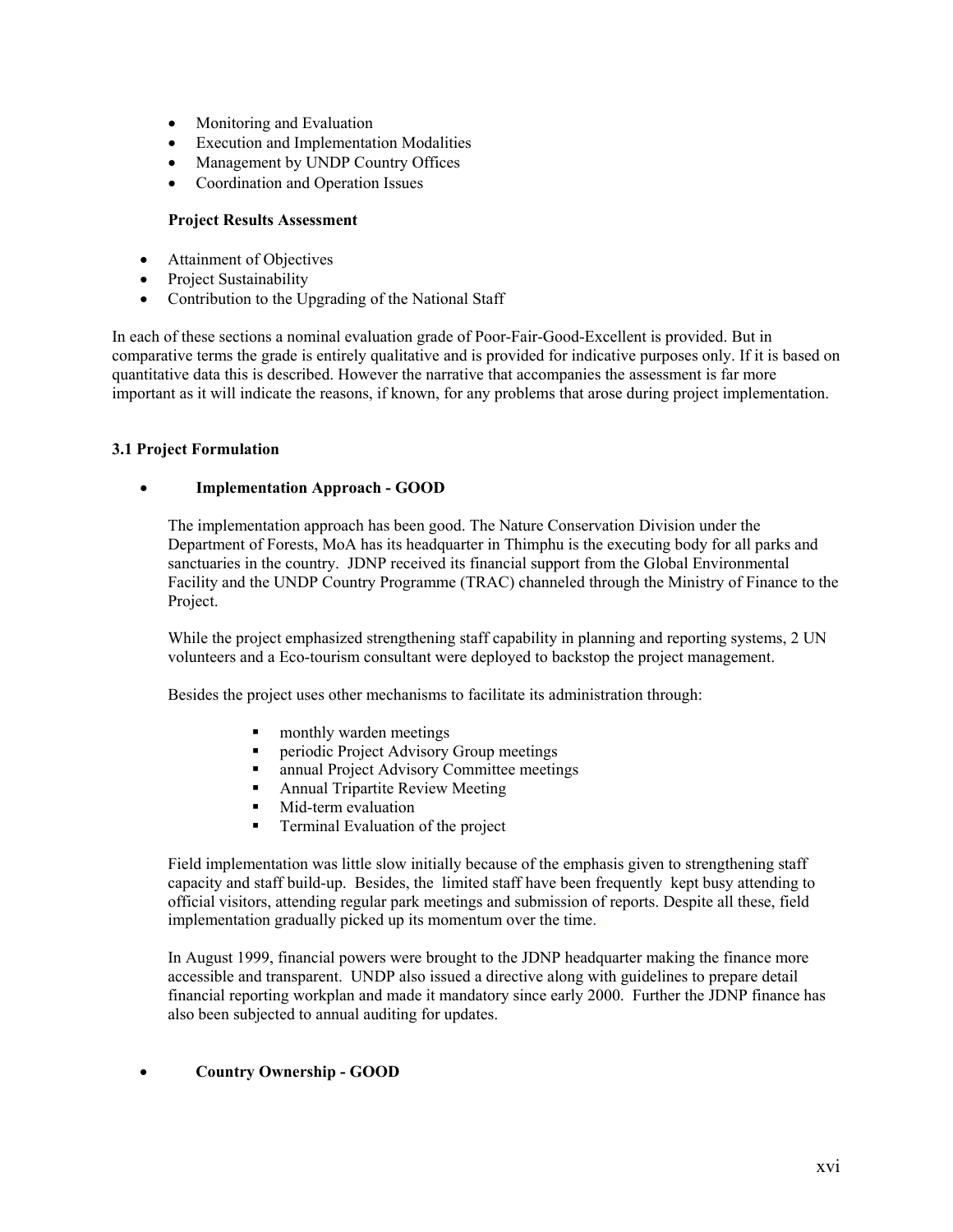- Monitoring and Evaluation
- Execution and Implementation Modalities
- Management by UNDP Country Offices
- Coordination and Operation Issues

**Project Results Assessment**

- Attainment of Objectives
- Project Sustainability
- Contribution to the Upgrading of the National Staff

In each of these sections a nominal evaluation grade of Poor-Fair-Good-Excellent is provided. But in comparative terms the grade is entirely qualitative and is provided for indicative purposes only. If it is based on quantitative data this is described. However the narrative that accompanies the assessment is far more important as it will indicate the reasons, if known, for any problems that arose during project implementation.

### 3.1 Project Formulation

- **Implementation Approach - GOOD**

  The implementation approach has been good. The Nature Conservation Division under the Department of Forests, MoA has its headquarter in Thimphu is the executing body for all parks and sanctuaries in the country. JDNP received its financial support from the Global Environmental Facility and the UNDP Country Programme (TRAC) channeled through the Ministry of Finance to the Project.

  While the project emphasized strengthening staff capability in planning and reporting systems, 2 UN volunteers and a Eco-tourism consultant were deployed to backstop the project management.

  Besides the project uses other mechanisms to facilitate its administration through:

  - monthly warden meetings
  - periodic Project Advisory Group meetings
  - annual Project Advisory Committee meetings
  - Annual Tripartite Review Meeting
  - Mid-term evaluation
  - Terminal Evaluation of the project

  Field implementation was little slow initially because of the emphasis given to strengthening staff capacity and staff build-up. Besides, the limited staff have been frequently kept busy attending to official visitors, attending regular park meetings and submission of reports. Despite all these, field implementation gradually picked up its momentum over the time.

  In August 1999, financial powers were brought to the JDNP headquarter making the finance more accessible and transparent. UNDP also issued a directive along with guidelines to prepare detail financial reporting workplan and made it mandatory since early 2000. Further the JDNP finance has also been subjected to annual auditing for updates.

- **Country Ownership - GOOD**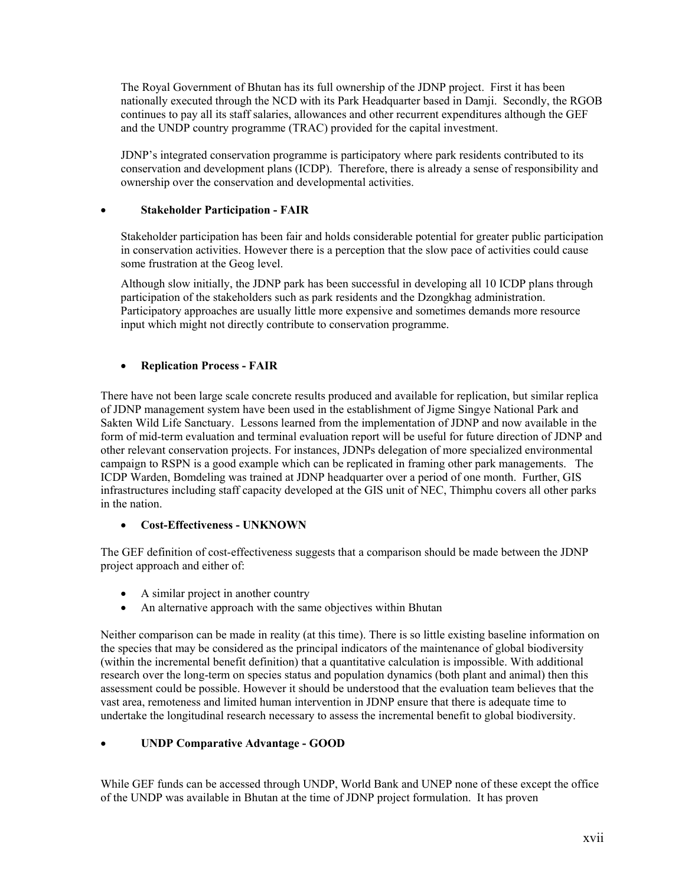The Royal Government of Bhutan has its full ownership of the JDNP project. First it has been nationally executed through the NCD with its Park Headquarter based in Damji. Secondly, the RGOB continues to pay all its staff salaries, allowances and other recurrent expenditures although the GEF and the UNDP country programme (TRAC) provided for the capital investment.

JDNP's integrated conservation programme is participatory where park residents contributed to its conservation and development plans (ICDP). Therefore, there is already a sense of responsibility and ownership over the conservation and developmental activities.

- **Stakeholder Participation - FAIR**

Stakeholder participation has been fair and holds considerable potential for greater public participation in conservation activities. However there is a perception that the slow pace of activities could cause some frustration at the Geog level.

Although slow initially, the JDNP park has been successful in developing all 10 ICDP plans through participation of the stakeholders such as park residents and the Dzongkhag administration. Participatory approaches are usually little more expensive and sometimes demands more resource input which might not directly contribute to conservation programme.

- **Replication Process - FAIR**

There have not been large scale concrete results produced and available for replication, but similar replica of JDNP management system have been used in the establishment of Jigme Singye National Park and Sakten Wild Life Sanctuary. Lessons learned from the implementation of JDNP and now available in the form of mid-term evaluation and terminal evaluation report will be useful for future direction of JDNP and other relevant conservation projects. For instances, JDNPs delegation of more specialized environmental campaign to RSPN is a good example which can be replicated in framing other park managements. The ICDP Warden, Bomdeling was trained at JDNP headquarter over a period of one month. Further, GIS infrastructures including staff capacity developed at the GIS unit of NEC, Thimphu covers all other parks in the nation.

- **Cost-Effectiveness - UNKNOWN**

The GEF definition of cost-effectiveness suggests that a comparison should be made between the JDNP project approach and either of:

- A similar project in another country
- An alternative approach with the same objectives within Bhutan

Neither comparison can be made in reality (at this time). There is so little existing baseline information on the species that may be considered as the principal indicators of the maintenance of global biodiversity (within the incremental benefit definition) that a quantitative calculation is impossible. With additional research over the long-term on species status and population dynamics (both plant and animal) then this assessment could be possible. However it should be understood that the evaluation team believes that the vast area, remoteness and limited human intervention in JDNP ensure that there is adequate time to undertake the longitudinal research necessary to assess the incremental benefit to global biodiversity.

- **UNDP Comparative Advantage - GOOD**

While GEF funds can be accessed through UNDP, World Bank and UNEP none of these except the office of the UNDP was available in Bhutan at the time of JDNP project formulation. It has proven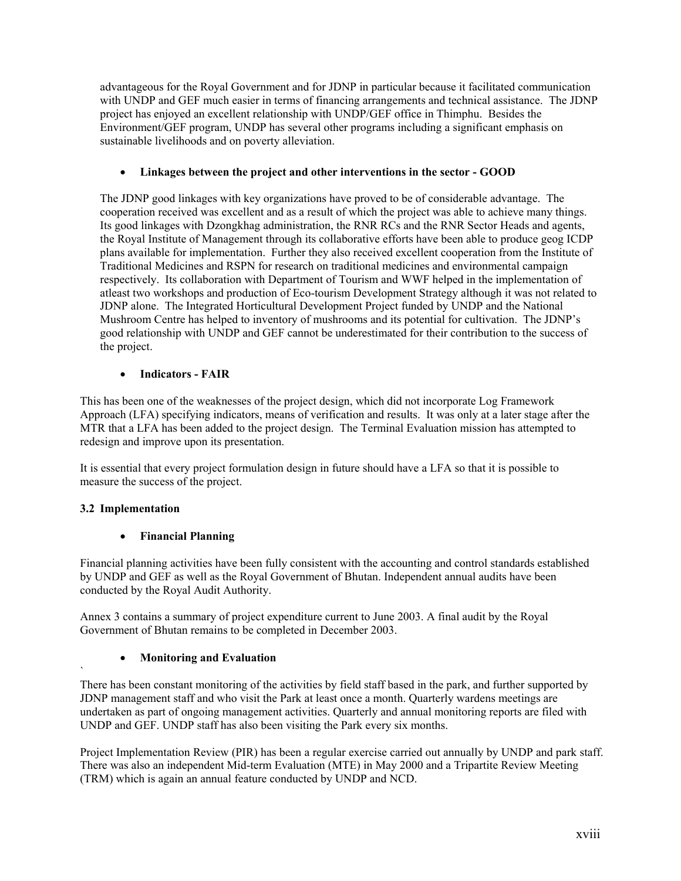advantageous for the Royal Government and for JDNP in particular because it facilitated communication with UNDP and GEF much easier in terms of financing arrangements and technical assistance. The JDNP project has enjoyed an excellent relationship with UNDP/GEF office in Thimphu. Besides the Environment/GEF program, UNDP has several other programs including a significant emphasis on sustainable livelihoods and on poverty alleviation.

- **Linkages between the project and other interventions in the sector - GOOD**

The JDNP good linkages with key organizations have proved to be of considerable advantage. The cooperation received was excellent and as a result of which the project was able to achieve many things. Its good linkages with Dzongkhag administration, the RNR RCs and the RNR Sector Heads and agents, the Royal Institute of Management through its collaborative efforts have been able to produce geog ICDP plans available for implementation. Further they also received excellent cooperation from the Institute of Traditional Medicines and RSPN for research on traditional medicines and environmental campaign respectively. Its collaboration with Department of Tourism and WWF helped in the implementation of atleast two workshops and production of Eco-tourism Development Strategy although it was not related to JDNP alone. The Integrated Horticultural Development Project funded by UNDP and the National Mushroom Centre has helped to inventory of mushrooms and its potential for cultivation. The JDNP's good relationship with UNDP and GEF cannot be underestimated for their contribution to the success of the project.

- **Indicators - FAIR**

This has been one of the weaknesses of the project design, which did not incorporate Log Framework Approach (LFA) specifying indicators, means of verification and results. It was only at a later stage after the MTR that a LFA has been added to the project design. The Terminal Evaluation mission has attempted to redesign and improve upon its presentation.

It is essential that every project formulation design in future should have a LFA so that it is possible to measure the success of the project.

### 3.2 Implementation

- **Financial Planning**

Financial planning activities have been fully consistent with the accounting and control standards established by UNDP and GEF as well as the Royal Government of Bhutan. Independent annual audits have been conducted by the Royal Audit Authority.

Annex 3 contains a summary of project expenditure current to June 2003. A final audit by the Royal Government of Bhutan remains to be completed in December 2003.

- **Monitoring and Evaluation**

There has been constant monitoring of the activities by field staff based in the park, and further supported by JDNP management staff and who visit the Park at least once a month. Quarterly wardens meetings are undertaken as part of ongoing management activities. Quarterly and annual monitoring reports are filed with UNDP and GEF. UNDP staff has also been visiting the Park every six months.

Project Implementation Review (PIR) has been a regular exercise carried out annually by UNDP and park staff. There was also an independent Mid-term Evaluation (MTE) in May 2000 and a Tripartite Review Meeting (TRM) which is again an annual feature conducted by UNDP and NCD.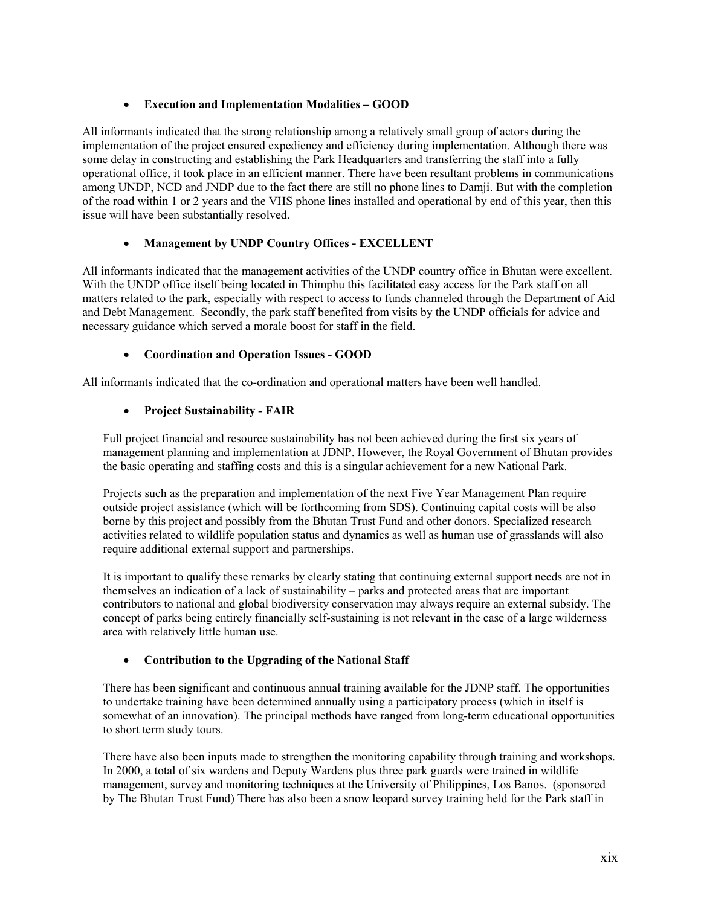- **Execution and Implementation Modalities – GOOD**

All informants indicated that the strong relationship among a relatively small group of actors during the implementation of the project ensured expediency and efficiency during implementation. Although there was some delay in constructing and establishing the Park Headquarters and transferring the staff into a fully operational office, it took place in an efficient manner. There have been resultant problems in communications among UNDP, NCD and JNDP due to the fact there are still no phone lines to Damji. But with the completion of the road within 1 or 2 years and the VHS phone lines installed and operational by end of this year, then this issue will have been substantially resolved.

- **Management by UNDP Country Offices - EXCELLENT**

All informants indicated that the management activities of the UNDP country office in Bhutan were excellent. With the UNDP office itself being located in Thimphu this facilitated easy access for the Park staff on all matters related to the park, especially with respect to access to funds channeled through the Department of Aid and Debt Management. Secondly, the park staff benefited from visits by the UNDP officials for advice and necessary guidance which served a morale boost for staff in the field.

- **Coordination and Operation Issues - GOOD**

All informants indicated that the co-ordination and operational matters have been well handled.

- **Project Sustainability - FAIR**

Full project financial and resource sustainability has not been achieved during the first six years of management planning and implementation at JDNP. However, the Royal Government of Bhutan provides the basic operating and staffing costs and this is a singular achievement for a new National Park.

Projects such as the preparation and implementation of the next Five Year Management Plan require outside project assistance (which will be forthcoming from SDS). Continuing capital costs will be also borne by this project and possibly from the Bhutan Trust Fund and other donors. Specialized research activities related to wildlife population status and dynamics as well as human use of grasslands will also require additional external support and partnerships.

It is important to qualify these remarks by clearly stating that continuing external support needs are not in themselves an indication of a lack of sustainability – parks and protected areas that are important contributors to national and global biodiversity conservation may always require an external subsidy. The concept of parks being entirely financially self-sustaining is not relevant in the case of a large wilderness area with relatively little human use.

- **Contribution to the Upgrading of the National Staff**

There has been significant and continuous annual training available for the JDNP staff. The opportunities to undertake training have been determined annually using a participatory process (which in itself is somewhat of an innovation). The principal methods have ranged from long-term educational opportunities to short term study tours.

There have also been inputs made to strengthen the monitoring capability through training and workshops. In 2000, a total of six wardens and Deputy Wardens plus three park guards were trained in wildlife management, survey and monitoring techniques at the University of Philippines, Los Banos. (sponsored by The Bhutan Trust Fund) There has also been a snow leopard survey training held for the Park staff in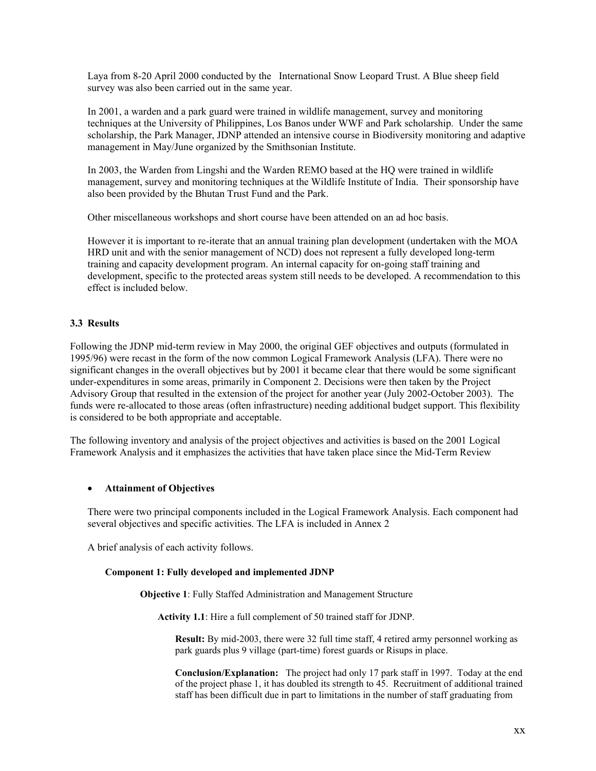Laya from 8-20 April 2000 conducted by the International Snow Leopard Trust. A Blue sheep field survey was also been carried out in the same year.

In 2001, a warden and a park guard were trained in wildlife management, survey and monitoring techniques at the University of Philippines, Los Banos under WWF and Park scholarship. Under the same scholarship, the Park Manager, JDNP attended an intensive course in Biodiversity monitoring and adaptive management in May/June organized by the Smithsonian Institute.

In 2003, the Warden from Lingshi and the Warden REMO based at the HQ were trained in wildlife management, survey and monitoring techniques at the Wildlife Institute of India. Their sponsorship have also been provided by the Bhutan Trust Fund and the Park.

Other miscellaneous workshops and short course have been attended on an ad hoc basis.

However it is important to re-iterate that an annual training plan development (undertaken with the MOA HRD unit and with the senior management of NCD) does not represent a fully developed long-term training and capacity development program. An internal capacity for on-going staff training and development, specific to the protected areas system still needs to be developed. A recommendation to this effect is included below.

### 3.3 Results

Following the JDNP mid-term review in May 2000, the original GEF objectives and outputs (formulated in 1995/96) were recast in the form of the now common Logical Framework Analysis (LFA). There were no significant changes in the overall objectives but by 2001 it became clear that there would be some significant under-expenditures in some areas, primarily in Component 2. Decisions were then taken by the Project Advisory Group that resulted in the extension of the project for another year (July 2002-October 2003). The funds were re-allocated to those areas (often infrastructure) needing additional budget support. This flexibility is considered to be both appropriate and acceptable.

The following inventory and analysis of the project objectives and activities is based on the 2001 Logical Framework Analysis and it emphasizes the activities that have taken place since the Mid-Term Review

- **Attainment of Objectives**

There were two principal components included in the Logical Framework Analysis. Each component had several objectives and specific activities. The LFA is included in Annex 2

A brief analysis of each activity follows.

**Component 1: Fully developed and implemented JDNP**

**Objective 1**: Fully Staffed Administration and Management Structure

**Activity 1.1**: Hire a full complement of 50 trained staff for JDNP.

**Result:** By mid-2003, there were 32 full time staff, 4 retired army personnel working as park guards plus 9 village (part-time) forest guards or Risups in place.

**Conclusion/Explanation:** The project had only 17 park staff in 1997. Today at the end of the project phase 1, it has doubled its strength to 45. Recruitment of additional trained staff has been difficult due in part to limitations in the number of staff graduating from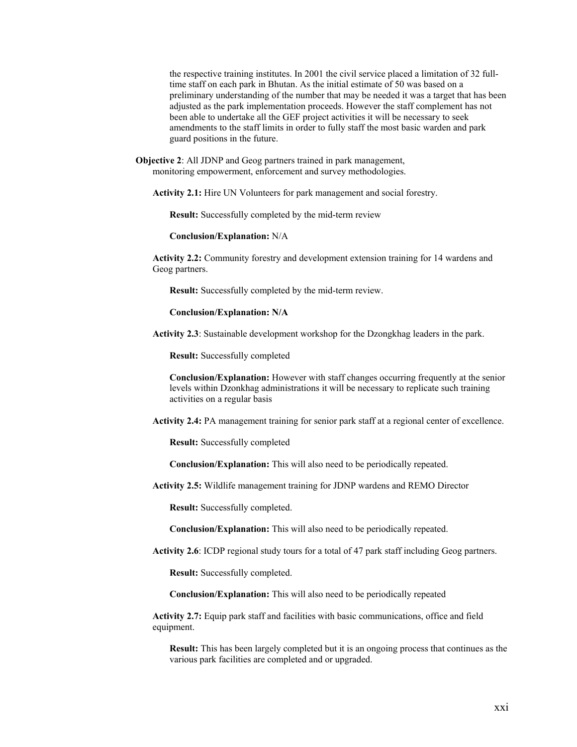the respective training institutes. In 2001 the civil service placed a limitation of 32 full-time staff on each park in Bhutan. As the initial estimate of 50 was based on a preliminary understanding of the number that may be needed it was a target that has been adjusted as the park implementation proceeds. However the staff complement has not been able to undertake all the GEF project activities it will be necessary to seek amendments to the staff limits in order to fully staff the most basic warden and park guard positions in the future.

**Objective 2**: All JDNP and Geog partners trained in park management, monitoring empowerment, enforcement and survey methodologies.

**Activity 2.1:** Hire UN Volunteers for park management and social forestry.

**Result:** Successfully completed by the mid-term review

**Conclusion/Explanation:** N/A

**Activity 2.2:** Community forestry and development extension training for 14 wardens and Geog partners.

**Result:** Successfully completed by the mid-term review.

**Conclusion/Explanation: N/A**

**Activity 2.3**: Sustainable development workshop for the Dzongkhag leaders in the park.

**Result:** Successfully completed

**Conclusion/Explanation:** However with staff changes occurring frequently at the senior levels within Dzonkhag administrations it will be necessary to replicate such training activities on a regular basis

**Activity 2.4:** PA management training for senior park staff at a regional center of excellence.

**Result:** Successfully completed

**Conclusion/Explanation:** This will also need to be periodically repeated.

**Activity 2.5:** Wildlife management training for JDNP wardens and REMO Director

**Result:** Successfully completed.

**Conclusion/Explanation:** This will also need to be periodically repeated.

**Activity 2.6**: ICDP regional study tours for a total of 47 park staff including Geog partners.

**Result:** Successfully completed.

**Conclusion/Explanation:** This will also need to be periodically repeated

**Activity 2.7:** Equip park staff and facilities with basic communications, office and field equipment.

**Result:** This has been largely completed but it is an ongoing process that continues as the various park facilities are completed and or upgraded.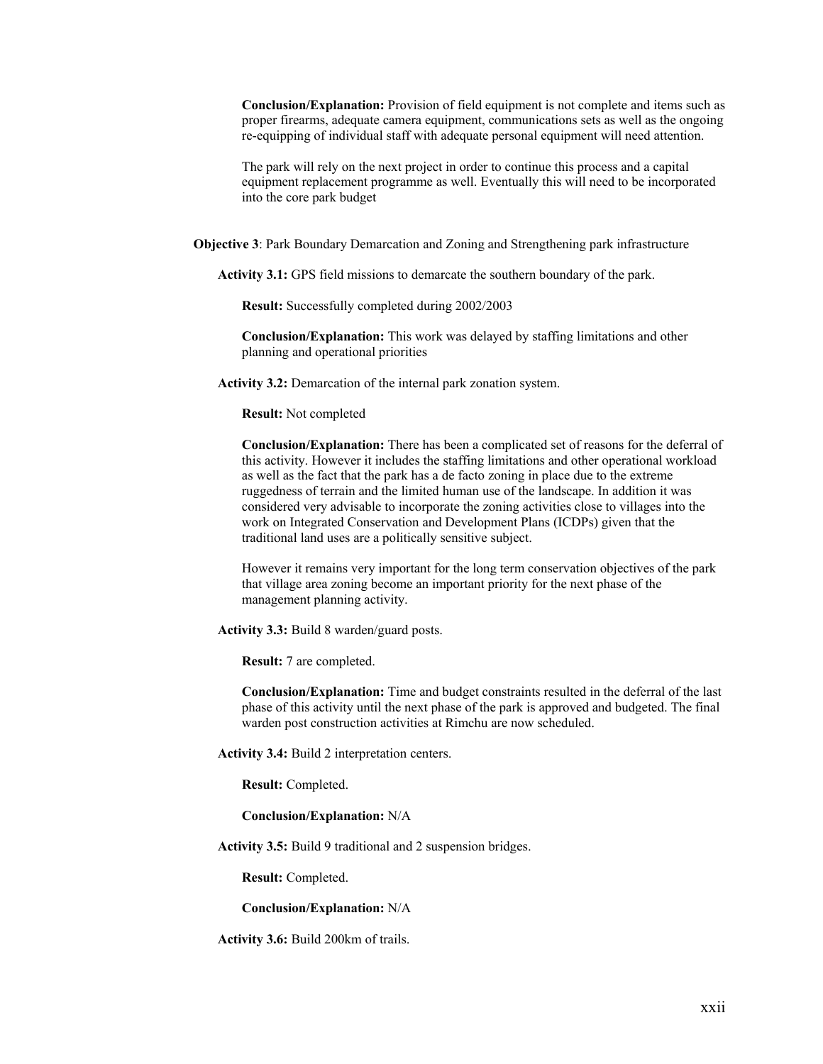**Conclusion/Explanation:** Provision of field equipment is not complete and items such as proper firearms, adequate camera equipment, communications sets as well as the ongoing re-equipping of individual staff with adequate personal equipment will need attention.

The park will rely on the next project in order to continue this process and a capital equipment replacement programme as well. Eventually this will need to be incorporated into the core park budget

**Objective 3**: Park Boundary Demarcation and Zoning and Strengthening park infrastructure

**Activity 3.1:** GPS field missions to demarcate the southern boundary of the park.

**Result:** Successfully completed during 2002/2003

**Conclusion/Explanation:** This work was delayed by staffing limitations and other planning and operational priorities

**Activity 3.2:** Demarcation of the internal park zonation system.

**Result:** Not completed

**Conclusion/Explanation:** There has been a complicated set of reasons for the deferral of this activity. However it includes the staffing limitations and other operational workload as well as the fact that the park has a de facto zoning in place due to the extreme ruggedness of terrain and the limited human use of the landscape. In addition it was considered very advisable to incorporate the zoning activities close to villages into the work on Integrated Conservation and Development Plans (ICDPs) given that the traditional land uses are a politically sensitive subject.

However it remains very important for the long term conservation objectives of the park that village area zoning become an important priority for the next phase of the management planning activity.

**Activity 3.3:** Build 8 warden/guard posts.

**Result:** 7 are completed.

**Conclusion/Explanation:** Time and budget constraints resulted in the deferral of the last phase of this activity until the next phase of the park is approved and budgeted. The final warden post construction activities at Rimchu are now scheduled.

**Activity 3.4:** Build 2 interpretation centers.

**Result:** Completed.

**Conclusion/Explanation:** N/A

**Activity 3.5:** Build 9 traditional and 2 suspension bridges.

**Result:** Completed.

**Conclusion/Explanation:** N/A

**Activity 3.6:** Build 200km of trails.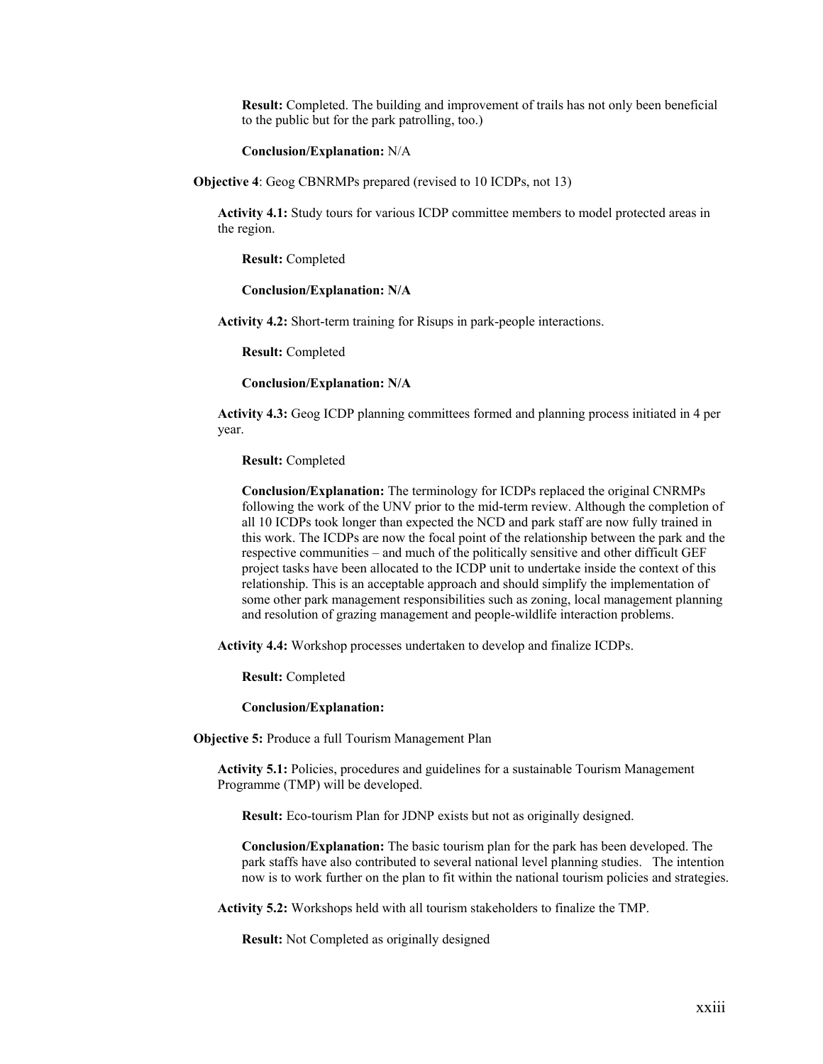**Result:** Completed. The building and improvement of trails has not only been beneficial to the public but for the park patrolling, too.)

**Conclusion/Explanation:** N/A

**Objective 4**: Geog CBNRMPs prepared (revised to 10 ICDPs, not 13)

**Activity 4.1:** Study tours for various ICDP committee members to model protected areas in the region.

**Result:** Completed

**Conclusion/Explanation: N/A**

**Activity 4.2:** Short-term training for Risups in park-people interactions.

**Result:** Completed

**Conclusion/Explanation: N/A**

**Activity 4.3:** Geog ICDP planning committees formed and planning process initiated in 4 per year.

**Result:** Completed

**Conclusion/Explanation:** The terminology for ICDPs replaced the original CNRMPs following the work of the UNV prior to the mid-term review. Although the completion of all 10 ICDPs took longer than expected the NCD and park staff are now fully trained in this work. The ICDPs are now the focal point of the relationship between the park and the respective communities – and much of the politically sensitive and other difficult GEF project tasks have been allocated to the ICDP unit to undertake inside the context of this relationship. This is an acceptable approach and should simplify the implementation of some other park management responsibilities such as zoning, local management planning and resolution of grazing management and people-wildlife interaction problems.

**Activity 4.4:** Workshop processes undertaken to develop and finalize ICDPs.

**Result:** Completed

**Conclusion/Explanation:**

**Objective 5:** Produce a full Tourism Management Plan

**Activity 5.1:** Policies, procedures and guidelines for a sustainable Tourism Management Programme (TMP) will be developed.

**Result:** Eco-tourism Plan for JDNP exists but not as originally designed.

**Conclusion/Explanation:** The basic tourism plan for the park has been developed. The park staffs have also contributed to several national level planning studies. The intention now is to work further on the plan to fit within the national tourism policies and strategies.

**Activity 5.2:** Workshops held with all tourism stakeholders to finalize the TMP.

**Result:** Not Completed as originally designed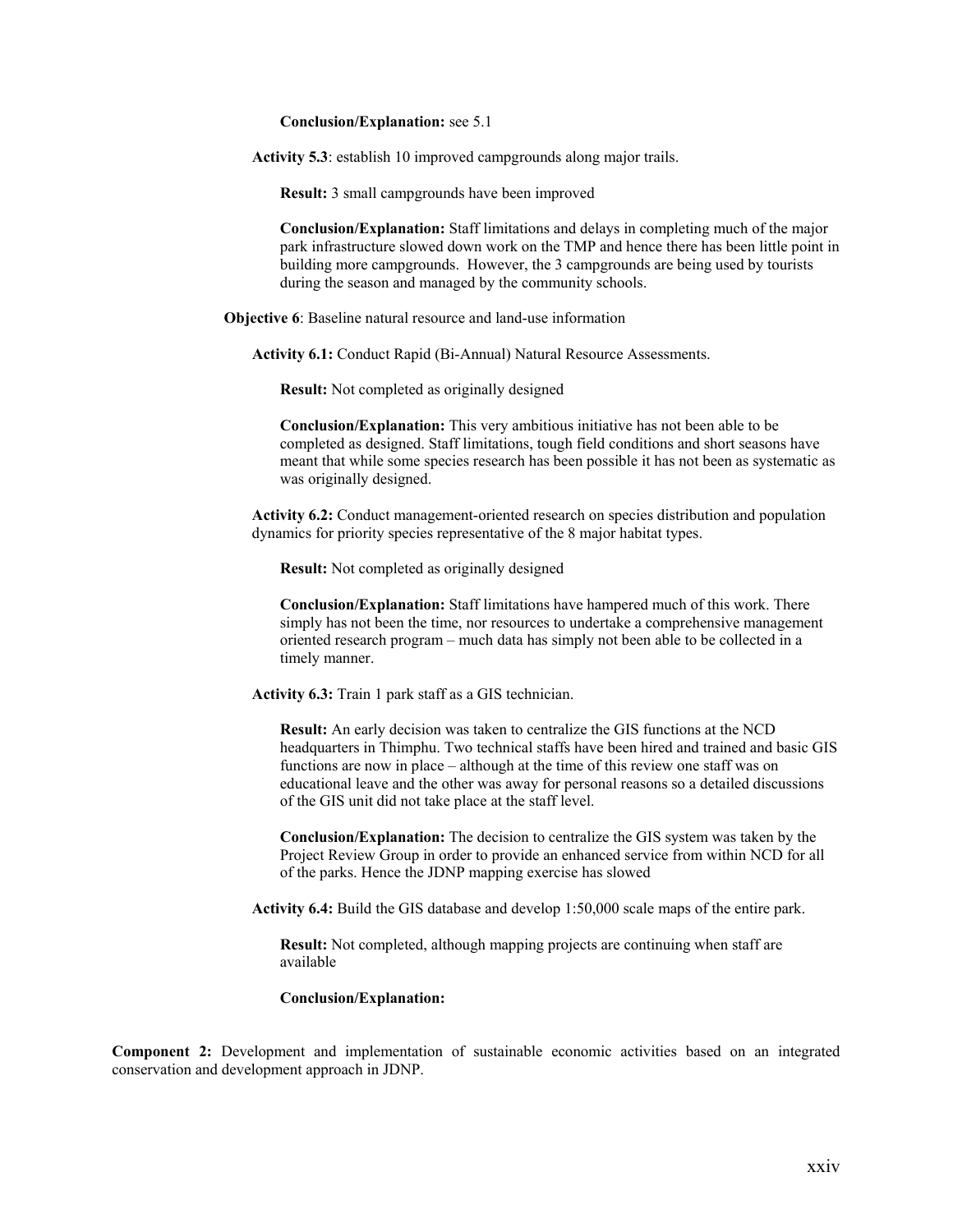**Conclusion/Explanation:** see 5.1

**Activity 5.3**: establish 10 improved campgrounds along major trails.

**Result:** 3 small campgrounds have been improved

**Conclusion/Explanation:** Staff limitations and delays in completing much of the major park infrastructure slowed down work on the TMP and hence there has been little point in building more campgrounds. However, the 3 campgrounds are being used by tourists during the season and managed by the community schools.

**Objective 6**: Baseline natural resource and land-use information

**Activity 6.1:** Conduct Rapid (Bi-Annual) Natural Resource Assessments.

**Result:** Not completed as originally designed

**Conclusion/Explanation:** This very ambitious initiative has not been able to be completed as designed. Staff limitations, tough field conditions and short seasons have meant that while some species research has been possible it has not been as systematic as was originally designed.

**Activity 6.2:** Conduct management-oriented research on species distribution and population dynamics for priority species representative of the 8 major habitat types.

**Result:** Not completed as originally designed

**Conclusion/Explanation:** Staff limitations have hampered much of this work. There simply has not been the time, nor resources to undertake a comprehensive management oriented research program – much data has simply not been able to be collected in a timely manner.

**Activity 6.3:** Train 1 park staff as a GIS technician.

**Result:** An early decision was taken to centralize the GIS functions at the NCD headquarters in Thimphu. Two technical staffs have been hired and trained and basic GIS functions are now in place – although at the time of this review one staff was on educational leave and the other was away for personal reasons so a detailed discussions of the GIS unit did not take place at the staff level.

**Conclusion/Explanation:** The decision to centralize the GIS system was taken by the Project Review Group in order to provide an enhanced service from within NCD for all of the parks. Hence the JDNP mapping exercise has slowed

**Activity 6.4:** Build the GIS database and develop 1:50,000 scale maps of the entire park.

**Result:** Not completed, although mapping projects are continuing when staff are available

**Conclusion/Explanation:**

**Component 2:** Development and implementation of sustainable economic activities based on an integrated conservation and development approach in JDNP.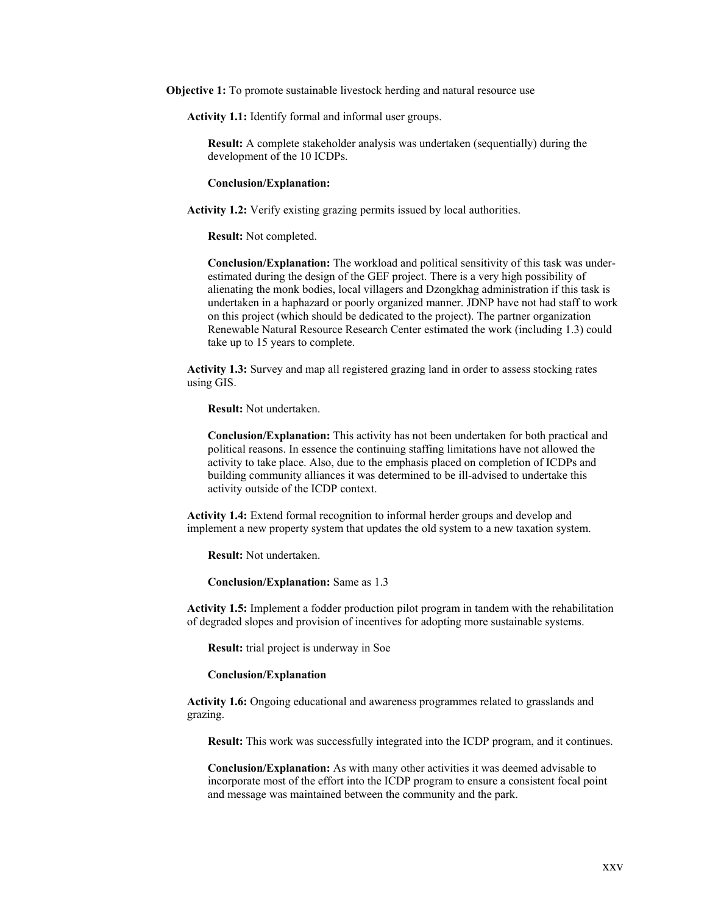**Objective 1:** To promote sustainable livestock herding and natural resource use

**Activity 1.1:** Identify formal and informal user groups.

**Result:** A complete stakeholder analysis was undertaken (sequentially) during the development of the 10 ICDPs.

**Conclusion/Explanation:**

**Activity 1.2:** Verify existing grazing permits issued by local authorities.

**Result:** Not completed.

**Conclusion/Explanation:** The workload and political sensitivity of this task was under-estimated during the design of the GEF project. There is a very high possibility of alienating the monk bodies, local villagers and Dzongkhag administration if this task is undertaken in a haphazard or poorly organized manner. JDNP have not had staff to work on this project (which should be dedicated to the project). The partner organization Renewable Natural Resource Research Center estimated the work (including 1.3) could take up to 15 years to complete.

**Activity 1.3:** Survey and map all registered grazing land in order to assess stocking rates using GIS.

**Result:** Not undertaken.

**Conclusion/Explanation:** This activity has not been undertaken for both practical and political reasons. In essence the continuing staffing limitations have not allowed the activity to take place. Also, due to the emphasis placed on completion of ICDPs and building community alliances it was determined to be ill-advised to undertake this activity outside of the ICDP context.

**Activity 1.4:** Extend formal recognition to informal herder groups and develop and implement a new property system that updates the old system to a new taxation system.

**Result:** Not undertaken.

**Conclusion/Explanation:** Same as 1.3

**Activity 1.5:** Implement a fodder production pilot program in tandem with the rehabilitation of degraded slopes and provision of incentives for adopting more sustainable systems.

**Result:** trial project is underway in Soe

**Conclusion/Explanation**

**Activity 1.6:** Ongoing educational and awareness programmes related to grasslands and grazing.

**Result:** This work was successfully integrated into the ICDP program, and it continues.

**Conclusion/Explanation:** As with many other activities it was deemed advisable to incorporate most of the effort into the ICDP program to ensure a consistent focal point and message was maintained between the community and the park.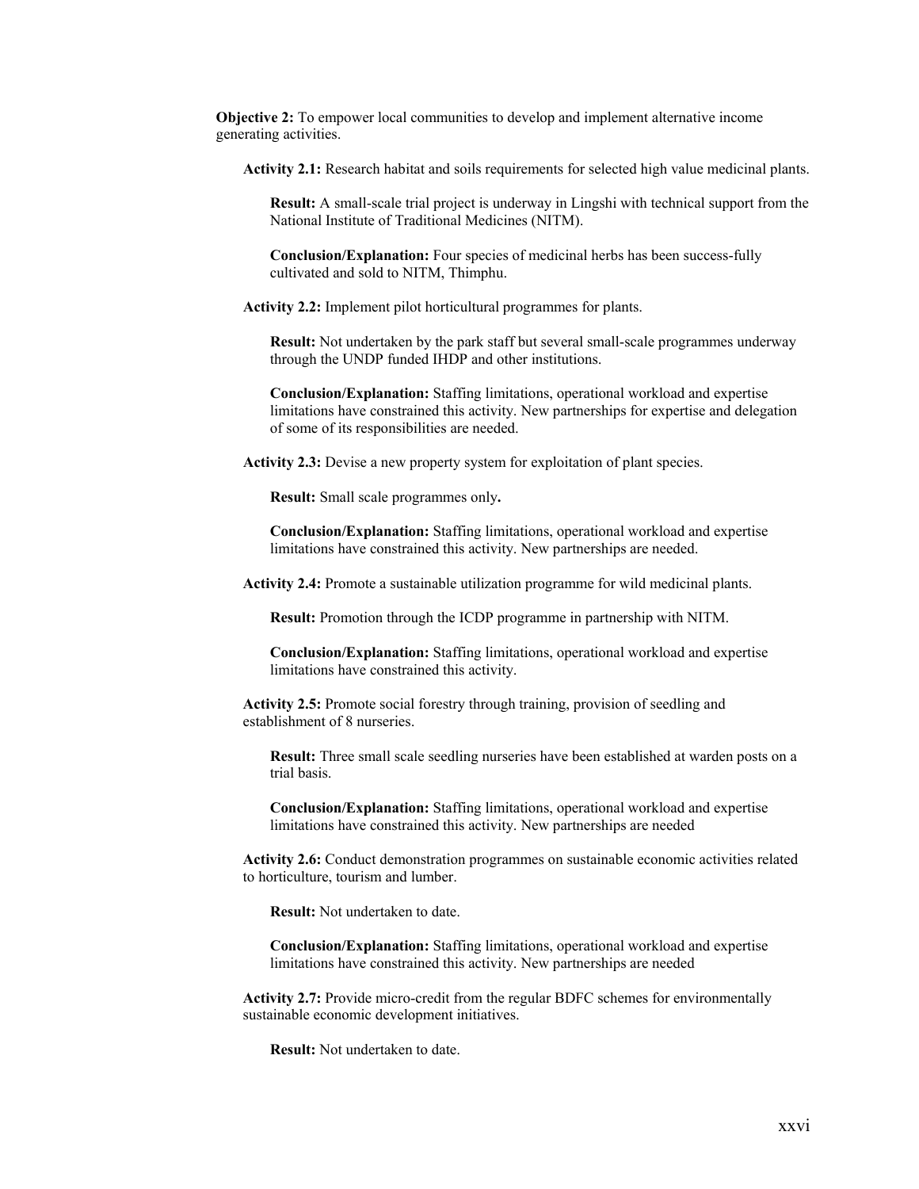**Objective 2:** To empower local communities to develop and implement alternative income generating activities.

**Activity 2.1:** Research habitat and soils requirements for selected high value medicinal plants.

**Result:** A small-scale trial project is underway in Lingshi with technical support from the National Institute of Traditional Medicines (NITM).

**Conclusion/Explanation:** Four species of medicinal herbs has been success-fully cultivated and sold to NITM, Thimphu.

**Activity 2.2:** Implement pilot horticultural programmes for plants.

**Result:** Not undertaken by the park staff but several small-scale programmes underway through the UNDP funded IHDP and other institutions.

**Conclusion/Explanation:** Staffing limitations, operational workload and expertise limitations have constrained this activity. New partnerships for expertise and delegation of some of its responsibilities are needed.

**Activity 2.3:** Devise a new property system for exploitation of plant species.

**Result:** Small scale programmes only**.**

**Conclusion/Explanation:** Staffing limitations, operational workload and expertise limitations have constrained this activity. New partnerships are needed.

**Activity 2.4:** Promote a sustainable utilization programme for wild medicinal plants.

**Result:** Promotion through the ICDP programme in partnership with NITM.

**Conclusion/Explanation:** Staffing limitations, operational workload and expertise limitations have constrained this activity.

**Activity 2.5:** Promote social forestry through training, provision of seedling and establishment of 8 nurseries.

**Result:** Three small scale seedling nurseries have been established at warden posts on a trial basis.

**Conclusion/Explanation:** Staffing limitations, operational workload and expertise limitations have constrained this activity. New partnerships are needed

**Activity 2.6:** Conduct demonstration programmes on sustainable economic activities related to horticulture, tourism and lumber.

**Result:** Not undertaken to date.

**Conclusion/Explanation:** Staffing limitations, operational workload and expertise limitations have constrained this activity. New partnerships are needed

**Activity 2.7:** Provide micro-credit from the regular BDFC schemes for environmentally sustainable economic development initiatives.

**Result:** Not undertaken to date.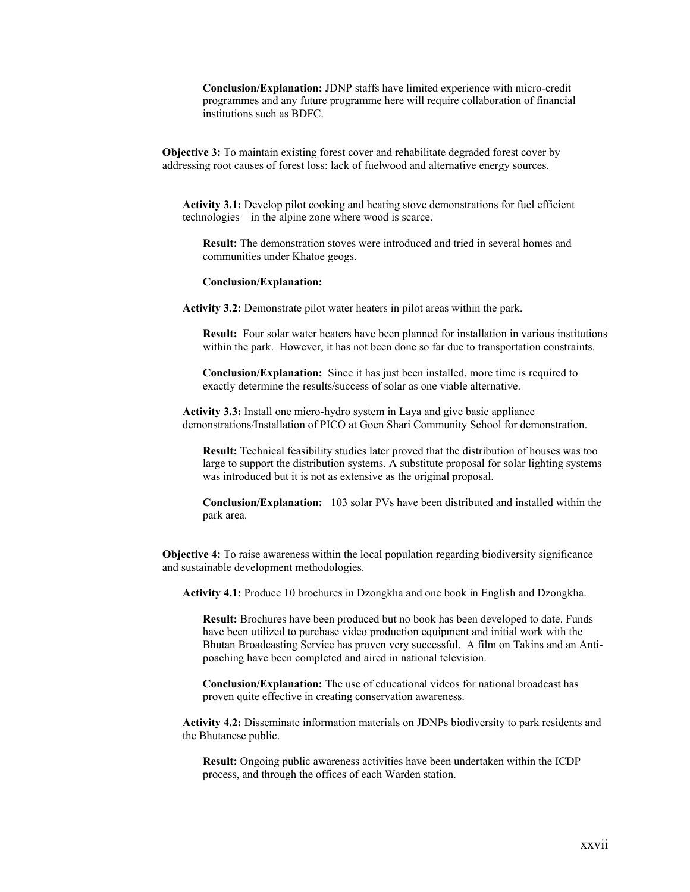**Conclusion/Explanation:** JDNP staffs have limited experience with micro-credit programmes and any future programme here will require collaboration of financial institutions such as BDFC.

**Objective 3:** To maintain existing forest cover and rehabilitate degraded forest cover by addressing root causes of forest loss: lack of fuelwood and alternative energy sources.

**Activity 3.1:** Develop pilot cooking and heating stove demonstrations for fuel efficient technologies – in the alpine zone where wood is scarce.

**Result:** The demonstration stoves were introduced and tried in several homes and communities under Khatoe geogs.

**Conclusion/Explanation:**

**Activity 3.2:** Demonstrate pilot water heaters in pilot areas within the park.

**Result:** Four solar water heaters have been planned for installation in various institutions within the park. However, it has not been done so far due to transportation constraints.

**Conclusion/Explanation:** Since it has just been installed, more time is required to exactly determine the results/success of solar as one viable alternative.

**Activity 3.3:** Install one micro-hydro system in Laya and give basic appliance demonstrations/Installation of PICO at Goen Shari Community School for demonstration.

**Result:** Technical feasibility studies later proved that the distribution of houses was too large to support the distribution systems. A substitute proposal for solar lighting systems was introduced but it is not as extensive as the original proposal.

**Conclusion/Explanation:** 103 solar PVs have been distributed and installed within the park area.

**Objective 4:** To raise awareness within the local population regarding biodiversity significance and sustainable development methodologies.

**Activity 4.1:** Produce 10 brochures in Dzongkha and one book in English and Dzongkha.

**Result:** Brochures have been produced but no book has been developed to date. Funds have been utilized to purchase video production equipment and initial work with the Bhutan Broadcasting Service has proven very successful. A film on Takins and an Anti-poaching have been completed and aired in national television.

**Conclusion/Explanation:** The use of educational videos for national broadcast has proven quite effective in creating conservation awareness.

**Activity 4.2:** Disseminate information materials on JDNPs biodiversity to park residents and the Bhutanese public.

**Result:** Ongoing public awareness activities have been undertaken within the ICDP process, and through the offices of each Warden station.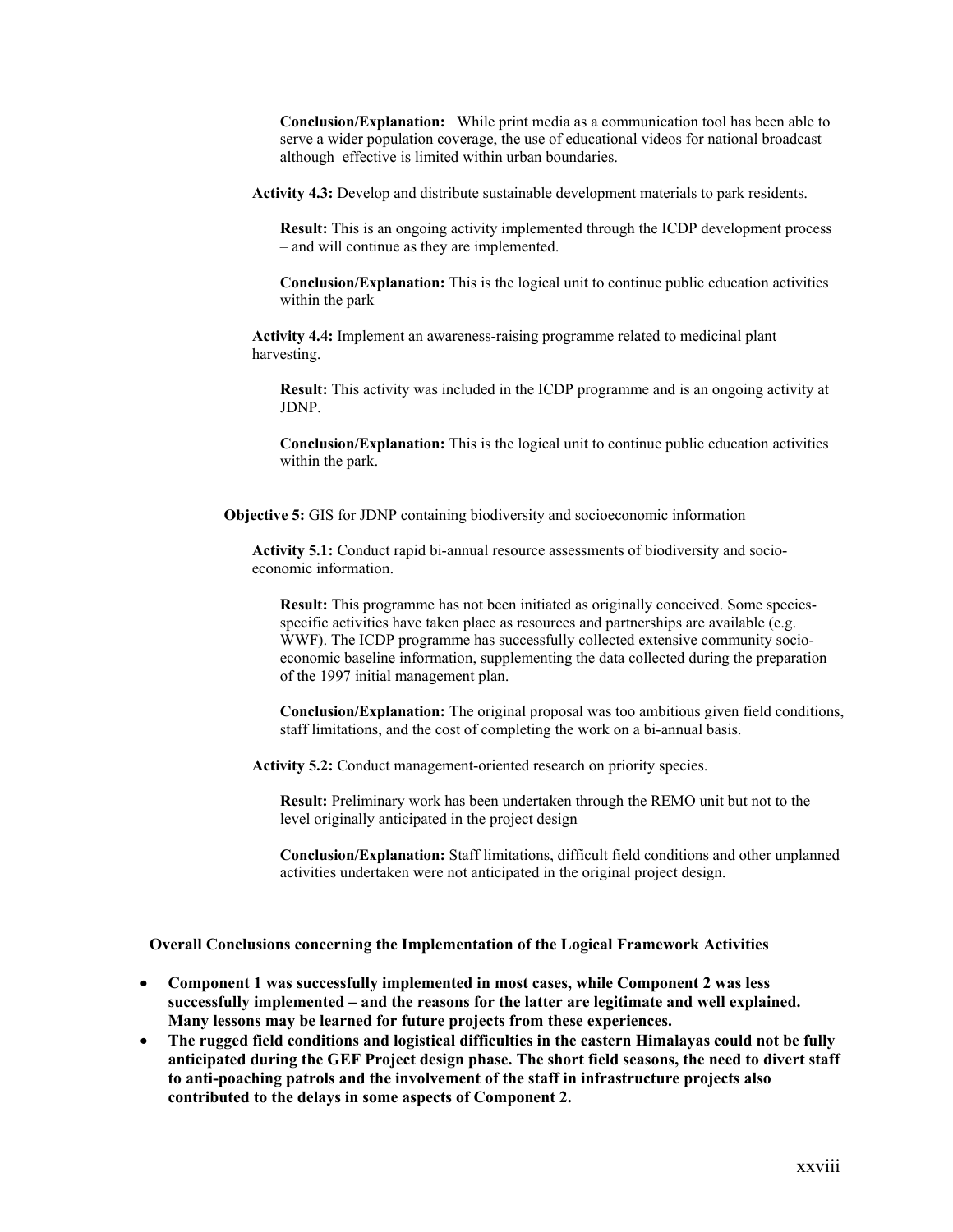**Conclusion/Explanation:** While print media as a communication tool has been able to serve a wider population coverage, the use of educational videos for national broadcast although effective is limited within urban boundaries.

**Activity 4.3:** Develop and distribute sustainable development materials to park residents.

**Result:** This is an ongoing activity implemented through the ICDP development process – and will continue as they are implemented.

**Conclusion/Explanation:** This is the logical unit to continue public education activities within the park

**Activity 4.4:** Implement an awareness-raising programme related to medicinal plant harvesting.

**Result:** This activity was included in the ICDP programme and is an ongoing activity at JDNP.

**Conclusion/Explanation:** This is the logical unit to continue public education activities within the park.

**Objective 5:** GIS for JDNP containing biodiversity and socioeconomic information

**Activity 5.1:** Conduct rapid bi-annual resource assessments of biodiversity and socio-economic information.

**Result:** This programme has not been initiated as originally conceived. Some species-specific activities have taken place as resources and partnerships are available (e.g. WWF). The ICDP programme has successfully collected extensive community socio-economic baseline information, supplementing the data collected during the preparation of the 1997 initial management plan.

**Conclusion/Explanation:** The original proposal was too ambitious given field conditions, staff limitations, and the cost of completing the work on a bi-annual basis.

**Activity 5.2:** Conduct management-oriented research on priority species.

**Result:** Preliminary work has been undertaken through the REMO unit but not to the level originally anticipated in the project design

**Conclusion/Explanation:** Staff limitations, difficult field conditions and other unplanned activities undertaken were not anticipated in the original project design.

**Overall Conclusions concerning the Implementation of the Logical Framework Activities**

- **Component 1 was successfully implemented in most cases, while Component 2 was less successfully implemented – and the reasons for the latter are legitimate and well explained. Many lessons may be learned for future projects from these experiences.**
- **The rugged field conditions and logistical difficulties in the eastern Himalayas could not be fully anticipated during the GEF Project design phase. The short field seasons, the need to divert staff to anti-poaching patrols and the involvement of the staff in infrastructure projects also contributed to the delays in some aspects of Component 2.**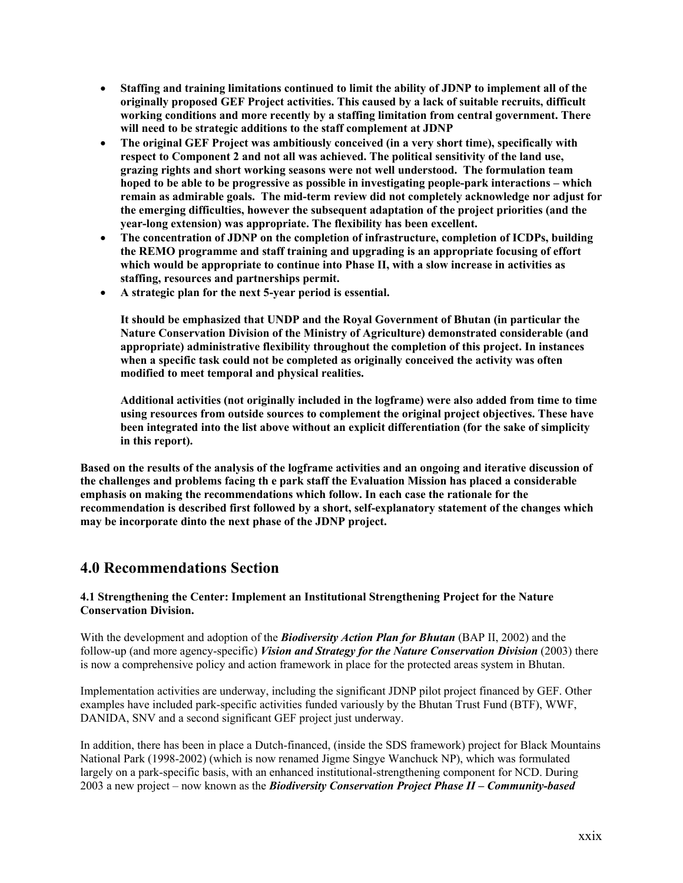- **Staffing and training limitations continued to limit the ability of JDNP to implement all of the originally proposed GEF Project activities. This caused by a lack of suitable recruits, difficult working conditions and more recently by a staffing limitation from central government. There will need to be strategic additions to the staff complement at JDNP**
- **The original GEF Project was ambitiously conceived (in a very short time), specifically with respect to Component 2 and not all was achieved. The political sensitivity of the land use, grazing rights and short working seasons were not well understood. The formulation team hoped to be able to be progressive as possible in investigating people-park interactions – which remain as admirable goals. The mid-term review did not completely acknowledge nor adjust for the emerging difficulties, however the subsequent adaptation of the project priorities (and the year-long extension) was appropriate. The flexibility has been excellent.**
- **The concentration of JDNP on the completion of infrastructure, completion of ICDPs, building the REMO programme and staff training and upgrading is an appropriate focusing of effort which would be appropriate to continue into Phase II, with a slow increase in activities as staffing, resources and partnerships permit.**
- **A strategic plan for the next 5-year period is essential.**

  **It should be emphasized that UNDP and the Royal Government of Bhutan (in particular the Nature Conservation Division of the Ministry of Agriculture) demonstrated considerable (and appropriate) administrative flexibility throughout the completion of this project. In instances when a specific task could not be completed as originally conceived the activity was often modified to meet temporal and physical realities.**

  **Additional activities (not originally included in the logframe) were also added from time to time using resources from outside sources to complement the original project objectives. These have been integrated into the list above without an explicit differentiation (for the sake of simplicity in this report).**

**Based on the results of the analysis of the logframe activities and an ongoing and iterative discussion of the challenges and problems facing th e park staff the Evaluation Mission has placed a considerable emphasis on making the recommendations which follow. In each case the rationale for the recommendation is described first followed by a short, self-explanatory statement of the changes which may be incorporate dinto the next phase of the JDNP project.**

## 4.0 Recommendations Section

**4.1 Strengthening the Center: Implement an Institutional Strengthening Project for the Nature Conservation Division.**

With the development and adoption of the ***Biodiversity Action Plan for Bhutan*** (BAP II, 2002) and the follow-up (and more agency-specific) ***Vision and Strategy for the Nature Conservation Division*** (2003) there is now a comprehensive policy and action framework in place for the protected areas system in Bhutan.

Implementation activities are underway, including the significant JDNP pilot project financed by GEF. Other examples have included park-specific activities funded variously by the Bhutan Trust Fund (BTF), WWF, DANIDA, SNV and a second significant GEF project just underway.

In addition, there has been in place a Dutch-financed, (inside the SDS framework) project for Black Mountains National Park (1998-2002) (which is now renamed Jigme Singye Wanchuck NP), which was formulated largely on a park-specific basis, with an enhanced institutional-strengthening component for NCD. During 2003 a new project – now known as the ***Biodiversity Conservation Project Phase II – Community-based***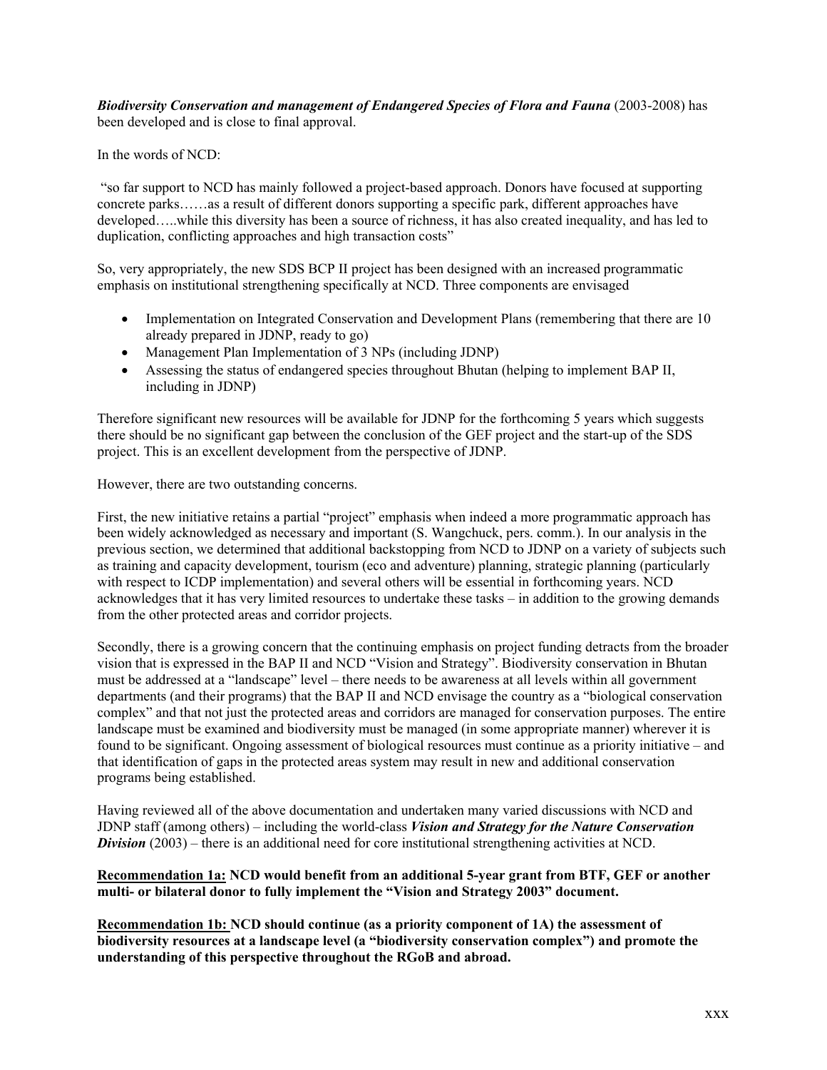***Biodiversity Conservation and management of Endangered Species of Flora and Fauna*** (2003-2008) has been developed and is close to final approval.

In the words of NCD:

"so far support to NCD has mainly followed a project-based approach. Donors have focused at supporting concrete parks……as a result of different donors supporting a specific park, different approaches have developed…..while this diversity has been a source of richness, it has also created inequality, and has led to duplication, conflicting approaches and high transaction costs"

So, very appropriately, the new SDS BCP II project has been designed with an increased programmatic emphasis on institutional strengthening specifically at NCD. Three components are envisaged

- Implementation on Integrated Conservation and Development Plans (remembering that there are 10 already prepared in JDNP, ready to go)
- Management Plan Implementation of 3 NPs (including JDNP)
- Assessing the status of endangered species throughout Bhutan (helping to implement BAP II, including in JDNP)

Therefore significant new resources will be available for JDNP for the forthcoming 5 years which suggests there should be no significant gap between the conclusion of the GEF project and the start-up of the SDS project. This is an excellent development from the perspective of JDNP.

However, there are two outstanding concerns.

First, the new initiative retains a partial "project" emphasis when indeed a more programmatic approach has been widely acknowledged as necessary and important (S. Wangchuck, pers. comm.). In our analysis in the previous section, we determined that additional backstopping from NCD to JDNP on a variety of subjects such as training and capacity development, tourism (eco and adventure) planning, strategic planning (particularly with respect to ICDP implementation) and several others will be essential in forthcoming years. NCD acknowledges that it has very limited resources to undertake these tasks – in addition to the growing demands from the other protected areas and corridor projects.

Secondly, there is a growing concern that the continuing emphasis on project funding detracts from the broader vision that is expressed in the BAP II and NCD "Vision and Strategy". Biodiversity conservation in Bhutan must be addressed at a "landscape" level – there needs to be awareness at all levels within all government departments (and their programs) that the BAP II and NCD envisage the country as a "biological conservation complex" and that not just the protected areas and corridors are managed for conservation purposes. The entire landscape must be examined and biodiversity must be managed (in some appropriate manner) wherever it is found to be significant. Ongoing assessment of biological resources must continue as a priority initiative – and that identification of gaps in the protected areas system may result in new and additional conservation programs being established.

Having reviewed all of the above documentation and undertaken many varied discussions with NCD and JDNP staff (among others) – including the world-class ***Vision and Strategy for the Nature Conservation Division*** (2003) – there is an additional need for core institutional strengthening activities at NCD.

**Recommendation 1a: NCD would benefit from an additional 5-year grant from BTF, GEF or another multi- or bilateral donor to fully implement the "Vision and Strategy 2003" document.**

**Recommendation 1b: NCD should continue (as a priority component of 1A) the assessment of biodiversity resources at a landscape level (a "biodiversity conservation complex") and promote the understanding of this perspective throughout the RGoB and abroad.**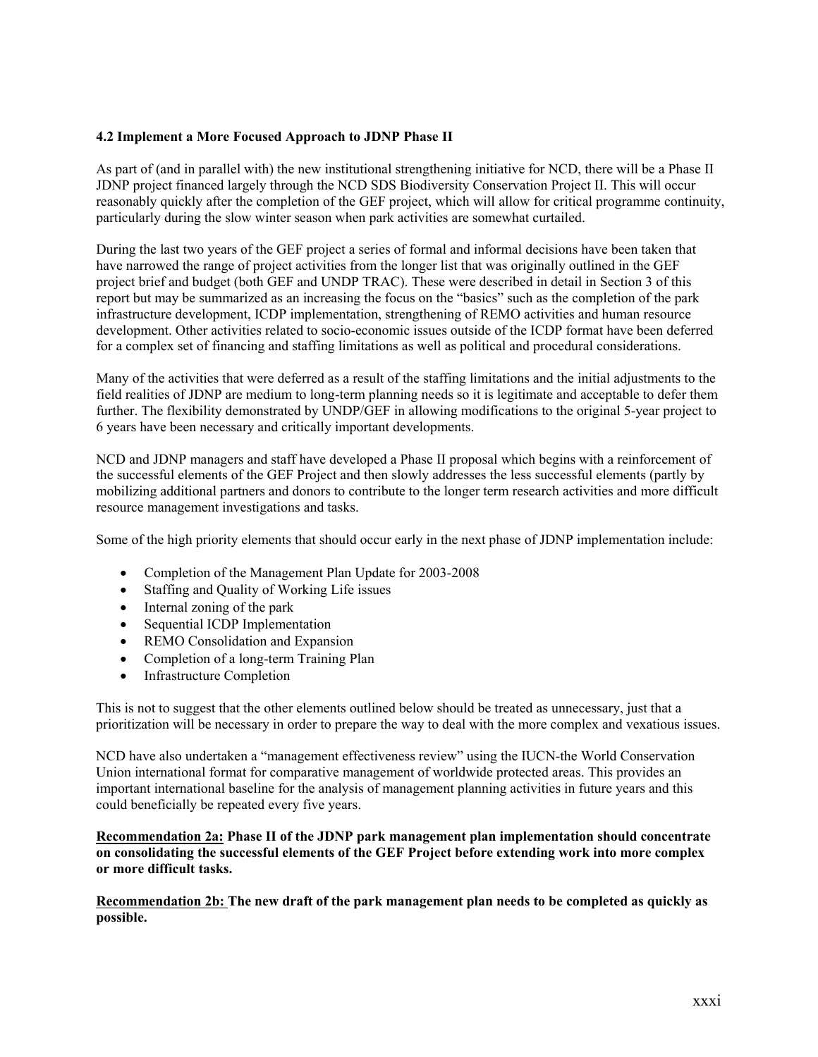### 4.2 Implement a More Focused Approach to JDNP Phase II

As part of (and in parallel with) the new institutional strengthening initiative for NCD, there will be a Phase II JDNP project financed largely through the NCD SDS Biodiversity Conservation Project II. This will occur reasonably quickly after the completion of the GEF project, which will allow for critical programme continuity, particularly during the slow winter season when park activities are somewhat curtailed.

During the last two years of the GEF project a series of formal and informal decisions have been taken that have narrowed the range of project activities from the longer list that was originally outlined in the GEF project brief and budget (both GEF and UNDP TRAC). These were described in detail in Section 3 of this report but may be summarized as an increasing the focus on the "basics" such as the completion of the park infrastructure development, ICDP implementation, strengthening of REMO activities and human resource development. Other activities related to socio-economic issues outside of the ICDP format have been deferred for a complex set of financing and staffing limitations as well as political and procedural considerations.

Many of the activities that were deferred as a result of the staffing limitations and the initial adjustments to the field realities of JDNP are medium to long-term planning needs so it is legitimate and acceptable to defer them further. The flexibility demonstrated by UNDP/GEF in allowing modifications to the original 5-year project to 6 years have been necessary and critically important developments.

NCD and JDNP managers and staff have developed a Phase II proposal which begins with a reinforcement of the successful elements of the GEF Project and then slowly addresses the less successful elements (partly by mobilizing additional partners and donors to contribute to the longer term research activities and more difficult resource management investigations and tasks.

Some of the high priority elements that should occur early in the next phase of JDNP implementation include:

- Completion of the Management Plan Update for 2003-2008
- Staffing and Quality of Working Life issues
- Internal zoning of the park
- Sequential ICDP Implementation
- REMO Consolidation and Expansion
- Completion of a long-term Training Plan
- Infrastructure Completion

This is not to suggest that the other elements outlined below should be treated as unnecessary, just that a prioritization will be necessary in order to prepare the way to deal with the more complex and vexatious issues.

NCD have also undertaken a "management effectiveness review" using the IUCN-the World Conservation Union international format for comparative management of worldwide protected areas. This provides an important international baseline for the analysis of management planning activities in future years and this could beneficially be repeated every five years.

**<u>Recommendation 2a:</u> Phase II of the JDNP park management plan implementation should concentrate on consolidating the successful elements of the GEF Project before extending work into more complex or more difficult tasks.**

**<u>Recommendation 2b:</u> The new draft of the park management plan needs to be completed as quickly as possible.**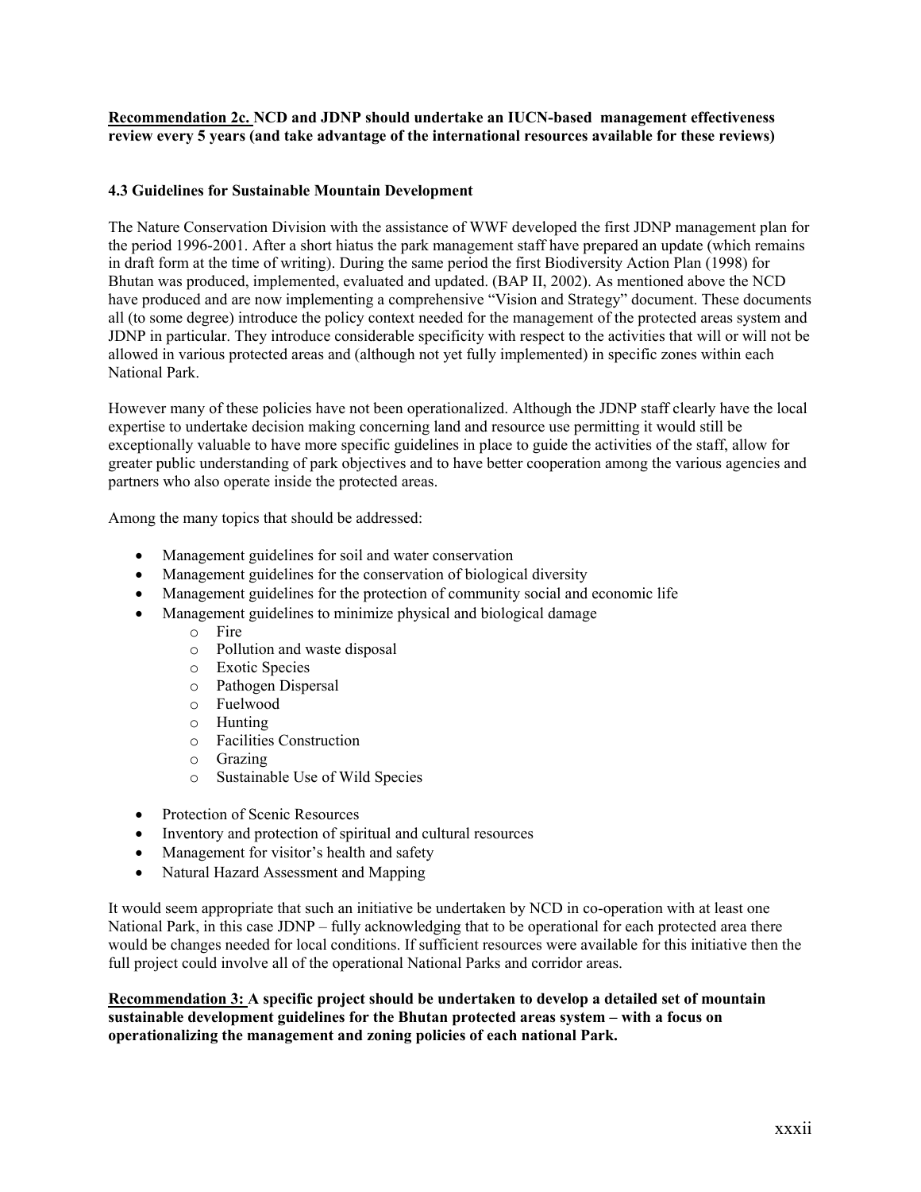**<u>Recommendation 2c.</u> NCD and JDNP should undertake an IUCN-based management effectiveness review every 5 years (and take advantage of the international resources available for these reviews)**

### 4.3 Guidelines for Sustainable Mountain Development

The Nature Conservation Division with the assistance of WWF developed the first JDNP management plan for the period 1996-2001. After a short hiatus the park management staff have prepared an update (which remains in draft form at the time of writing). During the same period the first Biodiversity Action Plan (1998) for Bhutan was produced, implemented, evaluated and updated. (BAP II, 2002). As mentioned above the NCD have produced and are now implementing a comprehensive "Vision and Strategy" document. These documents all (to some degree) introduce the policy context needed for the management of the protected areas system and JDNP in particular. They introduce considerable specificity with respect to the activities that will or will not be allowed in various protected areas and (although not yet fully implemented) in specific zones within each National Park.

However many of these policies have not been operationalized. Although the JDNP staff clearly have the local expertise to undertake decision making concerning land and resource use permitting it would still be exceptionally valuable to have more specific guidelines in place to guide the activities of the staff, allow for greater public understanding of park objectives and to have better cooperation among the various agencies and partners who also operate inside the protected areas.

Among the many topics that should be addressed:

- Management guidelines for soil and water conservation
- Management guidelines for the conservation of biological diversity
- Management guidelines for the protection of community social and economic life
- Management guidelines to minimize physical and biological damage
    - Fire
    - Pollution and waste disposal
    - Exotic Species
    - Pathogen Dispersal
    - Fuelwood
    - Hunting
    - Facilities Construction
    - Grazing
    - Sustainable Use of Wild Species
- Protection of Scenic Resources
- Inventory and protection of spiritual and cultural resources
- Management for visitor's health and safety
- Natural Hazard Assessment and Mapping

It would seem appropriate that such an initiative be undertaken by NCD in co-operation with at least one National Park, in this case JDNP – fully acknowledging that to be operational for each protected area there would be changes needed for local conditions. If sufficient resources were available for this initiative then the full project could involve all of the operational National Parks and corridor areas.

**<u>Recommendation 3:</u> A specific project should be undertaken to develop a detailed set of mountain sustainable development guidelines for the Bhutan protected areas system – with a focus on operationalizing the management and zoning policies of each national Park.**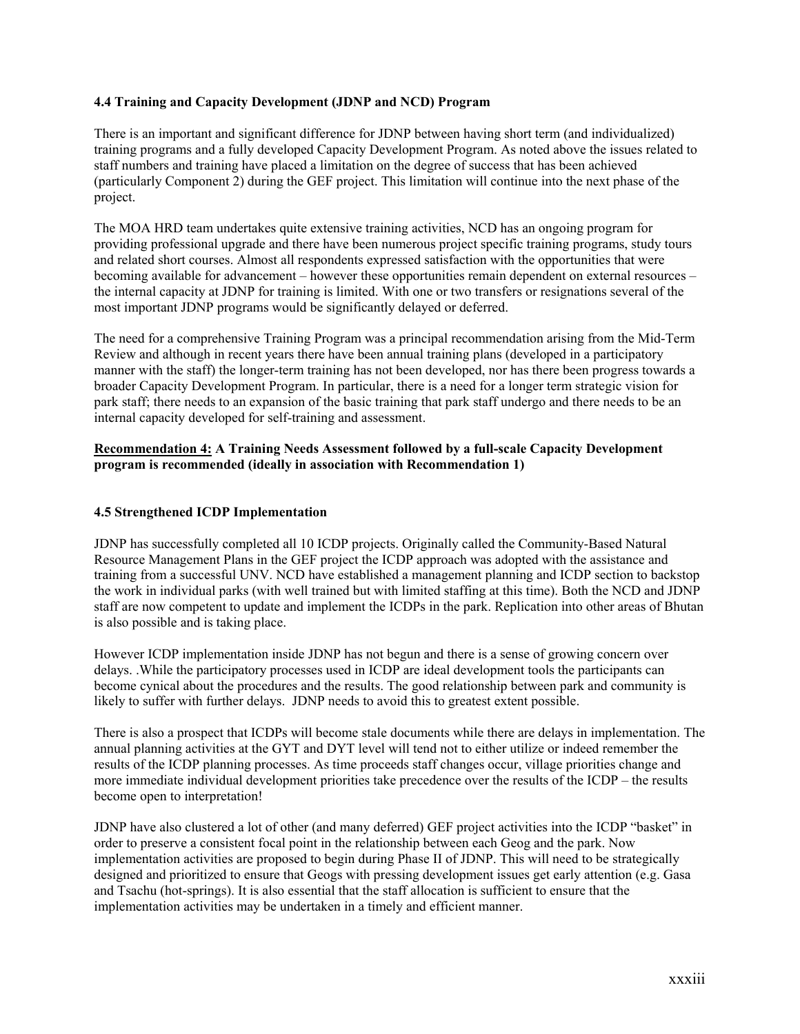### 4.4 Training and Capacity Development (JDNP and NCD) Program

There is an important and significant difference for JDNP between having short term (and individualized) training programs and a fully developed Capacity Development Program. As noted above the issues related to staff numbers and training have placed a limitation on the degree of success that has been achieved (particularly Component 2) during the GEF project. This limitation will continue into the next phase of the project.

The MOA HRD team undertakes quite extensive training activities, NCD has an ongoing program for providing professional upgrade and there have been numerous project specific training programs, study tours and related short courses. Almost all respondents expressed satisfaction with the opportunities that were becoming available for advancement – however these opportunities remain dependent on external resources – the internal capacity at JDNP for training is limited. With one or two transfers or resignations several of the most important JDNP programs would be significantly delayed or deferred.

The need for a comprehensive Training Program was a principal recommendation arising from the Mid-Term Review and although in recent years there have been annual training plans (developed in a participatory manner with the staff) the longer-term training has not been developed, nor has there been progress towards a broader Capacity Development Program. In particular, there is a need for a longer term strategic vision for park staff; there needs to an expansion of the basic training that park staff undergo and there needs to be an internal capacity developed for self-training and assessment.

**Recommendation 4: A Training Needs Assessment followed by a full-scale Capacity Development program is recommended (ideally in association with Recommendation 1)**

### 4.5 Strengthened ICDP Implementation

JDNP has successfully completed all 10 ICDP projects. Originally called the Community-Based Natural Resource Management Plans in the GEF project the ICDP approach was adopted with the assistance and training from a successful UNV. NCD have established a management planning and ICDP section to backstop the work in individual parks (with well trained but with limited staffing at this time). Both the NCD and JDNP staff are now competent to update and implement the ICDPs in the park. Replication into other areas of Bhutan is also possible and is taking place.

However ICDP implementation inside JDNP has not begun and there is a sense of growing concern over delays. .While the participatory processes used in ICDP are ideal development tools the participants can become cynical about the procedures and the results. The good relationship between park and community is likely to suffer with further delays. JDNP needs to avoid this to greatest extent possible.

There is also a prospect that ICDPs will become stale documents while there are delays in implementation. The annual planning activities at the GYT and DYT level will tend not to either utilize or indeed remember the results of the ICDP planning processes. As time proceeds staff changes occur, village priorities change and more immediate individual development priorities take precedence over the results of the ICDP – the results become open to interpretation!

JDNP have also clustered a lot of other (and many deferred) GEF project activities into the ICDP "basket" in order to preserve a consistent focal point in the relationship between each Geog and the park. Now implementation activities are proposed to begin during Phase II of JDNP. This will need to be strategically designed and prioritized to ensure that Geogs with pressing development issues get early attention (e.g. Gasa and Tsachu (hot-springs). It is also essential that the staff allocation is sufficient to ensure that the implementation activities may be undertaken in a timely and efficient manner.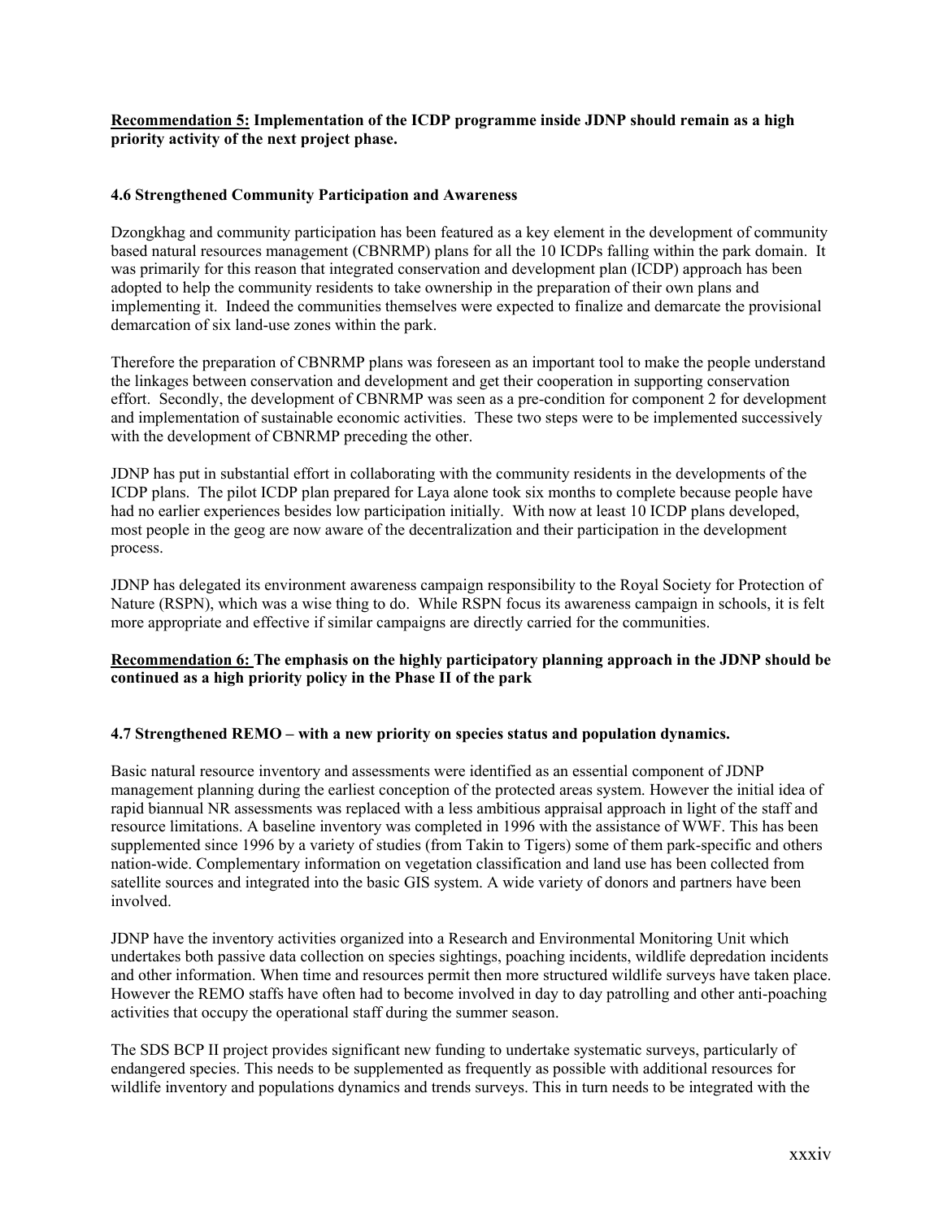**Recommendation 5:** **Implementation of the ICDP programme inside JDNP should remain as a high priority activity of the next project phase.**

### 4.6 Strengthened Community Participation and Awareness

Dzongkhag and community participation has been featured as a key element in the development of community based natural resources management (CBNRMP) plans for all the 10 ICDPs falling within the park domain. It was primarily for this reason that integrated conservation and development plan (ICDP) approach has been adopted to help the community residents to take ownership in the preparation of their own plans and implementing it. Indeed the communities themselves were expected to finalize and demarcate the provisional demarcation of six land-use zones within the park.

Therefore the preparation of CBNRMP plans was foreseen as an important tool to make the people understand the linkages between conservation and development and get their cooperation in supporting conservation effort. Secondly, the development of CBNRMP was seen as a pre-condition for component 2 for development and implementation of sustainable economic activities. These two steps were to be implemented successively with the development of CBNRMP preceding the other.

JDNP has put in substantial effort in collaborating with the community residents in the developments of the ICDP plans. The pilot ICDP plan prepared for Laya alone took six months to complete because people have had no earlier experiences besides low participation initially. With now at least 10 ICDP plans developed, most people in the geog are now aware of the decentralization and their participation in the development process.

JDNP has delegated its environment awareness campaign responsibility to the Royal Society for Protection of Nature (RSPN), which was a wise thing to do. While RSPN focus its awareness campaign in schools, it is felt more appropriate and effective if similar campaigns are directly carried for the communities.

**Recommendation 6:** **The emphasis on the highly participatory planning approach in the JDNP should be continued as a high priority policy in the Phase II of the park**

### 4.7 Strengthened REMO – with a new priority on species status and population dynamics.

Basic natural resource inventory and assessments were identified as an essential component of JDNP management planning during the earliest conception of the protected areas system. However the initial idea of rapid biannual NR assessments was replaced with a less ambitious appraisal approach in light of the staff and resource limitations. A baseline inventory was completed in 1996 with the assistance of WWF. This has been supplemented since 1996 by a variety of studies (from Takin to Tigers) some of them park-specific and others nation-wide. Complementary information on vegetation classification and land use has been collected from satellite sources and integrated into the basic GIS system. A wide variety of donors and partners have been involved.

JDNP have the inventory activities organized into a Research and Environmental Monitoring Unit which undertakes both passive data collection on species sightings, poaching incidents, wildlife depredation incidents and other information. When time and resources permit then more structured wildlife surveys have taken place. However the REMO staffs have often had to become involved in day to day patrolling and other anti-poaching activities that occupy the operational staff during the summer season.

The SDS BCP II project provides significant new funding to undertake systematic surveys, particularly of endangered species. This needs to be supplemented as frequently as possible with additional resources for wildlife inventory and populations dynamics and trends surveys. This in turn needs to be integrated with the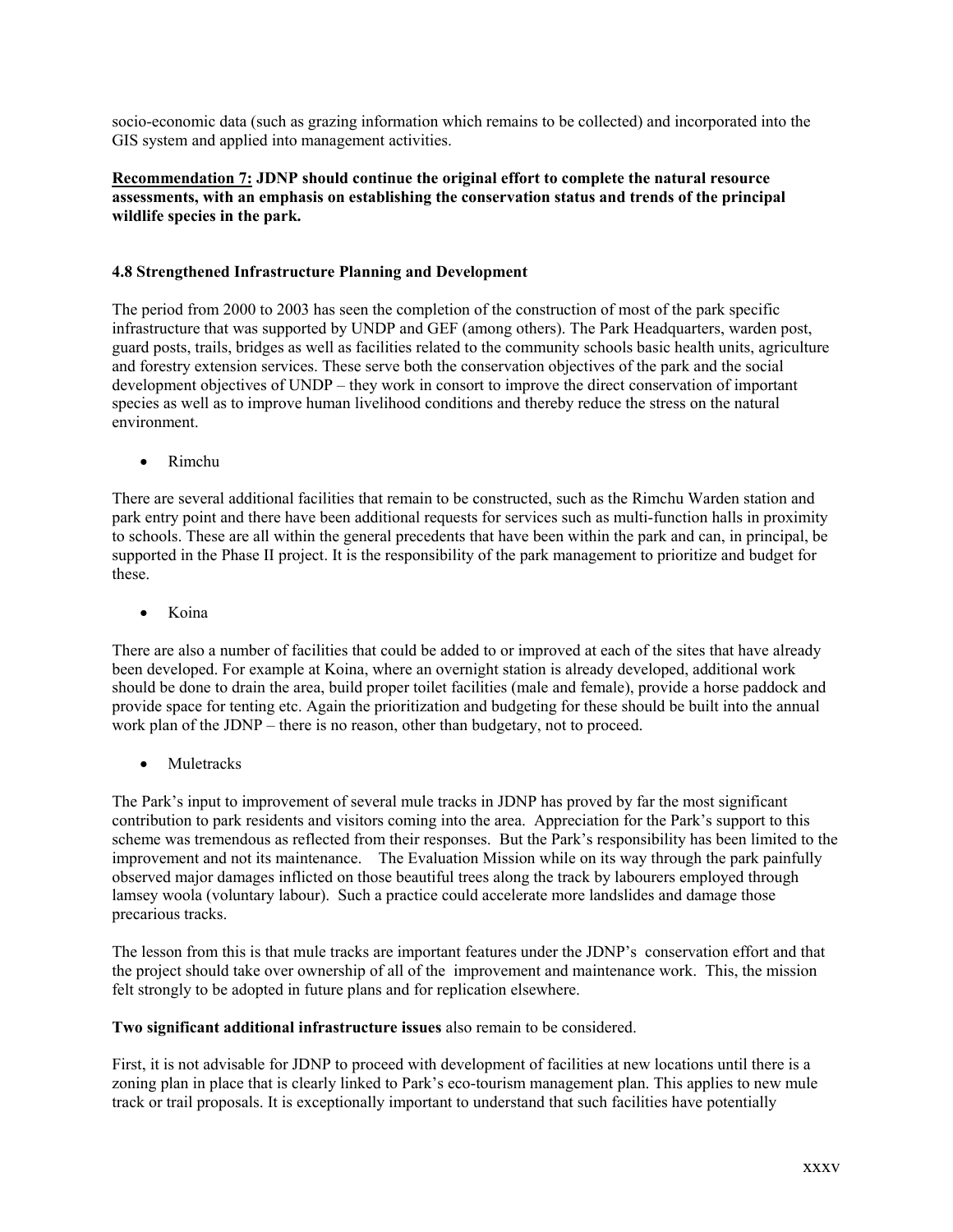socio-economic data (such as grazing information which remains to be collected) and incorporated into the GIS system and applied into management activities.

**<u>Recommendation 7:</u> JDNP should continue the original effort to complete the natural resource assessments, with an emphasis on establishing the conservation status and trends of the principal wildlife species in the park.**

### 4.8 Strengthened Infrastructure Planning and Development

The period from 2000 to 2003 has seen the completion of the construction of most of the park specific infrastructure that was supported by UNDP and GEF (among others). The Park Headquarters, warden post, guard posts, trails, bridges as well as facilities related to the community schools basic health units, agriculture and forestry extension services. These serve both the conservation objectives of the park and the social development objectives of UNDP – they work in consort to improve the direct conservation of important species as well as to improve human livelihood conditions and thereby reduce the stress on the natural environment.

- Rimchu

There are several additional facilities that remain to be constructed, such as the Rimchu Warden station and park entry point and there have been additional requests for services such as multi-function halls in proximity to schools. These are all within the general precedents that have been within the park and can, in principal, be supported in the Phase II project. It is the responsibility of the park management to prioritize and budget for these.

- Koina

There are also a number of facilities that could be added to or improved at each of the sites that have already been developed. For example at Koina, where an overnight station is already developed, additional work should be done to drain the area, build proper toilet facilities (male and female), provide a horse paddock and provide space for tenting etc. Again the prioritization and budgeting for these should be built into the annual work plan of the JDNP – there is no reason, other than budgetary, not to proceed.

- Muletracks

The Park's input to improvement of several mule tracks in JDNP has proved by far the most significant contribution to park residents and visitors coming into the area. Appreciation for the Park's support to this scheme was tremendous as reflected from their responses. But the Park's responsibility has been limited to the improvement and not its maintenance. The Evaluation Mission while on its way through the park painfully observed major damages inflicted on those beautiful trees along the track by labourers employed through lamsey woola (voluntary labour). Such a practice could accelerate more landslides and damage those precarious tracks.

The lesson from this is that mule tracks are important features under the JDNP's conservation effort and that the project should take over ownership of all of the improvement and maintenance work. This, the mission felt strongly to be adopted in future plans and for replication elsewhere.

**Two significant additional infrastructure issues** also remain to be considered.

First, it is not advisable for JDNP to proceed with development of facilities at new locations until there is a zoning plan in place that is clearly linked to Park's eco-tourism management plan. This applies to new mule track or trail proposals. It is exceptionally important to understand that such facilities have potentially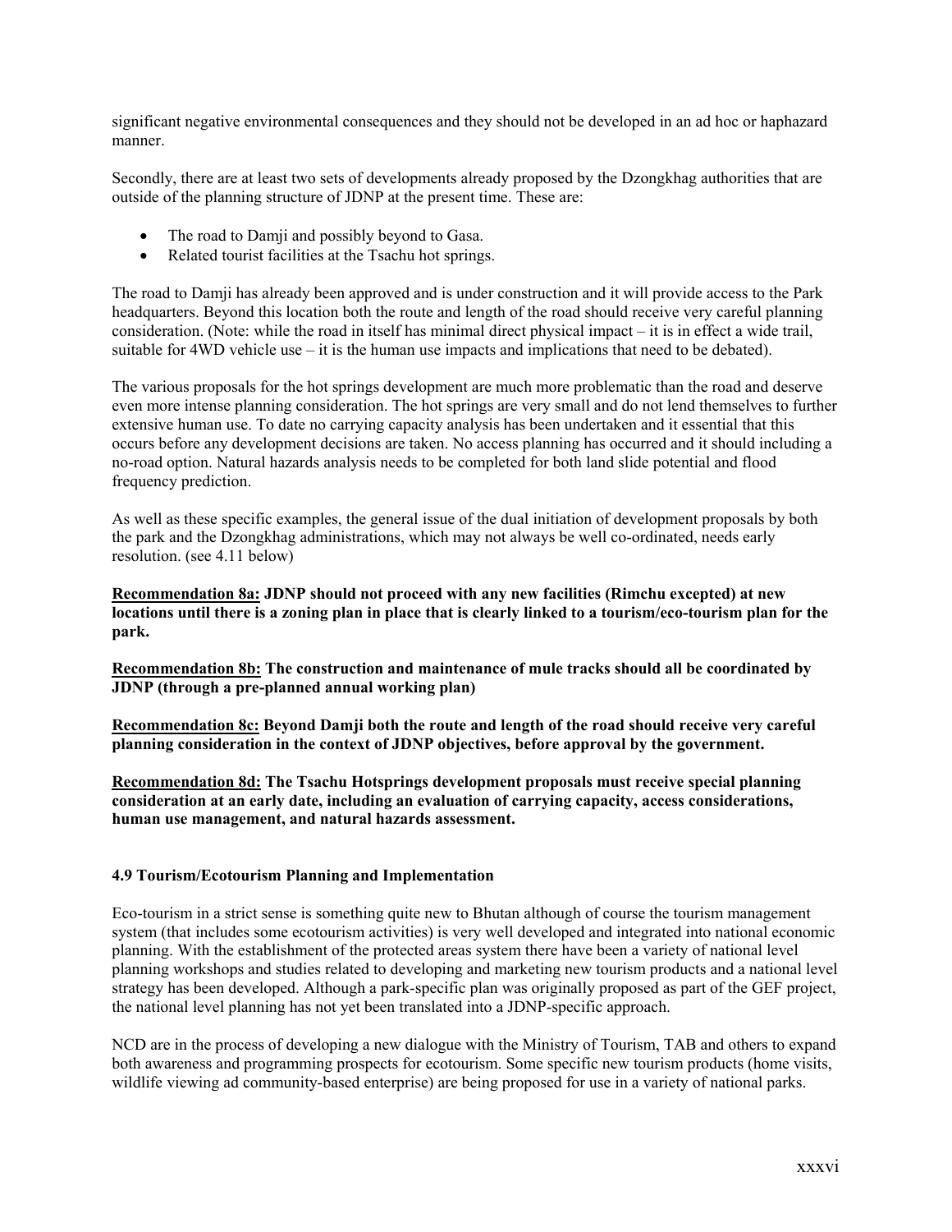significant negative environmental consequences and they should not be developed in an ad hoc or haphazard manner.

Secondly, there are at least two sets of developments already proposed by the Dzongkhag authorities that are outside of the planning structure of JDNP at the present time. These are:

- The road to Damji and possibly beyond to Gasa.
- Related tourist facilities at the Tsachu hot springs.

The road to Damji has already been approved and is under construction and it will provide access to the Park headquarters. Beyond this location both the route and length of the road should receive very careful planning consideration. (Note: while the road in itself has minimal direct physical impact – it is in effect a wide trail, suitable for 4WD vehicle use – it is the human use impacts and implications that need to be debated).

The various proposals for the hot springs development are much more problematic than the road and deserve even more intense planning consideration. The hot springs are very small and do not lend themselves to further extensive human use. To date no carrying capacity analysis has been undertaken and it essential that this occurs before any development decisions are taken. No access planning has occurred and it should including a no-road option. Natural hazards analysis needs to be completed for both land slide potential and flood frequency prediction.

As well as these specific examples, the general issue of the dual initiation of development proposals by both the park and the Dzongkhag administrations, which may not always be well co-ordinated, needs early resolution. (see 4.11 below)

**<u>Recommendation 8a:</u> JDNP should not proceed with any new facilities (Rimchu excepted) at new locations until there is a zoning plan in place that is clearly linked to a tourism/eco-tourism plan for the park.**

**<u>Recommendation 8b:</u> The construction and maintenance of mule tracks should all be coordinated by JDNP (through a pre-planned annual working plan)**

**<u>Recommendation 8c:</u> Beyond Damji both the route and length of the road should receive very careful planning consideration in the context of JDNP objectives, before approval by the government.**

**<u>Recommendation 8d:</u> The Tsachu Hotsprings development proposals must receive special planning consideration at an early date, including an evaluation of carrying capacity, access considerations, human use management, and natural hazards assessment.**

### 4.9 Tourism/Ecotourism Planning and Implementation

Eco-tourism in a strict sense is something quite new to Bhutan although of course the tourism management system (that includes some ecotourism activities) is very well developed and integrated into national economic planning. With the establishment of the protected areas system there have been a variety of national level planning workshops and studies related to developing and marketing new tourism products and a national level strategy has been developed. Although a park-specific plan was originally proposed as part of the GEF project, the national level planning has not yet been translated into a JDNP-specific approach.

NCD are in the process of developing a new dialogue with the Ministry of Tourism, TAB and others to expand both awareness and programming prospects for ecotourism. Some specific new tourism products (home visits, wildlife viewing ad community-based enterprise) are being proposed for use in a variety of national parks.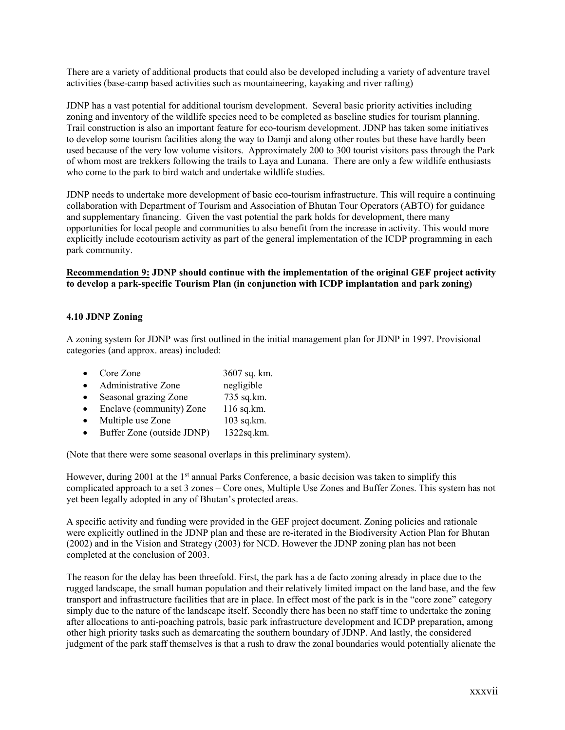There are a variety of additional products that could also be developed including a variety of adventure travel activities (base-camp based activities such as mountaineering, kayaking and river rafting)

JDNP has a vast potential for additional tourism development. Several basic priority activities including zoning and inventory of the wildlife species need to be completed as baseline studies for tourism planning. Trail construction is also an important feature for eco-tourism development. JDNP has taken some initiatives to develop some tourism facilities along the way to Damji and along other routes but these have hardly been used because of the very low volume visitors. Approximately 200 to 300 tourist visitors pass through the Park of whom most are trekkers following the trails to Laya and Lunana. There are only a few wildlife enthusiasts who come to the park to bird watch and undertake wildlife studies.

JDNP needs to undertake more development of basic eco-tourism infrastructure. This will require a continuing collaboration with Department of Tourism and Association of Bhutan Tour Operators (ABTO) for guidance and supplementary financing. Given the vast potential the park holds for development, there many opportunities for local people and communities to also benefit from the increase in activity. This would more explicitly include ecotourism activity as part of the general implementation of the ICDP programming in each park community.

**<u>Recommendation 9:</u> JDNP should continue with the implementation of the original GEF project activity to develop a park-specific Tourism Plan (in conjunction with ICDP implantation and park zoning)**

### 4.10 JDNP Zoning

A zoning system for JDNP was first outlined in the initial management plan for JDNP in 1997. Provisional categories (and approx. areas) included:

- Core Zone 3607 sq. km.
- Administrative Zone negligible
- Seasonal grazing Zone 735 sq.km.
- Enclave (community) Zone 116 sq.km.
- Multiple use Zone 103 sq.km.
- Buffer Zone (outside JDNP) 1322sq.km.

(Note that there were some seasonal overlaps in this preliminary system).

However, during 2001 at the 1st annual Parks Conference, a basic decision was taken to simplify this complicated approach to a set 3 zones – Core ones, Multiple Use Zones and Buffer Zones. This system has not yet been legally adopted in any of Bhutan's protected areas.

A specific activity and funding were provided in the GEF project document. Zoning policies and rationale were explicitly outlined in the JDNP plan and these are re-iterated in the Biodiversity Action Plan for Bhutan (2002) and in the Vision and Strategy (2003) for NCD. However the JDNP zoning plan has not been completed at the conclusion of 2003.

The reason for the delay has been threefold. First, the park has a de facto zoning already in place due to the rugged landscape, the small human population and their relatively limited impact on the land base, and the few transport and infrastructure facilities that are in place. In effect most of the park is in the "core zone" category simply due to the nature of the landscape itself. Secondly there has been no staff time to undertake the zoning after allocations to anti-poaching patrols, basic park infrastructure development and ICDP preparation, among other high priority tasks such as demarcating the southern boundary of JDNP. And lastly, the considered judgment of the park staff themselves is that a rush to draw the zonal boundaries would potentially alienate the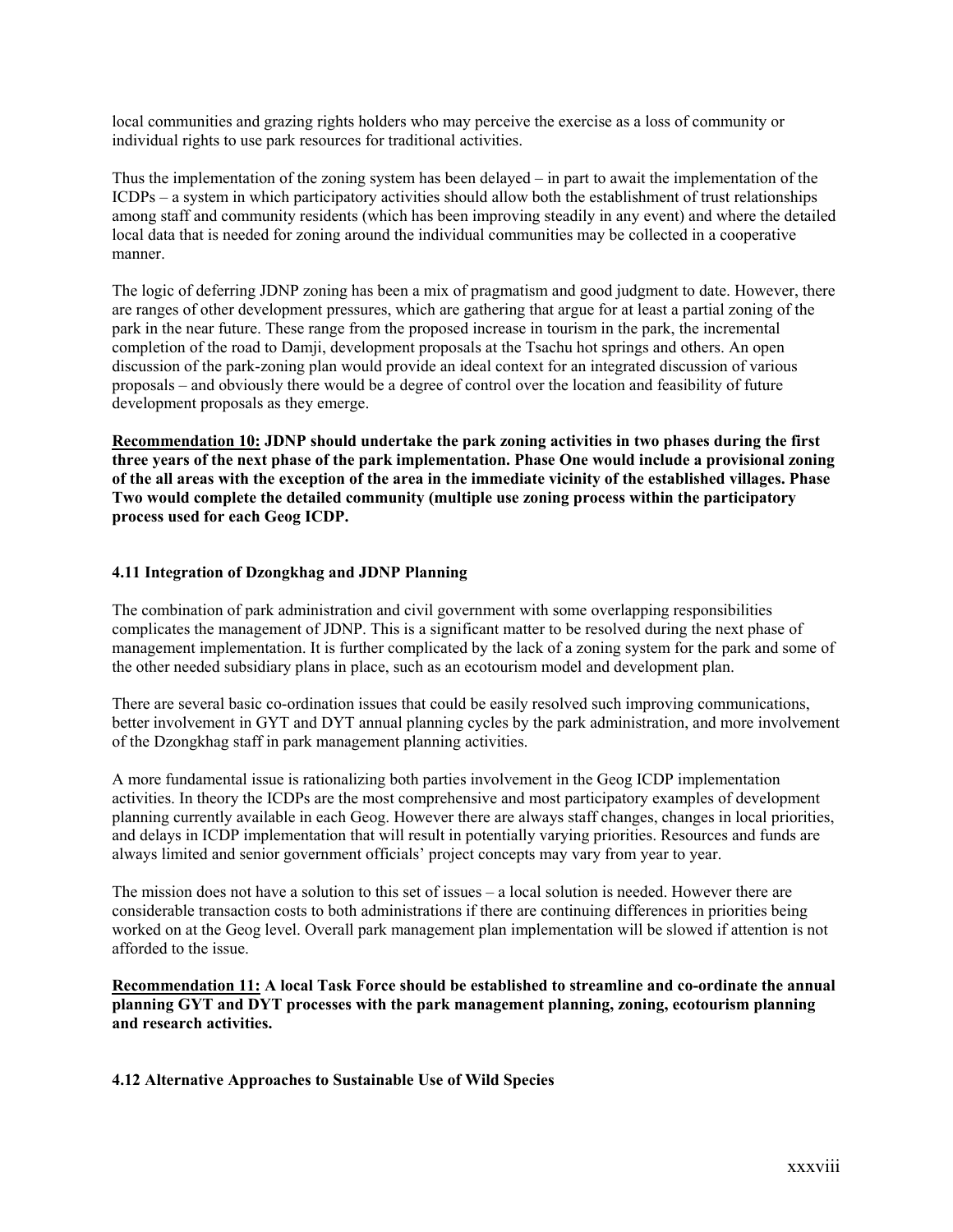local communities and grazing rights holders who may perceive the exercise as a loss of community or individual rights to use park resources for traditional activities.

Thus the implementation of the zoning system has been delayed – in part to await the implementation of the ICDPs – a system in which participatory activities should allow both the establishment of trust relationships among staff and community residents (which has been improving steadily in any event) and where the detailed local data that is needed for zoning around the individual communities may be collected in a cooperative manner.

The logic of deferring JDNP zoning has been a mix of pragmatism and good judgment to date. However, there are ranges of other development pressures, which are gathering that argue for at least a partial zoning of the park in the near future. These range from the proposed increase in tourism in the park, the incremental completion of the road to Damji, development proposals at the Tsachu hot springs and others. An open discussion of the park-zoning plan would provide an ideal context for an integrated discussion of various proposals – and obviously there would be a degree of control over the location and feasibility of future development proposals as they emerge.

**<u>Recommendation 10:</u> JDNP should undertake the park zoning activities in two phases during the first three years of the next phase of the park implementation. Phase One would include a provisional zoning of the all areas with the exception of the area in the immediate vicinity of the established villages. Phase Two would complete the detailed community (multiple use zoning process within the participatory process used for each Geog ICDP.**

### 4.11 Integration of Dzongkhag and JDNP Planning

The combination of park administration and civil government with some overlapping responsibilities complicates the management of JDNP. This is a significant matter to be resolved during the next phase of management implementation. It is further complicated by the lack of a zoning system for the park and some of the other needed subsidiary plans in place, such as an ecotourism model and development plan.

There are several basic co-ordination issues that could be easily resolved such improving communications, better involvement in GYT and DYT annual planning cycles by the park administration, and more involvement of the Dzongkhag staff in park management planning activities.

A more fundamental issue is rationalizing both parties involvement in the Geog ICDP implementation activities. In theory the ICDPs are the most comprehensive and most participatory examples of development planning currently available in each Geog. However there are always staff changes, changes in local priorities, and delays in ICDP implementation that will result in potentially varying priorities. Resources and funds are always limited and senior government officials' project concepts may vary from year to year.

The mission does not have a solution to this set of issues – a local solution is needed. However there are considerable transaction costs to both administrations if there are continuing differences in priorities being worked on at the Geog level. Overall park management plan implementation will be slowed if attention is not afforded to the issue.

**<u>Recommendation 11:</u> A local Task Force should be established to streamline and co-ordinate the annual planning GYT and DYT processes with the park management planning, zoning, ecotourism planning and research activities.**

### 4.12 Alternative Approaches to Sustainable Use of Wild Species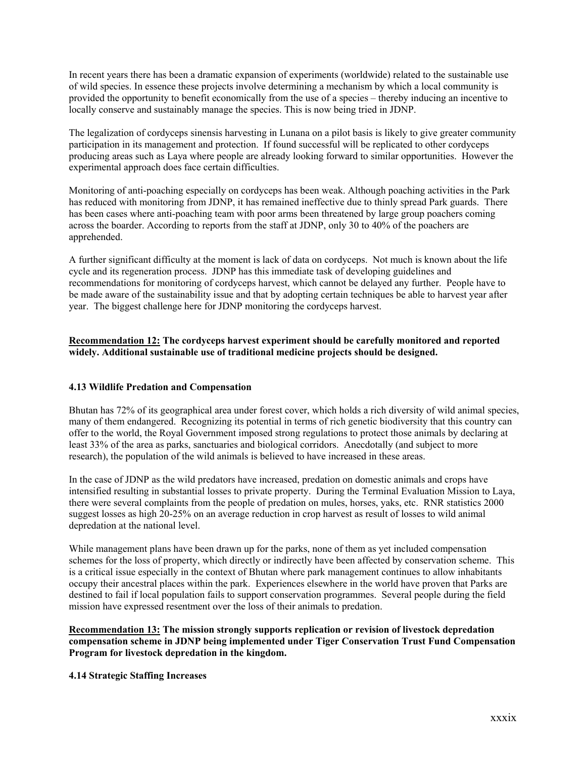In recent years there has been a dramatic expansion of experiments (worldwide) related to the sustainable use of wild species. In essence these projects involve determining a mechanism by which a local community is provided the opportunity to benefit economically from the use of a species – thereby inducing an incentive to locally conserve and sustainably manage the species. This is now being tried in JDNP.

The legalization of cordyceps sinensis harvesting in Lunana on a pilot basis is likely to give greater community participation in its management and protection. If found successful will be replicated to other cordyceps producing areas such as Laya where people are already looking forward to similar opportunities. However the experimental approach does face certain difficulties.

Monitoring of anti-poaching especially on cordyceps has been weak. Although poaching activities in the Park has reduced with monitoring from JDNP, it has remained ineffective due to thinly spread Park guards. There has been cases where anti-poaching team with poor arms been threatened by large group poachers coming across the boarder. According to reports from the staff at JDNP, only 30 to 40% of the poachers are apprehended.

A further significant difficulty at the moment is lack of data on cordyceps. Not much is known about the life cycle and its regeneration process. JDNP has this immediate task of developing guidelines and recommendations for monitoring of cordyceps harvest, which cannot be delayed any further. People have to be made aware of the sustainability issue and that by adopting certain techniques be able to harvest year after year. The biggest challenge here for JDNP monitoring the cordyceps harvest.

**Recommendation 12: The cordyceps harvest experiment should be carefully monitored and reported widely. Additional sustainable use of traditional medicine projects should be designed.**

### 4.13 Wildlife Predation and Compensation

Bhutan has 72% of its geographical area under forest cover, which holds a rich diversity of wild animal species, many of them endangered. Recognizing its potential in terms of rich genetic biodiversity that this country can offer to the world, the Royal Government imposed strong regulations to protect those animals by declaring at least 33% of the area as parks, sanctuaries and biological corridors. Anecdotally (and subject to more research), the population of the wild animals is believed to have increased in these areas.

In the case of JDNP as the wild predators have increased, predation on domestic animals and crops have intensified resulting in substantial losses to private property. During the Terminal Evaluation Mission to Laya, there were several complaints from the people of predation on mules, horses, yaks, etc. RNR statistics 2000 suggest losses as high 20-25% on an average reduction in crop harvest as result of losses to wild animal depredation at the national level.

While management plans have been drawn up for the parks, none of them as yet included compensation schemes for the loss of property, which directly or indirectly have been affected by conservation scheme. This is a critical issue especially in the context of Bhutan where park management continues to allow inhabitants occupy their ancestral places within the park. Experiences elsewhere in the world have proven that Parks are destined to fail if local population fails to support conservation programmes. Several people during the field mission have expressed resentment over the loss of their animals to predation.

**Recommendation 13: The mission strongly supports replication or revision of livestock depredation compensation scheme in JDNP being implemented under Tiger Conservation Trust Fund Compensation Program for livestock depredation in the kingdom.**

### 4.14 Strategic Staffing Increases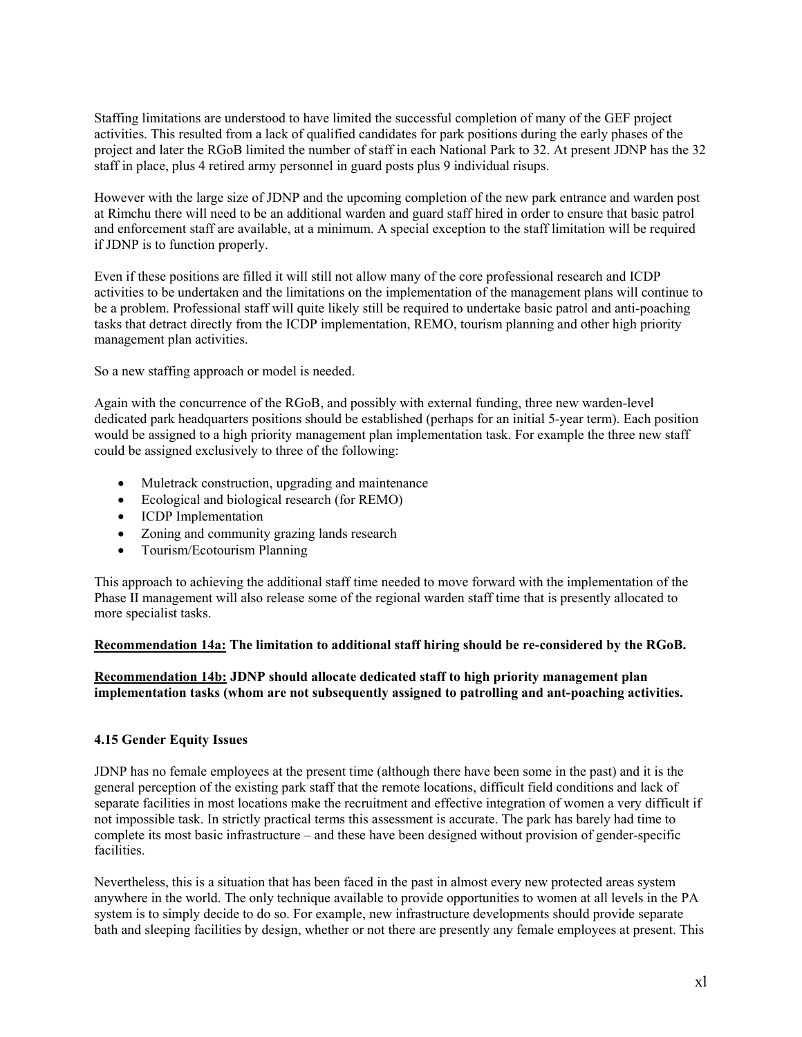Staffing limitations are understood to have limited the successful completion of many of the GEF project activities. This resulted from a lack of qualified candidates for park positions during the early phases of the project and later the RGoB limited the number of staff in each National Park to 32. At present JDNP has the 32 staff in place, plus 4 retired army personnel in guard posts plus 9 individual risups.

However with the large size of JDNP and the upcoming completion of the new park entrance and warden post at Rimchu there will need to be an additional warden and guard staff hired in order to ensure that basic patrol and enforcement staff are available, at a minimum. A special exception to the staff limitation will be required if JDNP is to function properly.

Even if these positions are filled it will still not allow many of the core professional research and ICDP activities to be undertaken and the limitations on the implementation of the management plans will continue to be a problem. Professional staff will quite likely still be required to undertake basic patrol and anti-poaching tasks that detract directly from the ICDP implementation, REMO, tourism planning and other high priority management plan activities.

So a new staffing approach or model is needed.

Again with the concurrence of the RGoB, and possibly with external funding, three new warden-level dedicated park headquarters positions should be established (perhaps for an initial 5-year term). Each position would be assigned to a high priority management plan implementation task. For example the three new staff could be assigned exclusively to three of the following:

- Muletrack construction, upgrading and maintenance
- Ecological and biological research (for REMO)
- ICDP Implementation
- Zoning and community grazing lands research
- Tourism/Ecotourism Planning

This approach to achieving the additional staff time needed to move forward with the implementation of the Phase II management will also release some of the regional warden staff time that is presently allocated to more specialist tasks.

**<u>Recommendation 14a:</u> The limitation to additional staff hiring should be re-considered by the RGoB.**

**<u>Recommendation 14b:</u> JDNP should allocate dedicated staff to high priority management plan implementation tasks (whom are not subsequently assigned to patrolling and ant-poaching activities.**

### 4.15 Gender Equity Issues

JDNP has no female employees at the present time (although there have been some in the past) and it is the general perception of the existing park staff that the remote locations, difficult field conditions and lack of separate facilities in most locations make the recruitment and effective integration of women a very difficult if not impossible task. In strictly practical terms this assessment is accurate. The park has barely had time to complete its most basic infrastructure – and these have been designed without provision of gender-specific facilities.

Nevertheless, this is a situation that has been faced in the past in almost every new protected areas system anywhere in the world. The only technique available to provide opportunities to women at all levels in the PA system is to simply decide to do so. For example, new infrastructure developments should provide separate bath and sleeping facilities by design, whether or not there are presently any female employees at present. This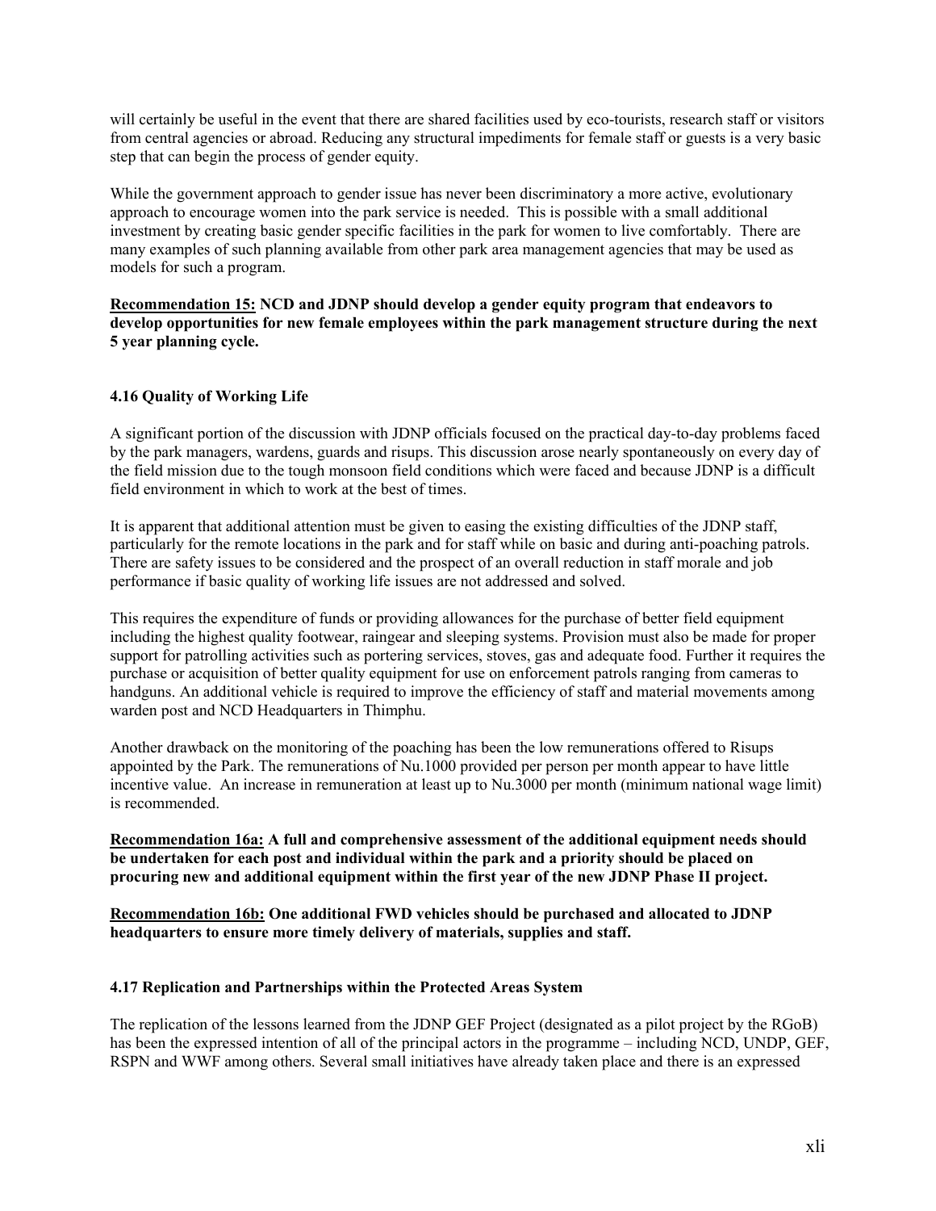will certainly be useful in the event that there are shared facilities used by eco-tourists, research staff or visitors from central agencies or abroad. Reducing any structural impediments for female staff or guests is a very basic step that can begin the process of gender equity.

While the government approach to gender issue has never been discriminatory a more active, evolutionary approach to encourage women into the park service is needed. This is possible with a small additional investment by creating basic gender specific facilities in the park for women to live comfortably. There are many examples of such planning available from other park area management agencies that may be used as models for such a program.

**<u>Recommendation 15:</u> NCD and JDNP should develop a gender equity program that endeavors to develop opportunities for new female employees within the park management structure during the next 5 year planning cycle.**

### 4.16 Quality of Working Life

A significant portion of the discussion with JDNP officials focused on the practical day-to-day problems faced by the park managers, wardens, guards and risups. This discussion arose nearly spontaneously on every day of the field mission due to the tough monsoon field conditions which were faced and because JDNP is a difficult field environment in which to work at the best of times.

It is apparent that additional attention must be given to easing the existing difficulties of the JDNP staff, particularly for the remote locations in the park and for staff while on basic and during anti-poaching patrols. There are safety issues to be considered and the prospect of an overall reduction in staff morale and job performance if basic quality of working life issues are not addressed and solved.

This requires the expenditure of funds or providing allowances for the purchase of better field equipment including the highest quality footwear, raingear and sleeping systems. Provision must also be made for proper support for patrolling activities such as portering services, stoves, gas and adequate food. Further it requires the purchase or acquisition of better quality equipment for use on enforcement patrols ranging from cameras to handguns. An additional vehicle is required to improve the efficiency of staff and material movements among warden post and NCD Headquarters in Thimphu.

Another drawback on the monitoring of the poaching has been the low remunerations offered to Risups appointed by the Park. The remunerations of Nu.1000 provided per person per month appear to have little incentive value. An increase in remuneration at least up to Nu.3000 per month (minimum national wage limit) is recommended.

**<u>Recommendation 16a:</u> A full and comprehensive assessment of the additional equipment needs should be undertaken for each post and individual within the park and a priority should be placed on procuring new and additional equipment within the first year of the new JDNP Phase II project.**

**<u>Recommendation 16b:</u> One additional FWD vehicles should be purchased and allocated to JDNP headquarters to ensure more timely delivery of materials, supplies and staff.**

### 4.17 Replication and Partnerships within the Protected Areas System

The replication of the lessons learned from the JDNP GEF Project (designated as a pilot project by the RGoB) has been the expressed intention of all of the principal actors in the programme – including NCD, UNDP, GEF, RSPN and WWF among others. Several small initiatives have already taken place and there is an expressed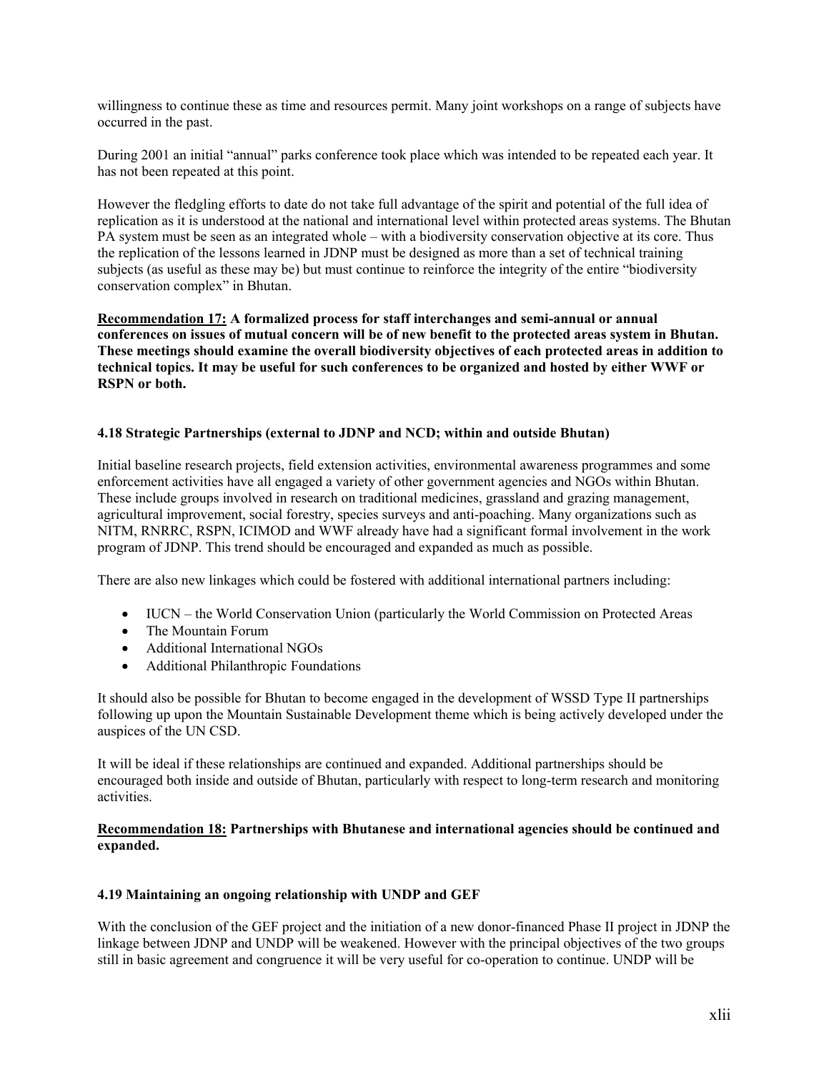willingness to continue these as time and resources permit. Many joint workshops on a range of subjects have occurred in the past.

During 2001 an initial "annual" parks conference took place which was intended to be repeated each year. It has not been repeated at this point.

However the fledgling efforts to date do not take full advantage of the spirit and potential of the full idea of replication as it is understood at the national and international level within protected areas systems. The Bhutan PA system must be seen as an integrated whole – with a biodiversity conservation objective at its core. Thus the replication of the lessons learned in JDNP must be designed as more than a set of technical training subjects (as useful as these may be) but must continue to reinforce the integrity of the entire "biodiversity conservation complex" in Bhutan.

**<u>Recommendation 17:</u> A formalized process for staff interchanges and semi-annual or annual conferences on issues of mutual concern will be of new benefit to the protected areas system in Bhutan. These meetings should examine the overall biodiversity objectives of each protected areas in addition to technical topics. It may be useful for such conferences to be organized and hosted by either WWF or RSPN or both.**

### 4.18 Strategic Partnerships (external to JDNP and NCD; within and outside Bhutan)

Initial baseline research projects, field extension activities, environmental awareness programmes and some enforcement activities have all engaged a variety of other government agencies and NGOs within Bhutan. These include groups involved in research on traditional medicines, grassland and grazing management, agricultural improvement, social forestry, species surveys and anti-poaching. Many organizations such as NITM, RNRRC, RSPN, ICIMOD and WWF already have had a significant formal involvement in the work program of JDNP. This trend should be encouraged and expanded as much as possible.

There are also new linkages which could be fostered with additional international partners including:

- IUCN – the World Conservation Union (particularly the World Commission on Protected Areas
- The Mountain Forum
- Additional International NGOs
- Additional Philanthropic Foundations

It should also be possible for Bhutan to become engaged in the development of WSSD Type II partnerships following up upon the Mountain Sustainable Development theme which is being actively developed under the auspices of the UN CSD.

It will be ideal if these relationships are continued and expanded. Additional partnerships should be encouraged both inside and outside of Bhutan, particularly with respect to long-term research and monitoring activities.

**<u>Recommendation 18:</u> Partnerships with Bhutanese and international agencies should be continued and expanded.**

### 4.19 Maintaining an ongoing relationship with UNDP and GEF

With the conclusion of the GEF project and the initiation of a new donor-financed Phase II project in JDNP the linkage between JDNP and UNDP will be weakened. However with the principal objectives of the two groups still in basic agreement and congruence it will be very useful for co-operation to continue. UNDP will be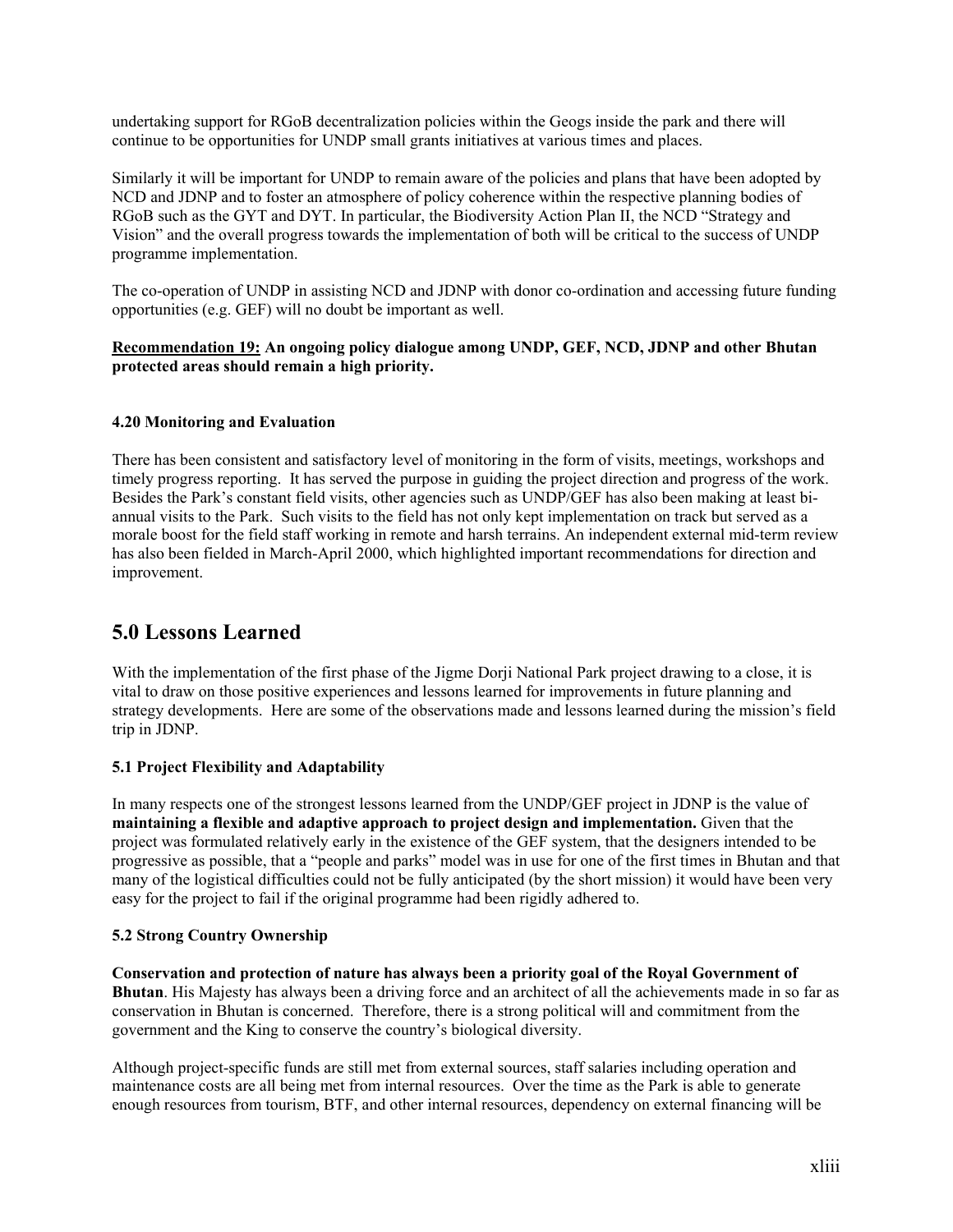undertaking support for RGoB decentralization policies within the Geogs inside the park and there will continue to be opportunities for UNDP small grants initiatives at various times and places.

Similarly it will be important for UNDP to remain aware of the policies and plans that have been adopted by NCD and JDNP and to foster an atmosphere of policy coherence within the respective planning bodies of RGoB such as the GYT and DYT. In particular, the Biodiversity Action Plan II, the NCD "Strategy and Vision" and the overall progress towards the implementation of both will be critical to the success of UNDP programme implementation.

The co-operation of UNDP in assisting NCD and JDNP with donor co-ordination and accessing future funding opportunities (e.g. GEF) will no doubt be important as well.

**Recommendation 19: An ongoing policy dialogue among UNDP, GEF, NCD, JDNP and other Bhutan protected areas should remain a high priority.**

### 4.20 Monitoring and Evaluation

There has been consistent and satisfactory level of monitoring in the form of visits, meetings, workshops and timely progress reporting. It has served the purpose in guiding the project direction and progress of the work. Besides the Park's constant field visits, other agencies such as UNDP/GEF has also been making at least bi-annual visits to the Park. Such visits to the field has not only kept implementation on track but served as a morale boost for the field staff working in remote and harsh terrains. An independent external mid-term review has also been fielded in March-April 2000, which highlighted important recommendations for direction and improvement.

## 5.0 Lessons Learned

With the implementation of the first phase of the Jigme Dorji National Park project drawing to a close, it is vital to draw on those positive experiences and lessons learned for improvements in future planning and strategy developments. Here are some of the observations made and lessons learned during the mission's field trip in JDNP.

### 5.1 Project Flexibility and Adaptability

In many respects one of the strongest lessons learned from the UNDP/GEF project in JDNP is the value of **maintaining a flexible and adaptive approach to project design and implementation.** Given that the project was formulated relatively early in the existence of the GEF system, that the designers intended to be progressive as possible, that a "people and parks" model was in use for one of the first times in Bhutan and that many of the logistical difficulties could not be fully anticipated (by the short mission) it would have been very easy for the project to fail if the original programme had been rigidly adhered to.

### 5.2 Strong Country Ownership

**Conservation and protection of nature has always been a priority goal of the Royal Government of Bhutan**. His Majesty has always been a driving force and an architect of all the achievements made in so far as conservation in Bhutan is concerned. Therefore, there is a strong political will and commitment from the government and the King to conserve the country's biological diversity.

Although project-specific funds are still met from external sources, staff salaries including operation and maintenance costs are all being met from internal resources. Over the time as the Park is able to generate enough resources from tourism, BTF, and other internal resources, dependency on external financing will be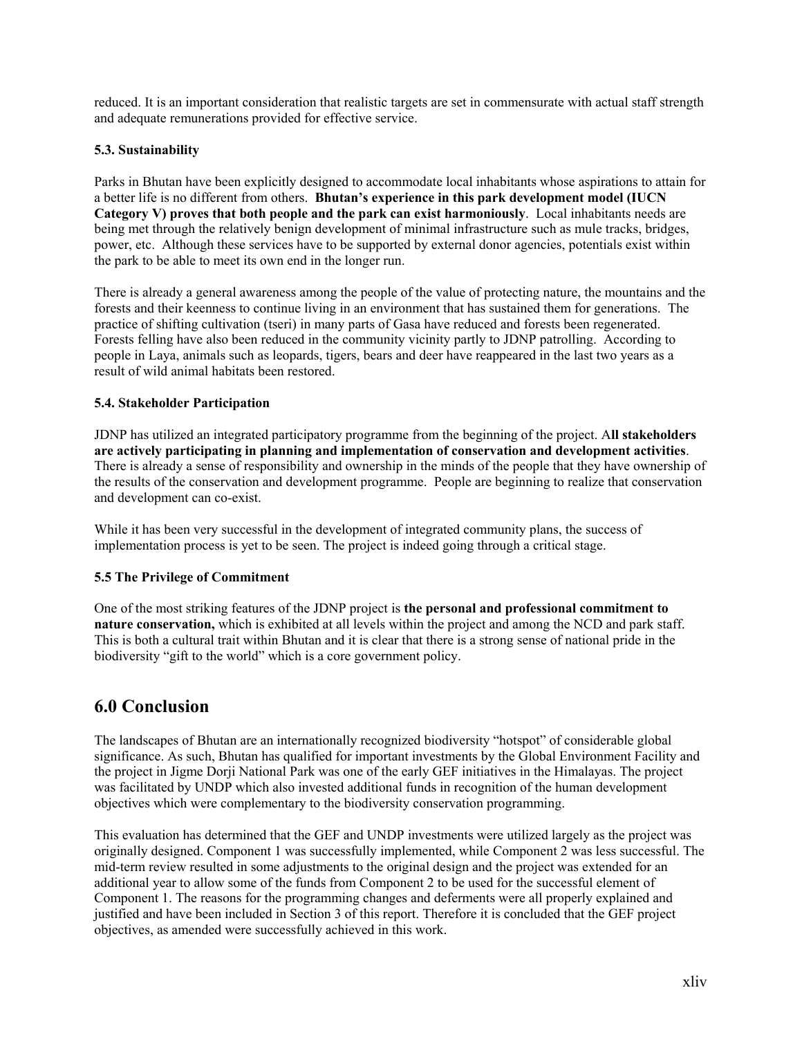reduced. It is an important consideration that realistic targets are set in commensurate with actual staff strength and adequate remunerations provided for effective service.

### 5.3. Sustainability

Parks in Bhutan have been explicitly designed to accommodate local inhabitants whose aspirations to attain for a better life is no different from others. **Bhutan's experience in this park development model (IUCN Category V) proves that both people and the park can exist harmoniously**. Local inhabitants needs are being met through the relatively benign development of minimal infrastructure such as mule tracks, bridges, power, etc. Although these services have to be supported by external donor agencies, potentials exist within the park to be able to meet its own end in the longer run.

There is already a general awareness among the people of the value of protecting nature, the mountains and the forests and their keenness to continue living in an environment that has sustained them for generations. The practice of shifting cultivation (tseri) in many parts of Gasa have reduced and forests been regenerated. Forests felling have also been reduced in the community vicinity partly to JDNP patrolling. According to people in Laya, animals such as leopards, tigers, bears and deer have reappeared in the last two years as a result of wild animal habitats been restored.

### 5.4. Stakeholder Participation

JDNP has utilized an integrated participatory programme from the beginning of the project. A**ll stakeholders are actively participating in planning and implementation of conservation and development activities**. There is already a sense of responsibility and ownership in the minds of the people that they have ownership of the results of the conservation and development programme. People are beginning to realize that conservation and development can co-exist.

While it has been very successful in the development of integrated community plans, the success of implementation process is yet to be seen. The project is indeed going through a critical stage.

### 5.5 The Privilege of Commitment

One of the most striking features of the JDNP project is **the personal and professional commitment to nature conservation,** which is exhibited at all levels within the project and among the NCD and park staff. This is both a cultural trait within Bhutan and it is clear that there is a strong sense of national pride in the biodiversity "gift to the world" which is a core government policy.

## 6.0 Conclusion

The landscapes of Bhutan are an internationally recognized biodiversity "hotspot" of considerable global significance. As such, Bhutan has qualified for important investments by the Global Environment Facility and the project in Jigme Dorji National Park was one of the early GEF initiatives in the Himalayas. The project was facilitated by UNDP which also invested additional funds in recognition of the human development objectives which were complementary to the biodiversity conservation programming.

This evaluation has determined that the GEF and UNDP investments were utilized largely as the project was originally designed. Component 1 was successfully implemented, while Component 2 was less successful. The mid-term review resulted in some adjustments to the original design and the project was extended for an additional year to allow some of the funds from Component 2 to be used for the successful element of Component 1. The reasons for the programming changes and deferments were all properly explained and justified and have been included in Section 3 of this report. Therefore it is concluded that the GEF project objectives, as amended were successfully achieved in this work.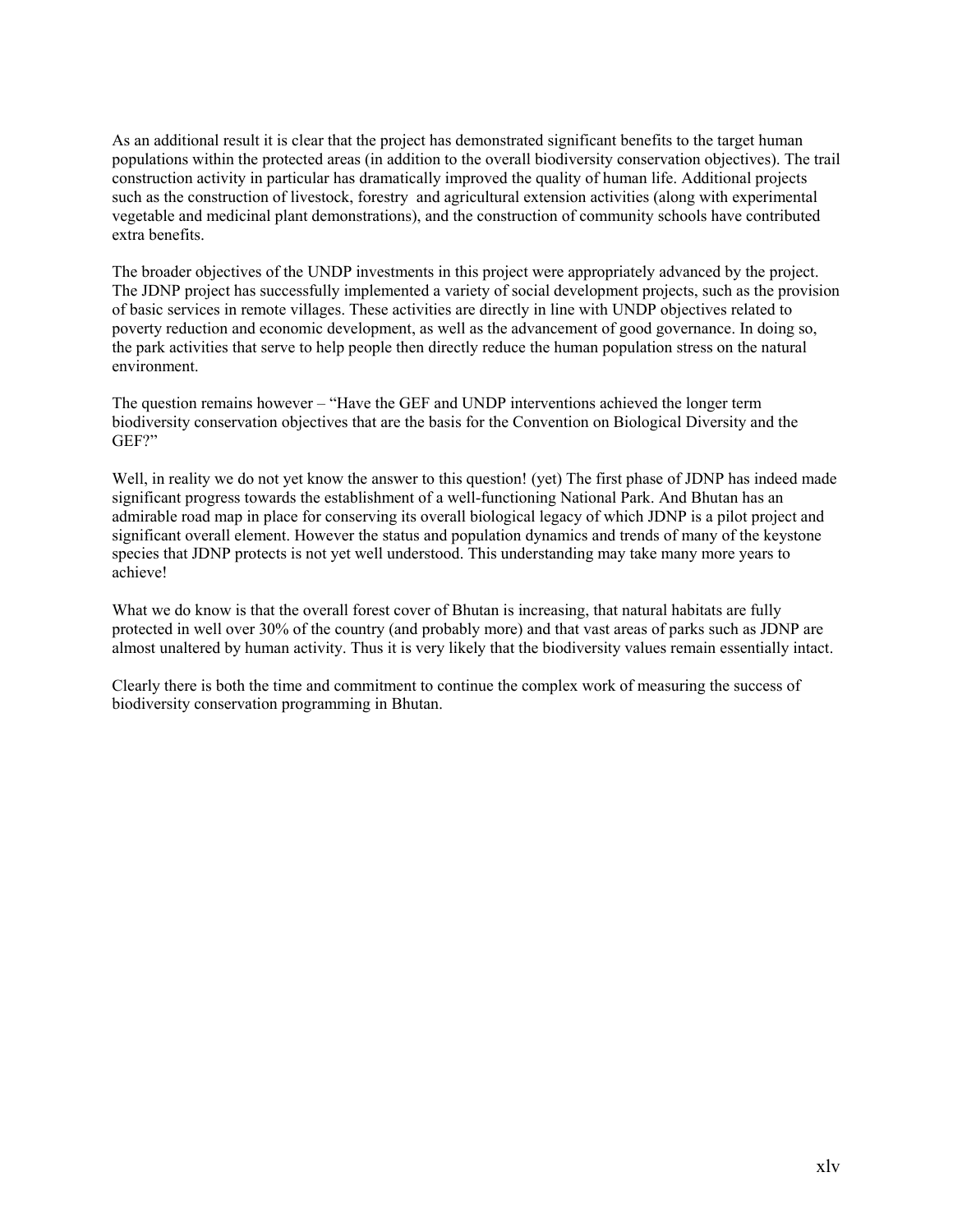As an additional result it is clear that the project has demonstrated significant benefits to the target human populations within the protected areas (in addition to the overall biodiversity conservation objectives). The trail construction activity in particular has dramatically improved the quality of human life. Additional projects such as the construction of livestock, forestry and agricultural extension activities (along with experimental vegetable and medicinal plant demonstrations), and the construction of community schools have contributed extra benefits.

The broader objectives of the UNDP investments in this project were appropriately advanced by the project. The JDNP project has successfully implemented a variety of social development projects, such as the provision of basic services in remote villages. These activities are directly in line with UNDP objectives related to poverty reduction and economic development, as well as the advancement of good governance. In doing so, the park activities that serve to help people then directly reduce the human population stress on the natural environment.

The question remains however – "Have the GEF and UNDP interventions achieved the longer term biodiversity conservation objectives that are the basis for the Convention on Biological Diversity and the GEF?"

Well, in reality we do not yet know the answer to this question! (yet) The first phase of JDNP has indeed made significant progress towards the establishment of a well-functioning National Park. And Bhutan has an admirable road map in place for conserving its overall biological legacy of which JDNP is a pilot project and significant overall element. However the status and population dynamics and trends of many of the keystone species that JDNP protects is not yet well understood. This understanding may take many more years to achieve!

What we do know is that the overall forest cover of Bhutan is increasing, that natural habitats are fully protected in well over 30% of the country (and probably more) and that vast areas of parks such as JDNP are almost unaltered by human activity. Thus it is very likely that the biodiversity values remain essentially intact.

Clearly there is both the time and commitment to continue the complex work of measuring the success of biodiversity conservation programming in Bhutan.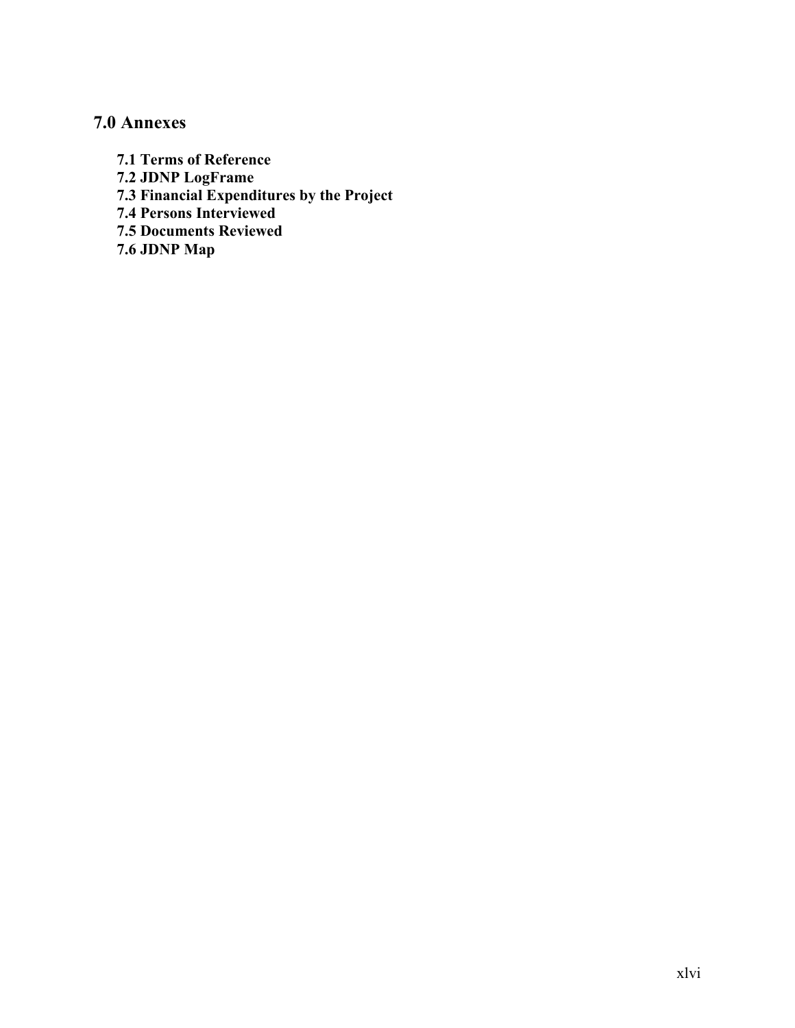## 7.0 Annexes

**7.1 Terms of Reference**
**7.2 JDNP LogFrame**
**7.3 Financial Expenditures by the Project**
**7.4 Persons Interviewed**
**7.5 Documents Reviewed**
**7.6 JDNP Map**